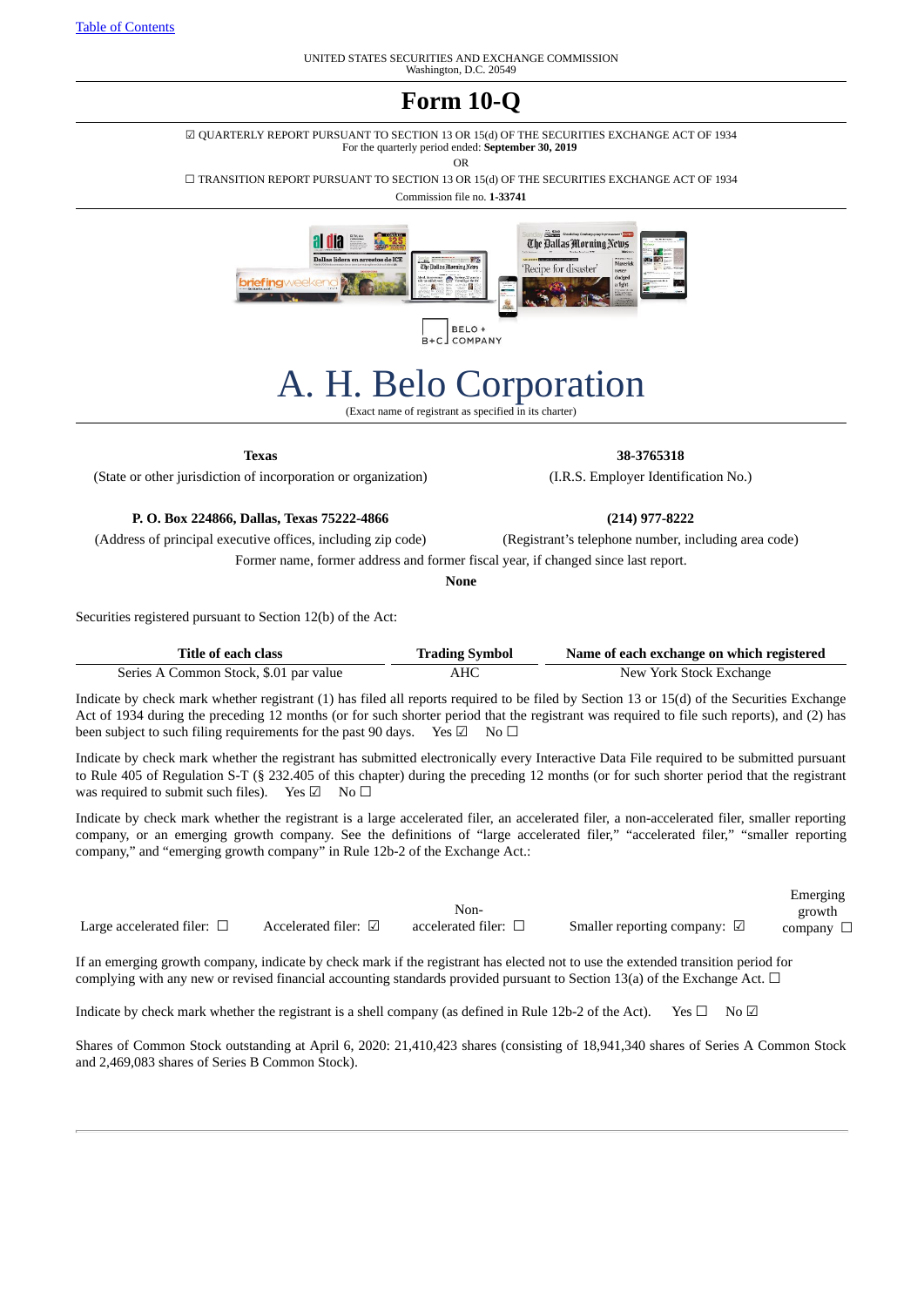[Table of Contents]

UNITED STATES SECURITIES AND EXCHANGE COMMISSION
Washington, D.C. 20549

# Form 10-Q

☑ QUARTERLY REPORT PURSUANT TO SECTION 13 OR 15(d) OF THE SECURITIES EXCHANGE ACT OF 1934
For the quarterly period ended: **September 30, 2019**

OR

☐ TRANSITION REPORT PURSUANT TO SECTION 13 OR 15(d) OF THE SECURITIES EXCHANGE ACT OF 1934

Commission file no. **1-33741**

# A. H. Belo Corporation

(Exact name of registrant as specified in its charter)

| **Texas** | **38-3765318** |
|---|---|
| (State or other jurisdiction of incorporation or organization) | (I.R.S. Employer Identification No.) |
| **P. O. Box 224866, Dallas, Texas 75222-4866** | **(214) 977-8222** |
| (Address of principal executive offices, including zip code) | (Registrant's telephone number, including area code) |

Former name, former address and former fiscal year, if changed since last report.

**None**

Securities registered pursuant to Section 12(b) of the Act:

| Title of each class | Trading Symbol | Name of each exchange on which registered |
|---|---|---|
| Series A Common Stock, $.01 par value | AHC | New York Stock Exchange |

Indicate by check mark whether registrant (1) has filed all reports required to be filed by Section 13 or 15(d) of the Securities Exchange Act of 1934 during the preceding 12 months (or for such shorter period that the registrant was required to file such reports), and (2) has been subject to filing requirements for the past 90 days. Yes ☑ No ☐

Indicate by check mark whether the registrant has submitted electronically every Interactive Data File required to be submitted pursuant to Rule 405 of Regulation S-T (§ 232.405 of this chapter) during the preceding 12 months (or for such shorter period that the registrant was required to submit such files). Yes ☑ No ☐

Indicate by check mark whether the registrant is a large accelerated filer, an accelerated filer, a non-accelerated filer, smaller reporting company, or an emerging growth company. See the definitions of "large accelerated filer," "accelerated filer," "smaller reporting company," and "emerging growth company" in Rule 12b-2 of the Exchange Act.:

| Large accelerated filer: ☐ | Accelerated filer: ☑ | Non-accelerated filer: ☐ | Smaller reporting company: ☑ | Emerging growth company ☐ |
|---|---|---|---|---|

If an emerging growth company, indicate by check mark if the registrant has elected not to use the extended transition period for complying with any new or revised financial accounting standards provided pursuant to Section 13(a) of the Exchange Act. ☐

Indicate by check mark whether the registrant is a shell company (as defined in Rule 12b-2 of the Act). Yes ☐ No ☑

Shares of Common Stock outstanding at April 6, 2020: 21,410,423 shares (consisting of 18,941,340 shares of Series A Common Stock and 2,469,083 shares of Series B Common Stock).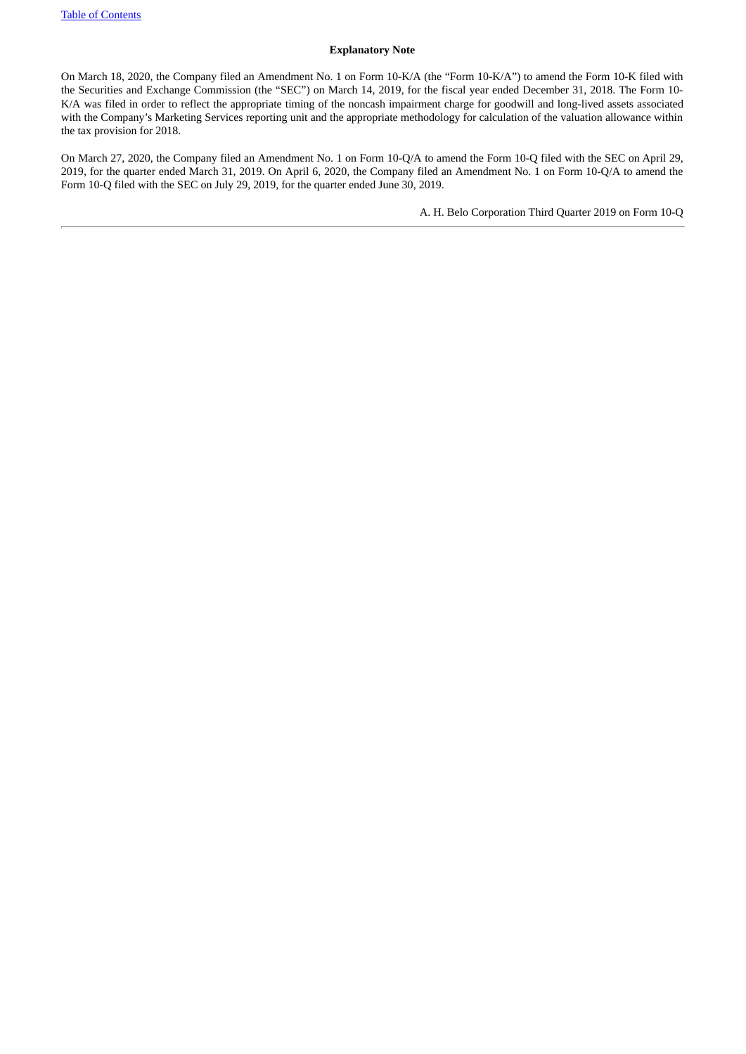## Explanatory Note

On March 18, 2020, the Company filed an Amendment No. 1 on Form 10-K/A (the "Form 10-K/A") to amend the Form 10-K filed with the Securities and Exchange Commission (the "SEC") on March 14, 2019, for the fiscal year ended December 31, 2018. The Form 10-K/A was filed in order to reflect the appropriate timing of the noncash impairment charge for goodwill and long-lived assets associated with the Company's Marketing Services reporting unit and the appropriate methodology for calculation of the valuation allowance within the tax provision for 2018.

On March 27, 2020, the Company filed an Amendment No. 1 on Form 10-Q/A to amend the Form 10-Q filed with the SEC on April 29, 2019, for the quarter ended March 31, 2019. On April 6, 2020, the Company filed an Amendment No. 1 on Form 10-Q/A to amend the Form 10-Q filed with the SEC on July 29, 2019, for the quarter ended June 30, 2019.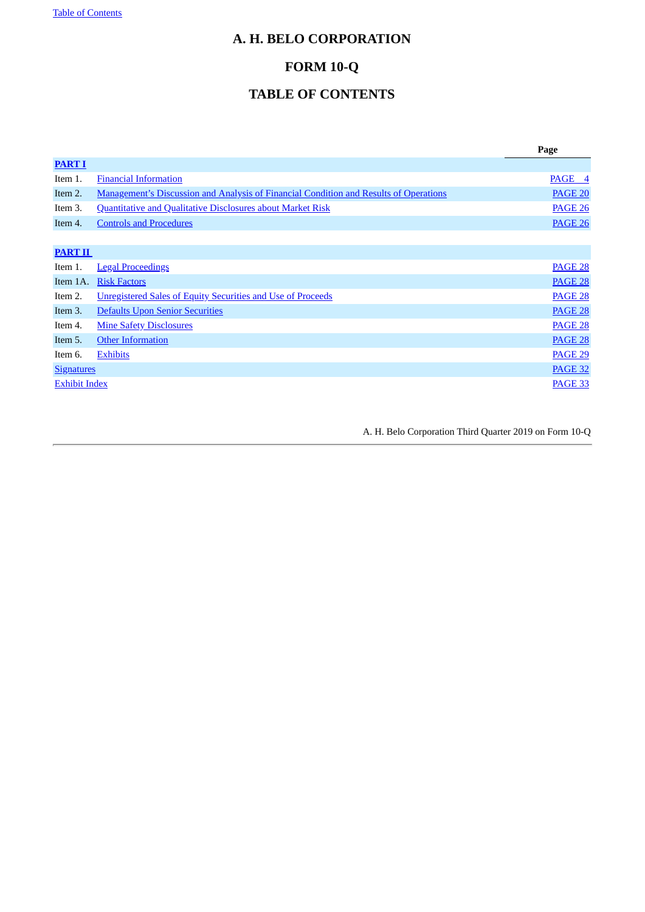# A. H. BELO CORPORATION

# FORM 10-Q

# TABLE OF CONTENTS

| | | Page |
|---|---|---|
| **PART I** | | |
| Item 1. | Financial Information | PAGE 4 |
| Item 2. | Management's Discussion and Analysis of Financial Condition and Results of Operations | PAGE 20 |
| Item 3. | Quantitative and Qualitative Disclosures about Market Risk | PAGE 26 |
| Item 4. | Controls and Procedures | PAGE 26 |
| | | |
| **PART II** | | |
| Item 1. | Legal Proceedings | PAGE 28 |
| Item 1A. | Risk Factors | PAGE 28 |
| Item 2. | Unregistered Sales of Equity Securities and Use of Proceeds | PAGE 28 |
| Item 3. | Defaults Upon Senior Securities | PAGE 28 |
| Item 4. | Mine Safety Disclosures | PAGE 28 |
| Item 5. | Other Information | PAGE 28 |
| Item 6. | Exhibits | PAGE 29 |
| Signatures | | PAGE 32 |
| Exhibit Index | | PAGE 33 |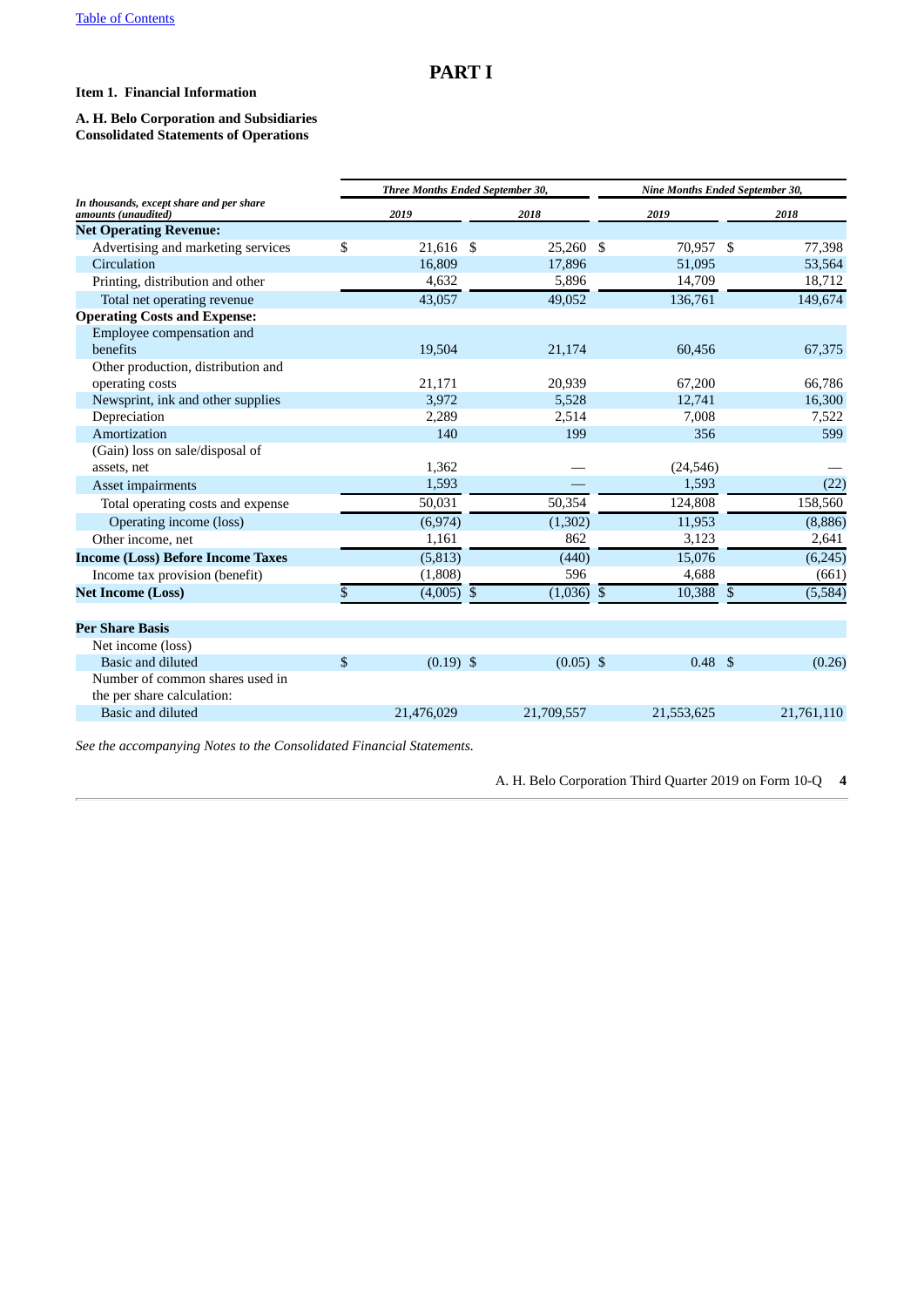# PART I

**Item 1. Financial Information**

**A. H. Belo Corporation and Subsidiaries**
**Consolidated Statements of Operations**

| *In thousands, except share and per share amounts (unaudited)* | *Three Months Ended September 30,* 2019 | 2018 | *Nine Months Ended September 30,* 2019 | 2018 |
|---|---|---|---|---|
| **Net Operating Revenue:** | | | | |
| Advertising and marketing services | $ 21,616 | $ 25,260 | $ 70,957 | $ 77,398 |
| Circulation | 16,809 | 17,896 | 51,095 | 53,564 |
| Printing, distribution and other | 4,632 | 5,896 | 14,709 | 18,712 |
| Total net operating revenue | 43,057 | 49,052 | 136,761 | 149,674 |
| **Operating Costs and Expense:** | | | | |
| Employee compensation and benefits | 19,504 | 21,174 | 60,456 | 67,375 |
| Other production, distribution and operating costs | 21,171 | 20,939 | 67,200 | 66,786 |
| Newsprint, ink and other supplies | 3,972 | 5,528 | 12,741 | 16,300 |
| Depreciation | 2,289 | 2,514 | 7,008 | 7,522 |
| Amortization | 140 | 199 | 356 | 599 |
| (Gain) loss on sale/disposal of assets, net | 1,362 | — | (24,546) | — |
| Asset impairments | 1,593 | — | 1,593 | (22) |
| Total operating costs and expense | 50,031 | 50,354 | 124,808 | 158,560 |
| Operating income (loss) | (6,974) | (1,302) | 11,953 | (8,886) |
| Other income, net | 1,161 | 862 | 3,123 | 2,641 |
| **Income (Loss) Before Income Taxes** | (5,813) | (440) | 15,076 | (6,245) |
| Income tax provision (benefit) | (1,808) | 596 | 4,688 | (661) |
| **Net Income (Loss)** | $ (4,005) | $ (1,036) | $ 10,388 | $ (5,584) |
| | | | | |
| **Per Share Basis** | | | | |
| Net income (loss) | | | | |
| Basic and diluted | $ (0.19) | $ (0.05) | $ 0.48 | $ (0.26) |
| Number of common shares used in the per share calculation: | | | | |
| Basic and diluted | 21,476,029 | 21,709,557 | 21,553,625 | 21,761,110 |

*See the accompanying Notes to the Consolidated Financial Statements.*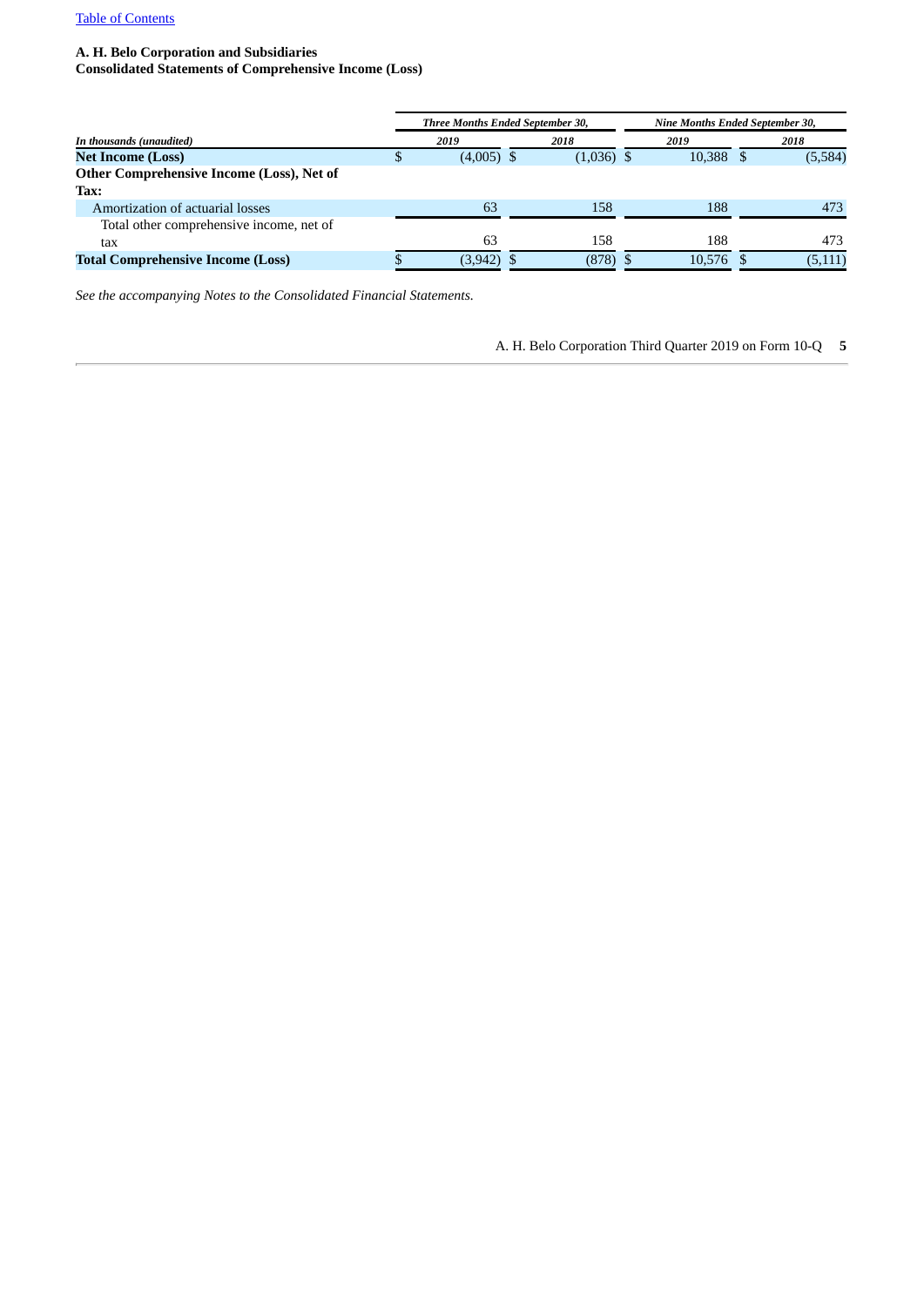[Table of Contents](#)

**A. H. Belo Corporation and Subsidiaries**
**Consolidated Statements of Comprehensive Income (Loss)**

| *In thousands (unaudited)* | *Three Months Ended September 30,* | | *Nine Months Ended September 30,* | |
|---|---|---|---|---|
| | *2019* | *2018* | *2019* | *2018* |
| **Net Income (Loss)** | $ (4,005) | $ (1,036) | $ 10,388 | $ (5,584) |
| **Other Comprehensive Income (Loss), Net of Tax:** | | | | |
| Amortization of actuarial losses | 63 | 158 | 188 | 473 |
| Total other comprehensive income, net of tax | 63 | 158 | 188 | 473 |
| **Total Comprehensive Income (Loss)** | $ (3,942) | $ (878) | $ 10,576 | $ (5,111) |

*See the accompanying Notes to the Consolidated Financial Statements.*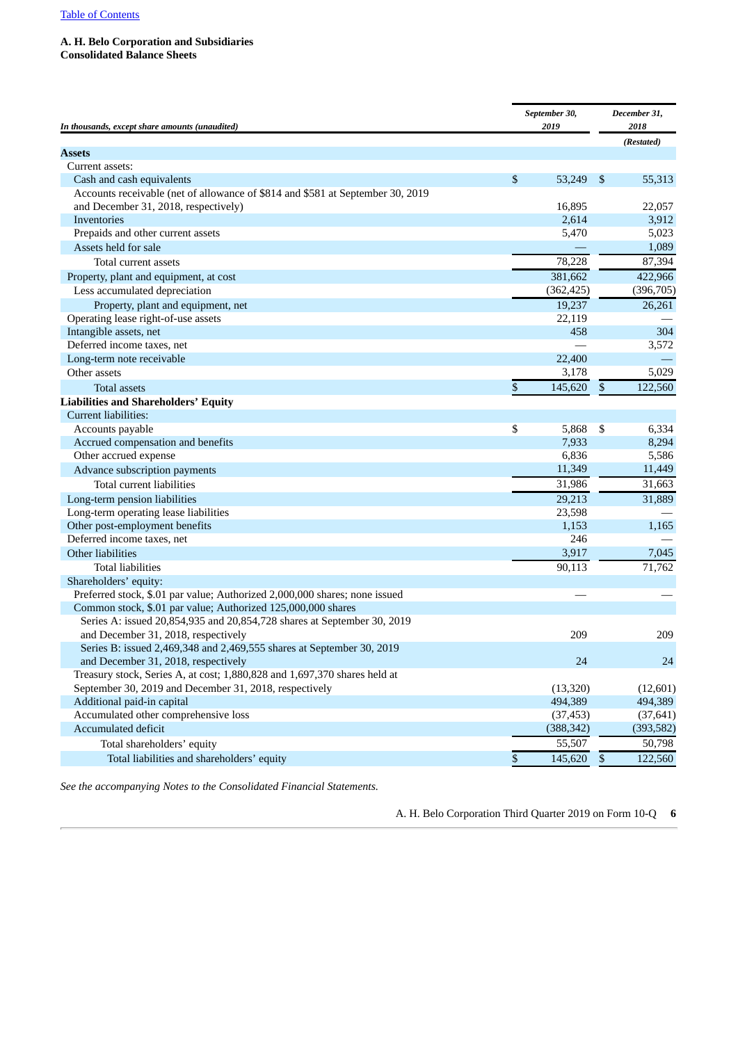[Table of Contents](#)

**A. H. Belo Corporation and Subsidiaries**
**Consolidated Balance Sheets**

| *In thousands, except share amounts (unaudited)* | *September 30, 2019* | *December 31, 2018* |
|---|---|---|
| | | *(Restated)* |
| **Assets** | | |
| Current assets: | | |
| Cash and cash equivalents | $ 53,249 | $ 55,313 |
| Accounts receivable (net of allowance of $814 and $581 at September 30, 2019 and December 31, 2018, respectively) | 16,895 | 22,057 |
| Inventories | 2,614 | 3,912 |
| Prepaids and other current assets | 5,470 | 5,023 |
| Assets held for sale | — | 1,089 |
| Total current assets | 78,228 | 87,394 |
| Property, plant and equipment, at cost | 381,662 | 422,966 |
| Less accumulated depreciation | (362,425) | (396,705) |
| Property, plant and equipment, net | 19,237 | 26,261 |
| Operating lease right-of-use assets | 22,119 | — |
| Intangible assets, net | 458 | 304 |
| Deferred income taxes, net | — | 3,572 |
| Long-term note receivable | 22,400 | — |
| Other assets | 3,178 | 5,029 |
| Total assets | $ 145,620 | $ 122,560 |
| **Liabilities and Shareholders' Equity** | | |
| Current liabilities: | | |
| Accounts payable | $ 5,868 | $ 6,334 |
| Accrued compensation and benefits | 7,933 | 8,294 |
| Other accrued expense | 6,836 | 5,586 |
| Advance subscription payments | 11,349 | 11,449 |
| Total current liabilities | 31,986 | 31,663 |
| Long-term pension liabilities | 29,213 | 31,889 |
| Long-term operating lease liabilities | 23,598 | — |
| Other post-employment benefits | 1,153 | 1,165 |
| Deferred income taxes, net | 246 | — |
| Other liabilities | 3,917 | 7,045 |
| Total liabilities | 90,113 | 71,762 |
| Shareholders' equity: | | |
| Preferred stock, $.01 par value; Authorized 2,000,000 shares; none issued | — | — |
| Common stock, $.01 par value; Authorized 125,000,000 shares | | |
| Series A: issued 20,854,935 and 20,854,728 shares at September 30, 2019 and December 31, 2018, respectively | 209 | 209 |
| Series B: issued 2,469,348 and 2,469,555 shares at September 30, 2019 and December 31, 2018, respectively | 24 | 24 |
| Treasury stock, Series A, at cost; 1,880,828 and 1,697,370 shares held at September 30, 2019 and December 31, 2018, respectively | (13,320) | (12,601) |
| Additional paid-in capital | 494,389 | 494,389 |
| Accumulated other comprehensive loss | (37,453) | (37,641) |
| Accumulated deficit | (388,342) | (393,582) |
| Total shareholders' equity | 55,507 | 50,798 |
| Total liabilities and shareholders' equity | $ 145,620 | $ 122,560 |

*See the accompanying Notes to the Consolidated Financial Statements.*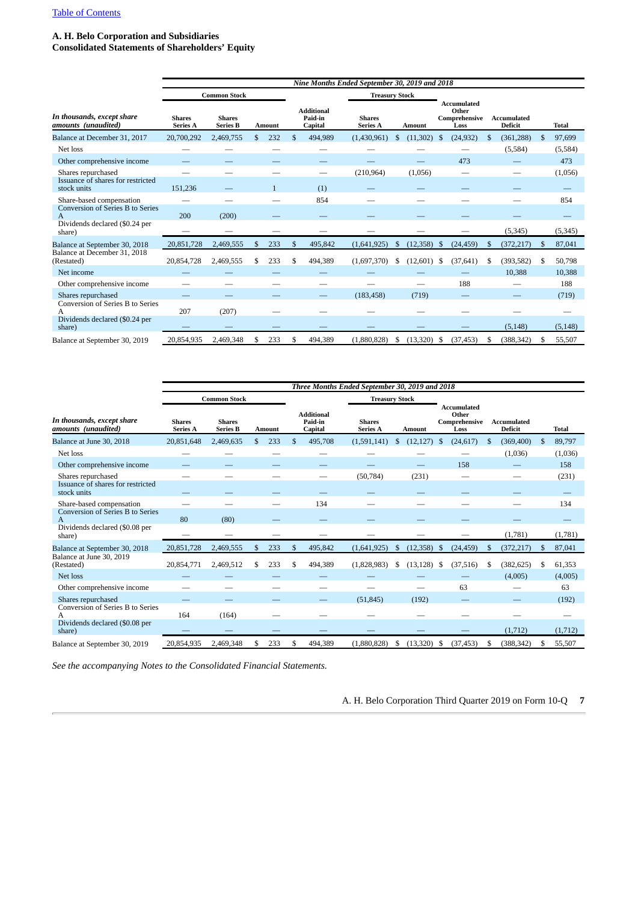Table of Contents

**A. H. Belo Corporation and Subsidiaries**
**Consolidated Statements of Shareholders' Equity**

| *In thousands, except share amounts (unaudited)* | *Nine Months Ended September 30, 2019 and 2018* | | | | | | | | |
|---|---|---|---|---|---|---|---|---|---|
| | Common Stock | | | | Treasury Stock | | | | |
| | Shares Series A | Shares Series B | Amount | Additional Paid-in Capital | Shares Series A | Amount | Accumulated Other Comprehensive Loss | Accumulated Deficit | Total |
| Balance at December 31, 2017 | 20,700,292 | 2,469,755 | $ 232 | $ 494,989 | (1,430,961) | $ (11,302) | $ (24,932) | $ (361,288) | $ 97,699 |
| Net loss | — | — | — | — | — | — | — | (5,584) | (5,584) |
| Other comprehensive income | — | — | — | — | — | — | 473 | — | 473 |
| Shares repurchased | — | — | — | — | (210,964) | (1,056) | — | — | (1,056) |
| Issuance of shares for restricted stock units | 151,236 | — | 1 | (1) | — | — | — | — | — |
| Share-based compensation | — | — | — | 854 | — | — | — | — | 854 |
| Conversion of Series B to Series A | 200 | (200) | — | — | — | — | — | — | — |
| Dividends declared ($0.24 per share) | — | — | — | — | — | — | — | (5,345) | (5,345) |
| Balance at September 30, 2018 | 20,851,728 | 2,469,555 | $ 233 | $ 495,842 | (1,641,925) | $ (12,358) | $ (24,459) | $ (372,217) | $ 87,041 |
| Balance at December 31, 2018 (Restated) | 20,854,728 | 2,469,555 | $ 233 | $ 494,389 | (1,697,370) | $ (12,601) | $ (37,641) | $ (393,582) | $ 50,798 |
| Net income | — | — | — | — | — | — | — | 10,388 | 10,388 |
| Other comprehensive income | — | — | — | — | — | — | 188 | — | 188 |
| Shares repurchased | — | — | — | — | (183,458) | (719) | — | — | (719) |
| Conversion of Series B to Series A | 207 | (207) | — | — | — | — | — | — | — |
| Dividends declared ($0.24 per share) | — | — | — | — | — | — | — | (5,148) | (5,148) |
| Balance at September 30, 2019 | 20,854,935 | 2,469,348 | $ 233 | $ 494,389 | (1,880,828) | $ (13,320) | $ (37,453) | $ (388,342) | $ 55,507 |

| *In thousands, except share amounts (unaudited)* | *Three Months Ended September 30, 2019 and 2018* | | | | | | | | |
|---|---|---|---|---|---|---|---|---|---|
| | Common Stock | | | | Treasury Stock | | | | |
| | Shares Series A | Shares Series B | Amount | Additional Paid-in Capital | Shares Series A | Amount | Accumulated Other Comprehensive Loss | Accumulated Deficit | Total |
| Balance at June 30, 2018 | 20,851,648 | 2,469,635 | $ 233 | $ 495,708 | (1,591,141) | $ (12,127) | $ (24,617) | $ (369,400) | $ 89,797 |
| Net loss | — | — | — | — | — | — | — | (1,036) | (1,036) |
| Other comprehensive income | — | — | — | — | — | — | 158 | — | 158 |
| Shares repurchased | — | — | — | — | (50,784) | (231) | — | — | (231) |
| Issuance of shares for restricted stock units | — | — | — | — | — | — | — | — | — |
| Share-based compensation | — | — | — | 134 | — | — | — | — | 134 |
| Conversion of Series B to Series A | 80 | (80) | — | — | — | — | — | — | — |
| Dividends declared ($0.08 per share) | — | — | — | — | — | — | — | (1,781) | (1,781) |
| Balance at September 30, 2018 | 20,851,728 | 2,469,555 | $ 233 | $ 495,842 | (1,641,925) | $ (12,358) | $ (24,459) | $ (372,217) | $ 87,041 |
| Balance at June 30, 2019 (Restated) | 20,854,771 | 2,469,512 | $ 233 | $ 494,389 | (1,828,983) | $ (13,128) | $ (37,516) | $ (382,625) | $ 61,353 |
| Net loss | — | — | — | — | — | — | — | (4,005) | (4,005) |
| Other comprehensive income | — | — | — | — | — | — | 63 | — | 63 |
| Shares repurchased | — | — | — | — | (51,845) | (192) | — | — | (192) |
| Conversion of Series B to Series A | 164 | (164) | — | — | — | — | — | — | — |
| Dividends declared ($0.08 per share) | — | — | — | — | — | — | — | (1,712) | (1,712) |
| Balance at September 30, 2019 | 20,854,935 | 2,469,348 | $ 233 | $ 494,389 | (1,880,828) | $ (13,320) | $ (37,453) | $ (388,342) | $ 55,507 |

*See the accompanying Notes to the Consolidated Financial Statements.*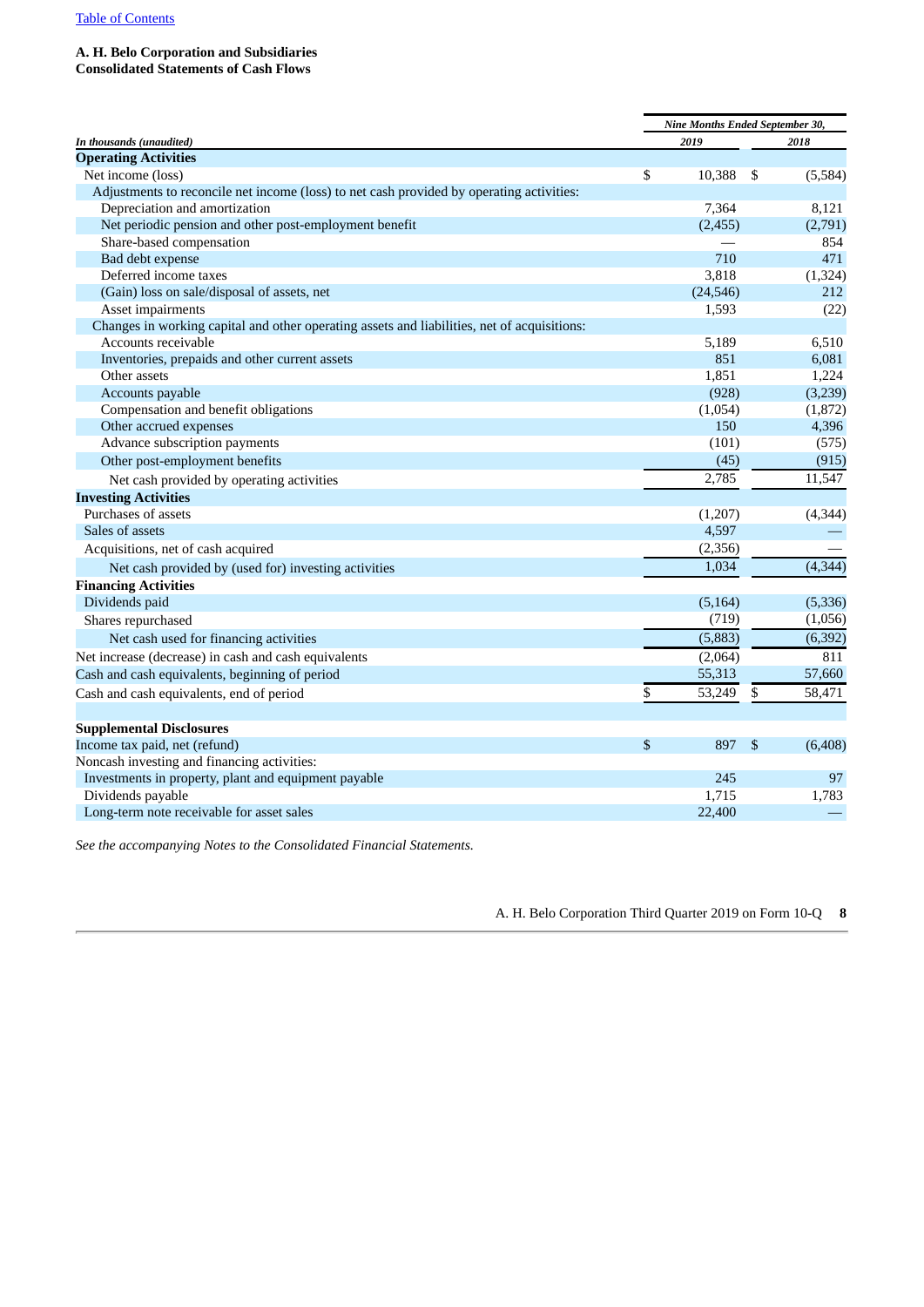[Table of Contents](#)

**A. H. Belo Corporation and Subsidiaries**
**Consolidated Statements of Cash Flows**

| *In thousands (unaudited)* | *Nine Months Ended September 30,* 2019 | 2018 |
|---|---|---|
| **Operating Activities** | | |
| Net income (loss) | $ 10,388 | $ (5,584) |
| Adjustments to reconcile net income (loss) to net cash provided by operating activities: | | |
| Depreciation and amortization | 7,364 | 8,121 |
| Net periodic pension and other post-employment benefit | (2,455) | (2,791) |
| Share-based compensation | — | 854 |
| Bad debt expense | 710 | 471 |
| Deferred income taxes | 3,818 | (1,324) |
| (Gain) loss on sale/disposal of assets, net | (24,546) | 212 |
| Asset impairments | 1,593 | (22) |
| Changes in working capital and other operating assets and liabilities, net of acquisitions: | | |
| Accounts receivable | 5,189 | 6,510 |
| Inventories, prepaids and other current assets | 851 | 6,081 |
| Other assets | 1,851 | 1,224 |
| Accounts payable | (928) | (3,239) |
| Compensation and benefit obligations | (1,054) | (1,872) |
| Other accrued expenses | 150 | 4,396 |
| Advance subscription payments | (101) | (575) |
| Other post-employment benefits | (45) | (915) |
| Net cash provided by operating activities | 2,785 | 11,547 |
| **Investing Activities** | | |
| Purchases of assets | (1,207) | (4,344) |
| Sales of assets | 4,597 | — |
| Acquisitions, net of cash acquired | (2,356) | — |
| Net cash provided by (used for) investing activities | 1,034 | (4,344) |
| **Financing Activities** | | |
| Dividends paid | (5,164) | (5,336) |
| Shares repurchased | (719) | (1,056) |
| Net cash used for financing activities | (5,883) | (6,392) |
| Net increase (decrease) in cash and cash equivalents | (2,064) | 811 |
| Cash and cash equivalents, beginning of period | 55,313 | 57,660 |
| Cash and cash equivalents, end of period | $ 53,249 | $ 58,471 |
| | | |
| **Supplemental Disclosures** | | |
| Income tax paid, net (refund) | $ 897 | $ (6,408) |
| Noncash investing and financing activities: | | |
| Investments in property, plant and equipment payable | 245 | 97 |
| Dividends payable | 1,715 | 1,783 |
| Long-term note receivable for asset sales | 22,400 | — |

*See the accompanying Notes to the Consolidated Financial Statements.*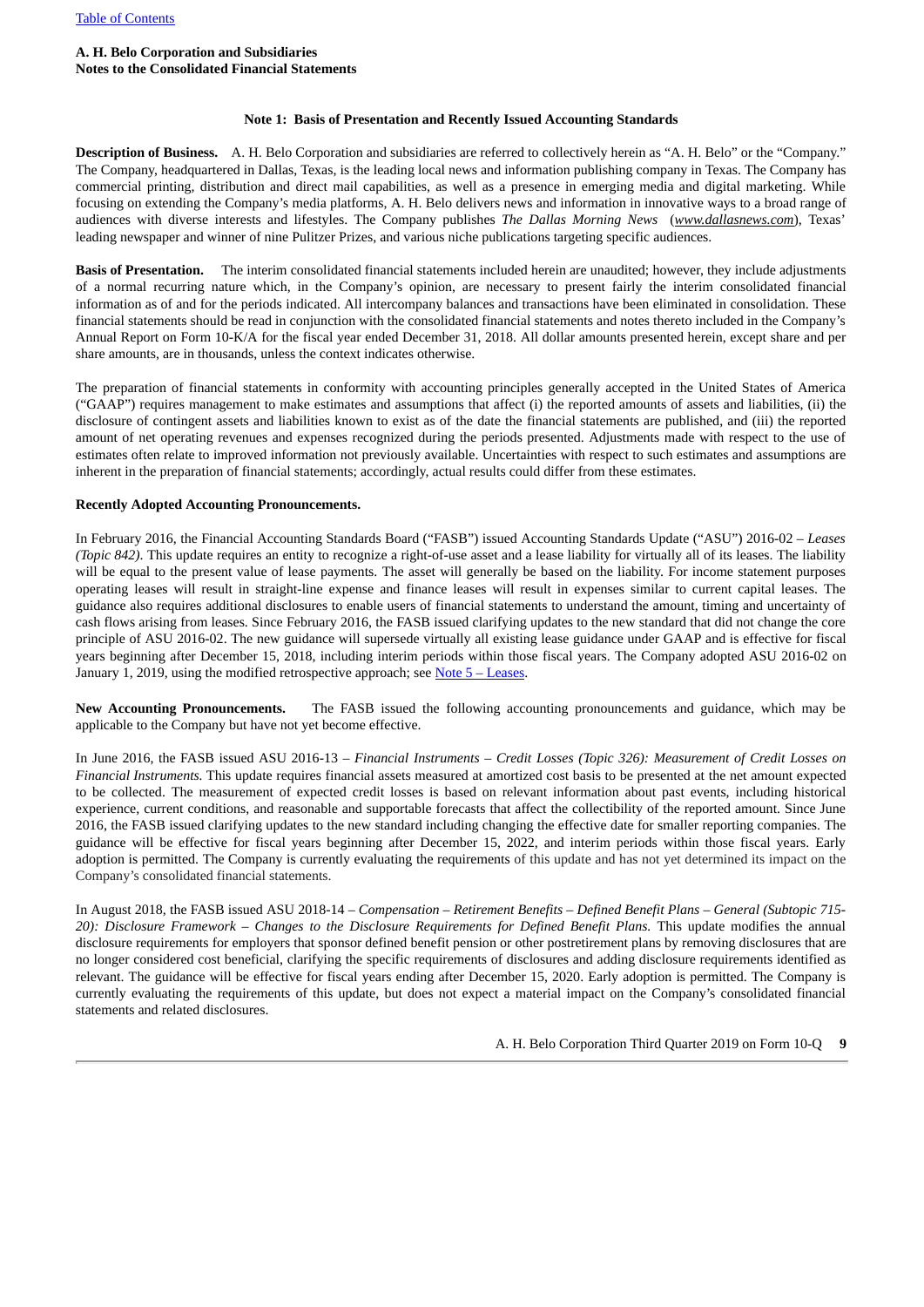**A. H. Belo Corporation and Subsidiaries**
**Notes to the Consolidated Financial Statements**

### Note 1: Basis of Presentation and Recently Issued Accounting Standards

**Description of Business.** A. H. Belo Corporation and subsidiaries are referred to collectively herein as "A. H. Belo" or the "Company." The Company, headquartered in Dallas, Texas, is the leading local news and information publishing company in Texas. The Company has commercial printing, distribution and direct mail capabilities, as well as a presence in emerging media and digital marketing. While focusing on extending the Company's media platforms, A. H. Belo delivers news and information in innovative ways to a broad range of audiences with diverse interests and lifestyles. The Company publishes *The Dallas Morning News* (*www.dallasnews.com*), Texas' leading newspaper and winner of nine Pulitzer Prizes, and various niche publications targeting specific audiences.

**Basis of Presentation.** The interim consolidated financial statements included herein are unaudited; however, they include adjustments of a normal recurring nature which, in the Company's opinion, are necessary to present fairly the interim consolidated financial information as of and for the periods indicated. All intercompany balances and transactions have been eliminated in consolidation. These financial statements should be read in conjunction with the consolidated financial statements and notes thereto included in the Company's Annual Report on Form 10-K/A for the fiscal year ended December 31, 2018. All dollar amounts presented herein, except share and per share amounts, are in thousands, unless the context indicates otherwise.

The preparation of financial statements in conformity with accounting principles generally accepted in the United States of America ("GAAP") requires management to make estimates and assumptions that affect (i) the reported amounts of assets and liabilities, (ii) the disclosure of contingent assets and liabilities known to exist as of the date the financial statements are published, and (iii) the reported amount of net operating revenues and expenses recognized during the periods presented. Adjustments made with respect to the use of estimates often relate to improved information not previously available. Uncertainties with respect to such estimates and assumptions are inherent in the preparation of financial statements; accordingly, actual results could differ from these estimates.

**Recently Adopted Accounting Pronouncements.**

In February 2016, the Financial Accounting Standards Board ("FASB") issued Accounting Standards Update ("ASU") 2016-02 – *Leases (Topic 842)*. This update requires an entity to recognize a right-of-use asset and a lease liability for virtually all of its leases. The liability will be equal to the present value of lease payments. The asset will generally be based on the liability. For income statement purposes operating leases will result in straight-line expense and finance leases will result in expenses similar to current capital leases. The guidance also requires additional disclosures to enable users of financial statements to understand the amount, timing and uncertainty of cash flows arising from leases. Since February 2016, the FASB issued clarifying updates to the new standard that did not change the core principle of ASU 2016-02. The new guidance will supersede virtually all existing lease guidance under GAAP and is effective for fiscal years beginning after December 15, 2018, including interim periods within those fiscal years. The Company adopted ASU 2016-02 on January 1, 2019, using the modified retrospective approach; see Note 5 – Leases.

**New Accounting Pronouncements.** The FASB issued the following accounting pronouncements and guidance, which may be applicable to the Company but have not yet become effective.

In June 2016, the FASB issued ASU 2016-13 – *Financial Instruments – Credit Losses (Topic 326): Measurement of Credit Losses on Financial Instruments.* This update requires financial assets measured at amortized cost basis to be presented at the net amount expected to be collected. The measurement of expected credit losses is based on relevant information about past events, including historical experience, current conditions, and reasonable and supportable forecasts that affect the collectibility of the reported amount. Since June 2016, the FASB issued clarifying updates to the new standard including changing the effective date for smaller reporting companies. The guidance will be effective for fiscal years beginning after December 15, 2022, and interim periods within those fiscal years. Early adoption is permitted. The Company is currently evaluating the requirements of this update and has not yet determined its impact on the Company's consolidated financial statements.

In August 2018, the FASB issued ASU 2018-14 – *Compensation – Retirement Benefits – Defined Benefit Plans – General (Subtopic 715-20): Disclosure Framework – Changes to the Disclosure Requirements for Defined Benefit Plans.* This update modifies the annual disclosure requirements for employers that sponsor defined benefit pension or other postretirement plans by removing disclosures that are no longer considered cost beneficial, clarifying the specific requirements of disclosures and adding disclosure requirements identified as relevant. The guidance will be effective for fiscal years ending after December 15, 2020. Early adoption is permitted. The Company is currently evaluating the requirements of this update, but does not expect a material impact on the Company's consolidated financial statements and related disclosures.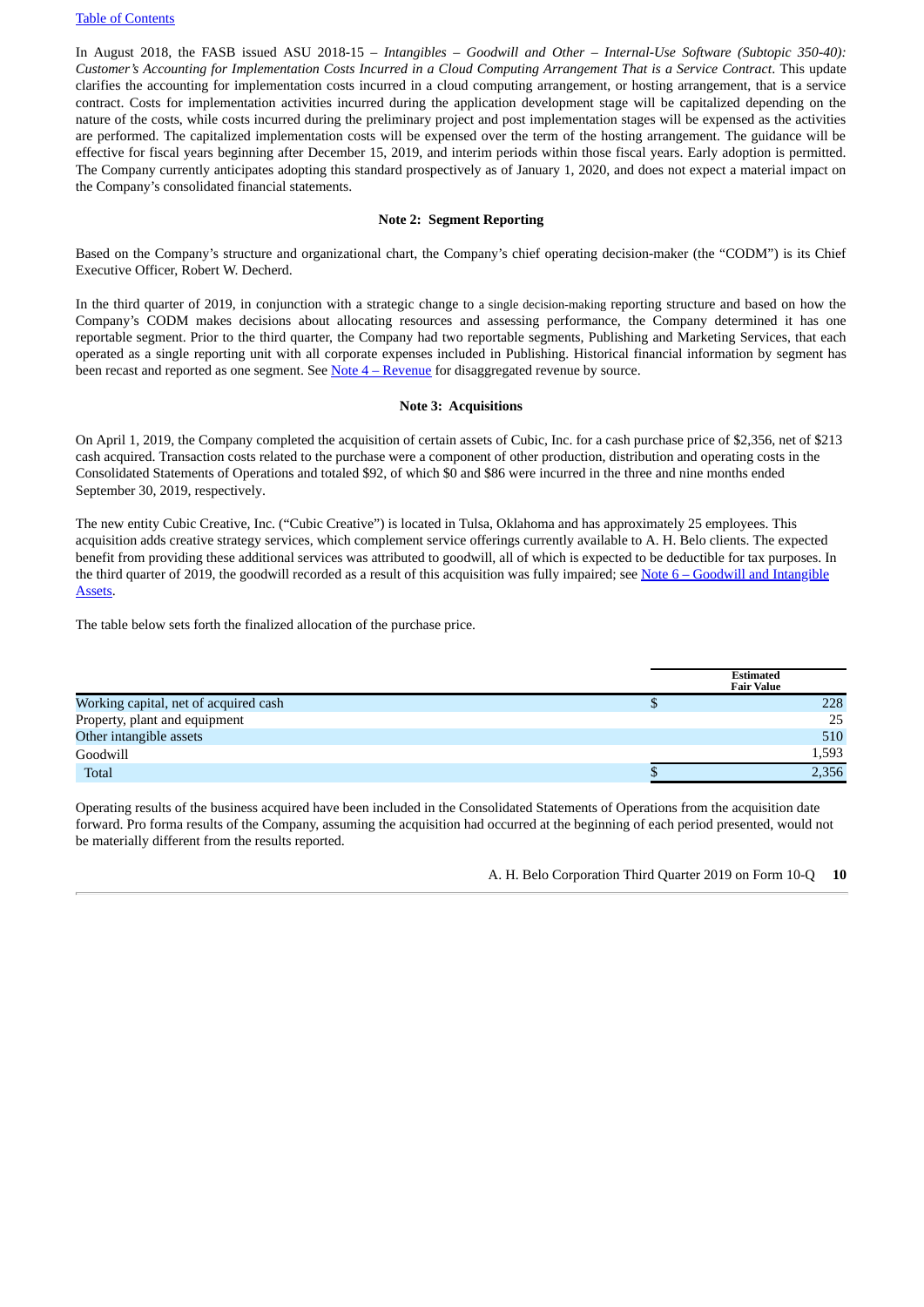In August 2018, the FASB issued ASU 2018-15 – *Intangibles – Goodwill and Other – Internal-Use Software (Subtopic 350-40): Customer's Accounting for Implementation Costs Incurred in a Cloud Computing Arrangement That is a Service Contract*. This update clarifies the accounting for implementation costs incurred in a cloud computing arrangement, or hosting arrangement, that is a service contract. Costs for implementation activities incurred during the application development stage will be capitalized depending on the nature of the costs, while costs incurred during the preliminary project and post implementation stages will be expensed as the activities are performed. The capitalized implementation costs will be expensed over the term of the hosting arrangement. The guidance will be effective for fiscal years beginning after December 15, 2019, and interim periods within those fiscal years. Early adoption is permitted. The Company currently anticipates adopting this standard prospectively as of January 1, 2020, and does not expect a material impact on the Company's consolidated financial statements.

**Note 2: Segment Reporting**

Based on the Company's structure and organizational chart, the Company's chief operating decision-maker (the "CODM") is its Chief Executive Officer, Robert W. Decherd.

In the third quarter of 2019, in conjunction with a strategic change to a single decision-making reporting structure and based on how the Company's CODM makes decisions about allocating resources and assessing performance, the Company determined it has one reportable segment. Prior to the third quarter, the Company had two reportable segments, Publishing and Marketing Services, that each operated as a single reporting unit with all corporate expenses included in Publishing. Historical financial information by segment has been recast and reported as one segment. See Note 4 – Revenue for disaggregated revenue by source.

**Note 3: Acquisitions**

On April 1, 2019, the Company completed the acquisition of certain assets of Cubic, Inc. for a cash purchase price of $2,356, net of $213 cash acquired. Transaction costs related to the purchase were a component of other production, distribution and operating costs in the Consolidated Statements of Operations and totaled $92, of which $0 and $86 were incurred in the three and nine months ended September 30, 2019, respectively.

The new entity Cubic Creative, Inc. ("Cubic Creative") is located in Tulsa, Oklahoma and has approximately 25 employees. This acquisition adds creative strategy services, which complement service offerings currently available to A. H. Belo clients. The expected benefit from providing these additional services was attributed to goodwill, all of which is expected to be deductible for tax purposes. In the third quarter of 2019, the goodwill recorded as a result of this acquisition was fully impaired; see Note 6 – Goodwill and Intangible Assets.

The table below sets forth the finalized allocation of the purchase price.

| | Estimated Fair Value |
|---|---|
| Working capital, net of acquired cash | $ 228 |
| Property, plant and equipment | 25 |
| Other intangible assets | 510 |
| Goodwill | 1,593 |
| Total | $ 2,356 |

Operating results of the business acquired have been included in the Consolidated Statements of Operations from the acquisition date forward. Pro forma results of the Company, assuming the acquisition had occurred at the beginning of each period presented, would not be materially different from the results reported.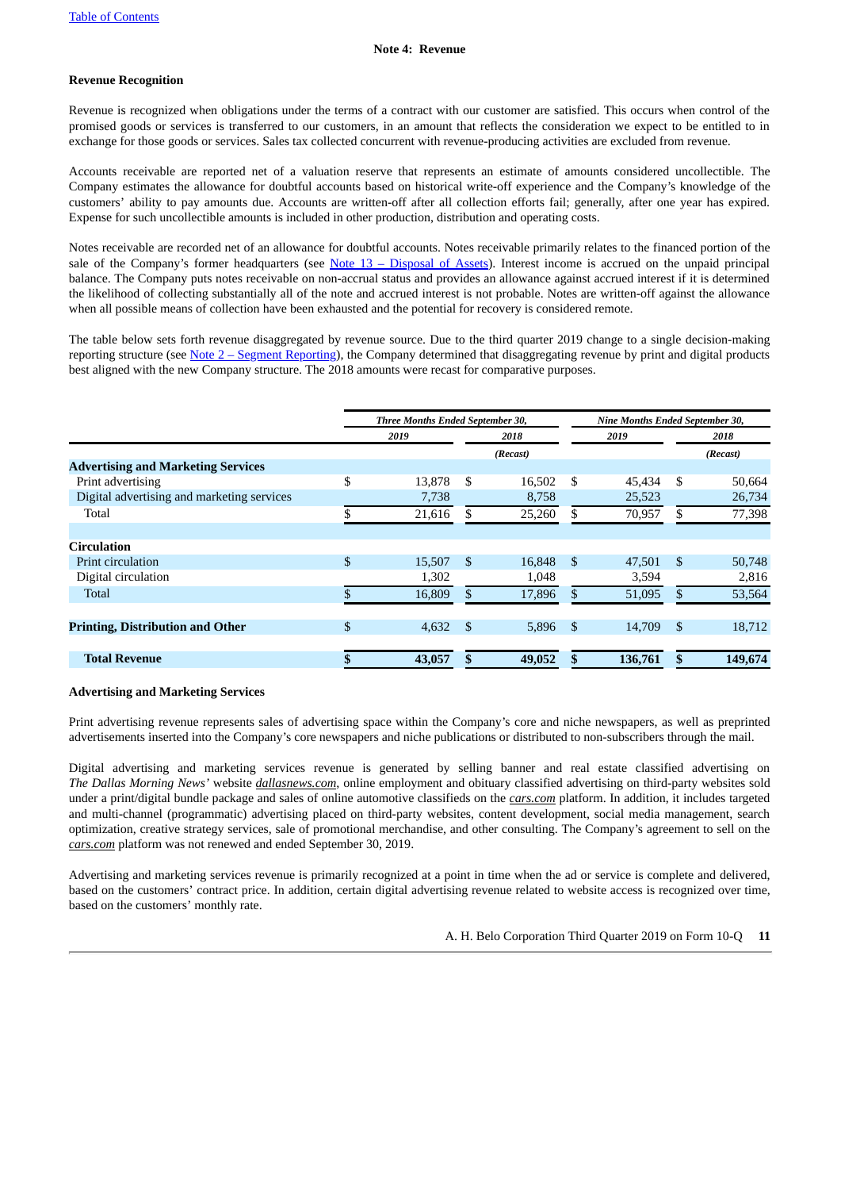## Note 4: Revenue

**Revenue Recognition**

Revenue is recognized when obligations under the terms of a contract with our customer are satisfied. This occurs when control of the promised goods or services is transferred to our customers, in an amount that reflects the consideration we expect to be entitled to in exchange for those goods or services. Sales tax collected concurrent with revenue-producing activities are excluded from revenue.

Accounts receivable are reported net of a valuation reserve that represents an estimate of amounts considered uncollectible. The Company estimates the allowance for doubtful accounts based on historical write-off experience and the Company's knowledge of the customers' ability to pay amounts due. Accounts are written-off after all collection efforts fail; generally, after one year has expired. Expense for such uncollectible amounts is included in other production, distribution and operating costs.

Notes receivable are recorded net of an allowance for doubtful accounts. Notes receivable primarily relates to the financed portion of the sale of the Company's former headquarters (see Note 13 – Disposal of Assets). Interest income is accrued on the unpaid principal balance. The Company puts notes receivable on non-accrual status and provides an allowance against accrued interest if it is determined the likelihood of collecting substantially all of the note and accrued interest is not probable. Notes are written-off against the allowance when all possible means of collection have been exhausted and the potential for recovery is considered remote.

The table below sets forth revenue disaggregated by revenue source. Due to the third quarter 2019 change to a single decision-making reporting structure (see Note 2 – Segment Reporting), the Company determined that disaggregating revenue by print and digital products best aligned with the new Company structure. The 2018 amounts were recast for comparative purposes.

| | *Three Months Ended September 30,* | | *Nine Months Ended September 30,* | |
|---|---|---|---|---|
| | *2019* | *2018* | *2019* | *2018* |
| | | *(Recast)* | | *(Recast)* |
| **Advertising and Marketing Services** | | | | |
| Print advertising | $ 13,878 | $ 16,502 | $ 45,434 | $ 50,664 |
| Digital advertising and marketing services | 7,738 | 8,758 | 25,523 | 26,734 |
| Total | $ 21,616 | $ 25,260 | $ 70,957 | $ 77,398 |
| **Circulation** | | | | |
| Print circulation | $ 15,507 | $ 16,848 | $ 47,501 | $ 50,748 |
| Digital circulation | 1,302 | 1,048 | 3,594 | 2,816 |
| Total | $ 16,809 | $ 17,896 | $ 51,095 | $ 53,564 |
| **Printing, Distribution and Other** | $ 4,632 | $ 5,896 | $ 14,709 | $ 18,712 |
| **Total Revenue** | **$ 43,057** | **$ 49,052** | **$ 136,761** | **$ 149,674** |

**Advertising and Marketing Services**

Print advertising revenue represents sales of advertising space within the Company's core and niche newspapers, as well as preprinted advertisements inserted into the Company's core newspapers and niche publications or distributed to non-subscribers through the mail.

Digital advertising and marketing services revenue is generated by selling banner and real estate classified advertising on *The Dallas Morning News'* website ***dallasnews.com***, online employment and obituary classified advertising on third-party websites sold under a print/digital bundle package and sales of online automotive classifieds on the ***cars.com*** platform. In addition, it includes targeted and multi-channel (programmatic) advertising placed on third-party websites, content development, social media management, search optimization, creative strategy services, sale of promotional merchandise, and other consulting. The Company's agreement to sell on the ***cars.com*** platform was not renewed and ended September 30, 2019.

Advertising and marketing services revenue is primarily recognized at a point in time when the ad or service is complete and delivered, based on the customers' contract price. In addition, certain digital advertising revenue related to website access is recognized over time, based on the customers' monthly rate.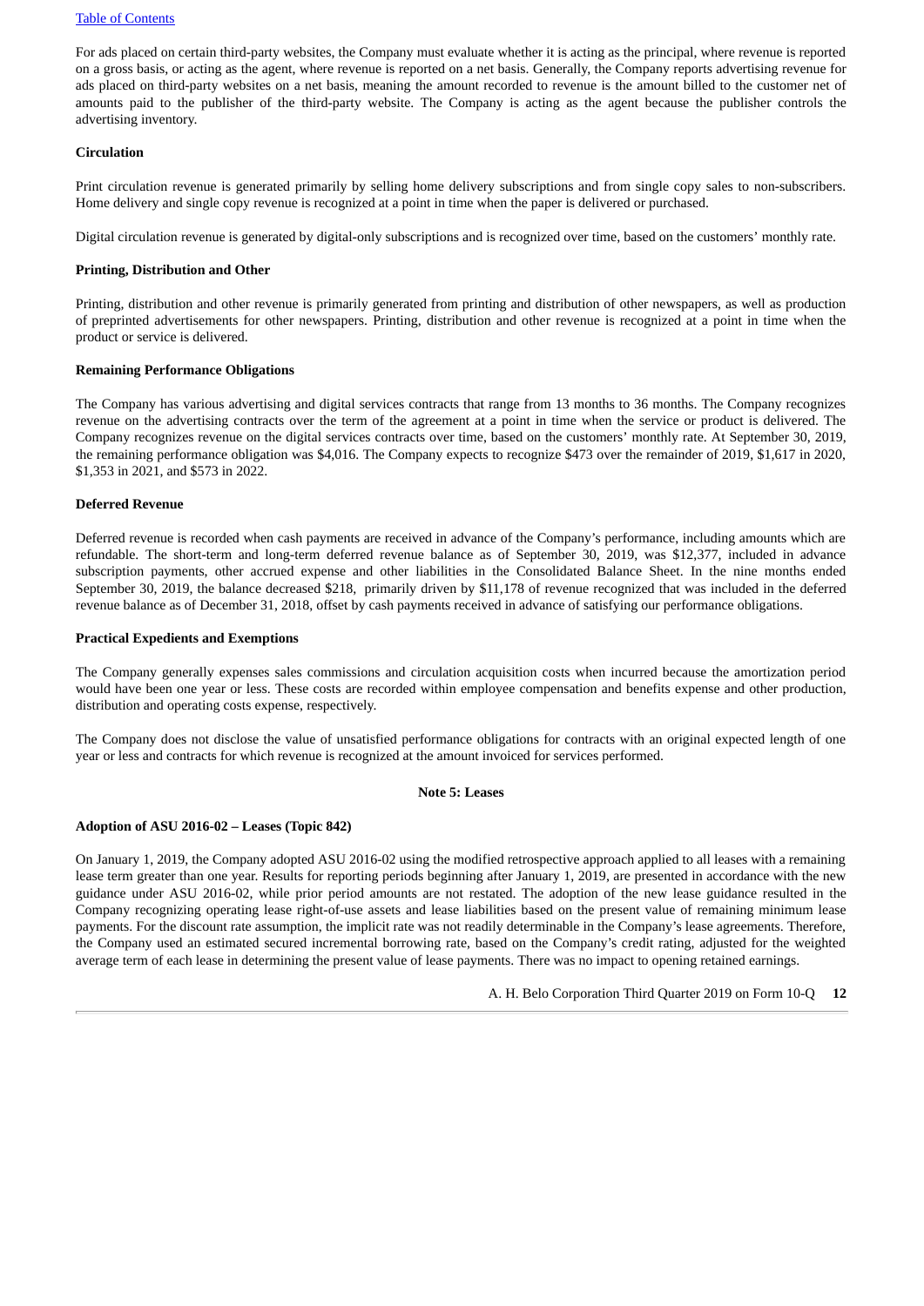For ads placed on certain third-party websites, the Company must evaluate whether it is acting as the principal, where revenue is reported on a gross basis, or acting as the agent, where revenue is reported on a net basis. Generally, the Company reports advertising revenue for ads placed on third-party websites on a net basis, meaning the amount recorded to revenue is the amount billed to the customer net of amounts paid to the publisher of the third-party website. The Company is acting as the agent because the publisher controls the advertising inventory.

**Circulation**

Print circulation revenue is generated primarily by selling home delivery subscriptions and from single copy sales to non-subscribers. Home delivery and single copy revenue is recognized at a point in time when the paper is delivered or purchased.

Digital circulation revenue is generated by digital-only subscriptions and is recognized over time, based on the customers' monthly rate.

**Printing, Distribution and Other**

Printing, distribution and other revenue is primarily generated from printing and distribution of other newspapers, as well as production of preprinted advertisements for other newspapers. Printing, distribution and other revenue is recognized at a point in time when the product or service is delivered.

**Remaining Performance Obligations**

The Company has various advertising and digital services contracts that range from 13 months to 36 months. The Company recognizes revenue on the advertising contracts over the term of the agreement at a point in time when the service or product is delivered. The Company recognizes revenue on the digital services contracts over time, based on the customers' monthly rate. At September 30, 2019, the remaining performance obligation was $4,016. The Company expects to recognize $473 over the remainder of 2019, $1,617 in 2020, $1,353 in 2021, and $573 in 2022.

**Deferred Revenue**

Deferred revenue is recorded when cash payments are received in advance of the Company's performance, including amounts which are refundable. The short-term and long-term deferred revenue balance as of September 30, 2019, was $12,377, included in advance subscription payments, other accrued expense and other liabilities in the Consolidated Balance Sheet. In the nine months ended September 30, 2019, the balance decreased $218, primarily driven by $11,178 of revenue recognized that was included in the deferred revenue balance as of December 31, 2018, offset by cash payments received in advance of satisfying our performance obligations.

**Practical Expedients and Exemptions**

The Company generally expenses sales commissions and circulation acquisition costs when incurred because the amortization period would have been one year or less. These costs are recorded within employee compensation and benefits expense and other production, distribution and operating costs expense, respectively.

The Company does not disclose the value of unsatisfied performance obligations for contracts with an original expected length of one year or less and contracts for which revenue is recognized at the amount invoiced for services performed.

## Note 5: Leases

**Adoption of ASU 2016-02 – Leases (Topic 842)**

On January 1, 2019, the Company adopted ASU 2016-02 using the modified retrospective approach applied to all leases with a remaining lease term greater than one year. Results for reporting periods beginning after January 1, 2019, are presented in accordance with the new guidance under ASU 2016-02, while prior period amounts are not restated. The adoption of the new lease guidance resulted in the Company recognizing operating lease right-of-use assets and lease liabilities based on the present value of remaining minimum lease payments. For the discount rate assumption, the implicit rate was not readily determinable in the Company's lease agreements. Therefore, the Company used an estimated secured incremental borrowing rate, based on the Company's credit rating, adjusted for the weighted average term of each lease in determining the present value of lease payments. There was no impact to opening retained earnings.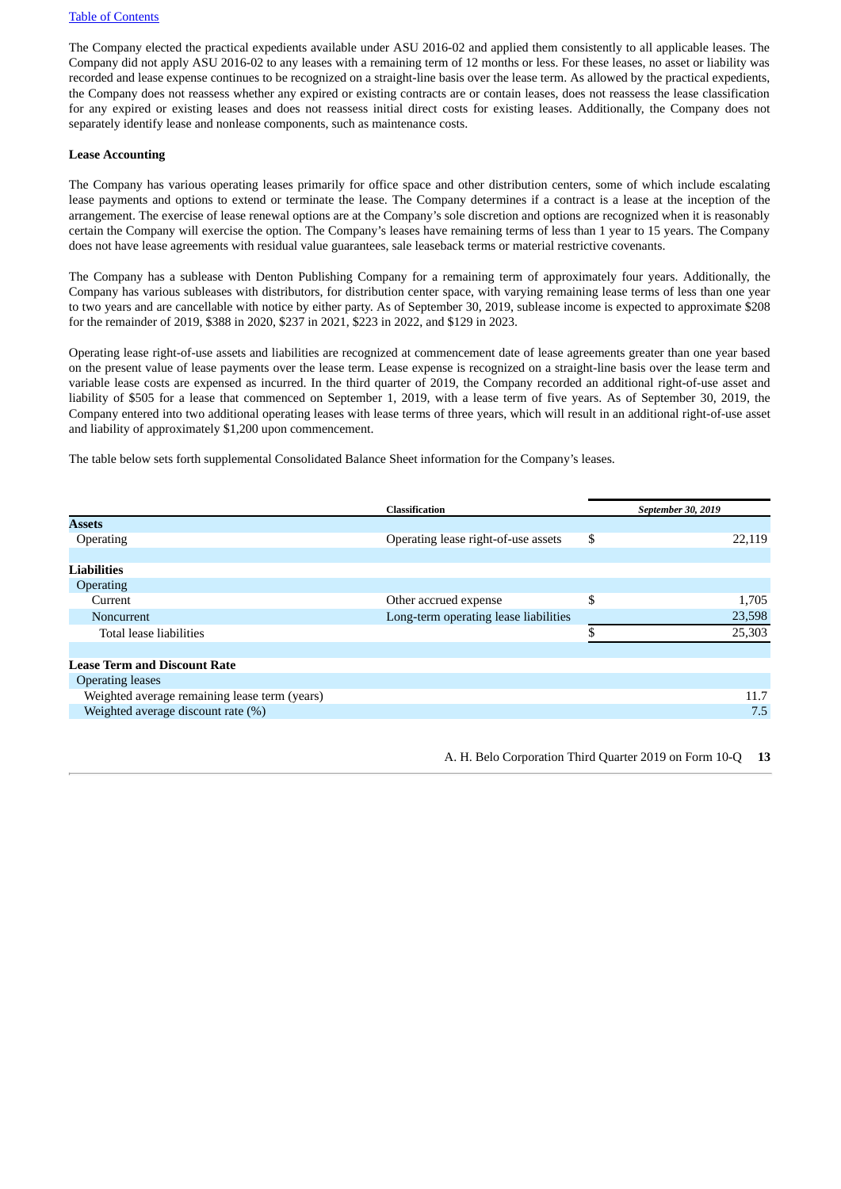The Company elected the practical expedients available under ASU 2016-02 and applied them consistently to all applicable leases. The Company did not apply ASU 2016-02 to any leases with a remaining term of 12 months or less. For these leases, no asset or liability was recorded and lease expense continues to be recognized on a straight-line basis over the lease term. As allowed by the practical expedients, the Company does not reassess whether any expired or existing contracts are or contain leases, does not reassess the lease classification for any expired or existing leases and does not reassess initial direct costs for existing leases. Additionally, the Company does not separately identify lease and nonlease components, such as maintenance costs.

**Lease Accounting**

The Company has various operating leases primarily for office space and other distribution centers, some of which include escalating lease payments and options to extend or terminate the lease. The Company determines if a contract is a lease at the inception of the arrangement. The exercise of lease renewal options are at the Company's sole discretion and options are recognized when it is reasonably certain the Company will exercise the option. The Company's leases have remaining terms of less than 1 year to 15 years. The Company does not have lease agreements with residual value guarantees, sale leaseback terms or material restrictive covenants.

The Company has a sublease with Denton Publishing Company for a remaining term of approximately four years. Additionally, the Company has various subleases with distributors, for distribution center space, with varying remaining lease terms of less than one year to two years and are cancellable with notice by either party. As of September 30, 2019, sublease income is expected to approximate $208 for the remainder of 2019, $388 in 2020, $237 in 2021, $223 in 2022, and $129 in 2023.

Operating lease right-of-use assets and liabilities are recognized at commencement date of lease agreements greater than one year based on the present value of lease payments over the lease term. Lease expense is recognized on a straight-line basis over the lease term and variable lease costs are expensed as incurred. In the third quarter of 2019, the Company recorded an additional right-of-use asset and liability of $505 for a lease that commenced on September 1, 2019, with a lease term of five years. As of September 30, 2019, the Company entered into two additional operating leases with lease terms of three years, which will result in an additional right-of-use asset and liability of approximately $1,200 upon commencement.

The table below sets forth supplemental Consolidated Balance Sheet information for the Company's leases.

| | Classification | *September 30, 2019* |
|---|---|---|
| **Assets** | | |
| Operating | Operating lease right-of-use assets | $ 22,119 |
| | | |
| **Liabilities** | | |
| Operating | | |
| Current | Other accrued expense | $ 1,705 |
| Noncurrent | Long-term operating lease liabilities | 23,598 |
| Total lease liabilities | | $ 25,303 |
| | | |
| **Lease Term and Discount Rate** | | |
| Operating leases | | |
| Weighted average remaining lease term (years) | | 11.7 |
| Weighted average discount rate (%) | | 7.5 |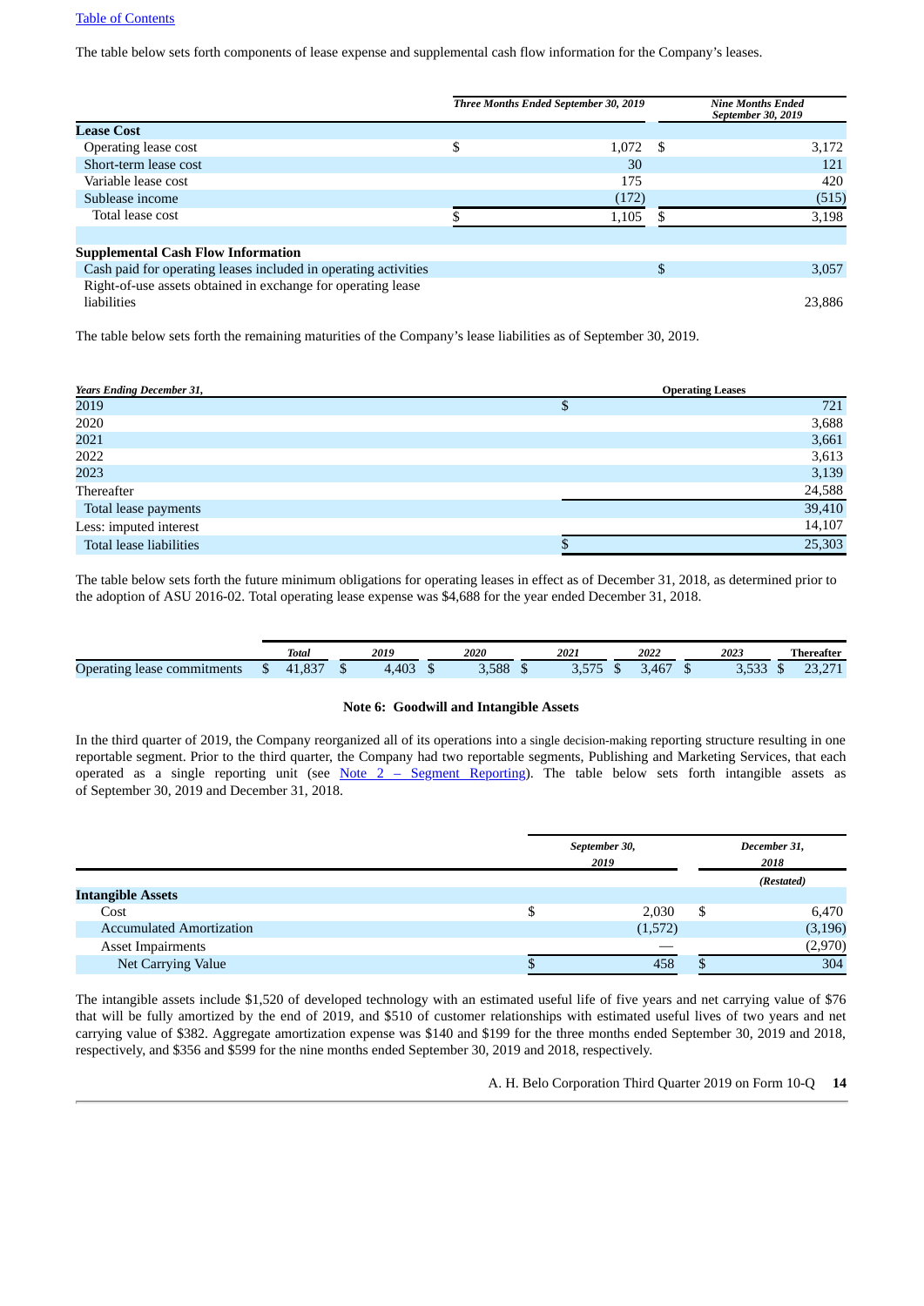The table below sets forth components of lease expense and supplemental cash flow information for the Company's leases.

| | *Three Months Ended September 30, 2019* | *Nine Months Ended September 30, 2019* |
|---|---|---|
| **Lease Cost** | | |
| Operating lease cost | $ 1,072 | $ 3,172 |
| Short-term lease cost | 30 | 121 |
| Variable lease cost | 175 | 420 |
| Sublease income | (172) | (515) |
| Total lease cost | $ 1,105 | $ 3,198 |
| | | |
| **Supplemental Cash Flow Information** | | |
| Cash paid for operating leases included in operating activities | | $ 3,057 |
| Right-of-use assets obtained in exchange for operating lease liabilities | | 23,886 |

The table below sets forth the remaining maturities of the Company's lease liabilities as of September 30, 2019.

| *Years Ending December 31,* | **Operating Leases** |
|---|---|
| 2019 | $ 721 |
| 2020 | 3,688 |
| 2021 | 3,661 |
| 2022 | 3,613 |
| 2023 | 3,139 |
| Thereafter | 24,588 |
| Total lease payments | 39,410 |
| Less: imputed interest | 14,107 |
| Total lease liabilities | $ 25,303 |

The table below sets forth the future minimum obligations for operating leases in effect as of December 31, 2018, as determined prior to the adoption of ASU 2016-02. Total operating lease expense was $4,688 for the year ended December 31, 2018.

| | *Total* | *2019* | *2020* | *2021* | *2022* | *2023* | *Thereafter* |
|---|---|---|---|---|---|---|---|
| Operating lease commitments | $ 41,837 | $ 4,403 | $ 3,588 | $ 3,575 | $ 3,467 | $ 3,533 | $ 23,271 |

## Note 6: Goodwill and Intangible Assets

In the third quarter of 2019, the Company reorganized all of its operations into a single decision-making reporting structure resulting in one reportable segment. Prior to the third quarter, the Company had two reportable segments, Publishing and Marketing Services, that each operated as a single reporting unit (see Note 2 – Segment Reporting). The table below sets forth intangible assets as of September 30, 2019 and December 31, 2018.

| | *September 30, 2019* | *December 31, 2018* |
|---|---|---|
| | | *(Restated)* |
| **Intangible Assets** | | |
| Cost | $ 2,030 | $ 6,470 |
| Accumulated Amortization | (1,572) | (3,196) |
| Asset Impairments | — | (2,970) |
| Net Carrying Value | $ 458 | $ 304 |

The intangible assets include $1,520 of developed technology with an estimated useful life of five years and net carrying value of $76 that will be fully amortized by the end of 2019, and $510 of customer relationships with estimated useful lives of two years and net carrying value of $382. Aggregate amortization expense was $140 and $199 for the three months ended September 30, 2019 and 2018, respectively, and $356 and $599 for the nine months ended September 30, 2019 and 2018, respectively.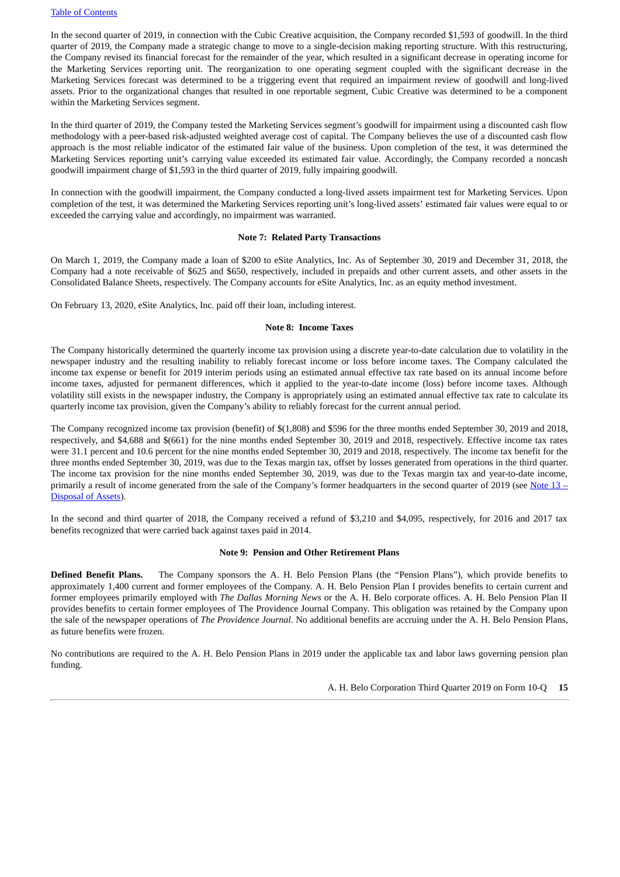In the second quarter of 2019, in connection with the Cubic Creative acquisition, the Company recorded $1,593 of goodwill. In the third quarter of 2019, the Company made a strategic change to move to a single-decision making reporting structure. With this restructuring, the Company revised its financial forecast for the remainder of the year, which resulted in a significant decrease in operating income for the Marketing Services reporting unit. The reorganization to one operating segment coupled with the significant decrease in the Marketing Services forecast was determined to be a triggering event that required an impairment review of goodwill and long-lived assets. Prior to the organizational changes that resulted in one reportable segment, Cubic Creative was determined to be a component within the Marketing Services segment.

In the third quarter of 2019, the Company tested the Marketing Services segment's goodwill for impairment using a discounted cash flow methodology with a peer-based risk-adjusted weighted average cost of capital. The Company believes the use of a discounted cash flow approach is the most reliable indicator of the estimated fair value of the business. Upon completion of the test, it was determined the Marketing Services reporting unit's carrying value exceeded its estimated fair value. Accordingly, the Company recorded a noncash goodwill impairment charge of $1,593 in the third quarter of 2019, fully impairing goodwill.

In connection with the goodwill impairment, the Company conducted a long-lived assets impairment test for Marketing Services. Upon completion of the test, it was determined the Marketing Services reporting unit's long-lived assets' estimated fair values were equal to or exceeded the carrying value and accordingly, no impairment was warranted.

## Note 7: Related Party Transactions

On March 1, 2019, the Company made a loan of $200 to eSite Analytics, Inc. As of September 30, 2019 and December 31, 2018, the Company had a note receivable of $625 and $650, respectively, included in prepaids and other current assets, and other assets in the Consolidated Balance Sheets, respectively. The Company accounts for eSite Analytics, Inc. as an equity method investment.

On February 13, 2020, eSite Analytics, Inc. paid off their loan, including interest.

## Note 8: Income Taxes

The Company historically determined the quarterly income tax provision using a discrete year-to-date calculation due to volatility in the newspaper industry and the resulting inability to reliably forecast income or loss before income taxes. The Company calculated the income tax expense or benefit for 2019 interim periods using an estimated annual effective tax rate based on its annual income before income taxes, adjusted for permanent differences, which it applied to the year-to-date income (loss) before income taxes. Although volatility still exists in the newspaper industry, the Company is appropriately using an estimated annual effective tax rate to calculate its quarterly income tax provision, given the Company's ability to reliably forecast for the current annual period.

The Company recognized income tax provision (benefit) of $(1,808) and $596 for the three months ended September 30, 2019 and 2018, respectively, and $4,688 and $(661) for the nine months ended September 30, 2019 and 2018, respectively. Effective income tax rates were 31.1 percent and 10.6 percent for the nine months ended September 30, 2019 and 2018, respectively. The income tax benefit for the three months ended September 30, 2019, was due to the Texas margin tax, offset by losses generated from operations in the third quarter. The income tax provision for the nine months ended September 30, 2019, was due to the Texas margin tax and year-to-date income, primarily a result of income generated from the sale of the Company's former headquarters in the second quarter of 2019 (see Note 13 – Disposal of Assets).

In the second and third quarter of 2018, the Company received a refund of $3,210 and $4,095, respectively, for 2016 and 2017 tax benefits recognized that were carried back against taxes paid in 2014.

## Note 9: Pension and Other Retirement Plans

**Defined Benefit Plans.** The Company sponsors the A. H. Belo Pension Plans (the "Pension Plans"), which provide benefits to approximately 1,400 current and former employees of the Company. A. H. Belo Pension Plan I provides benefits to certain current and former employees primarily employed with *The Dallas Morning News* or the A. H. Belo corporate offices. A. H. Belo Pension Plan II provides benefits to certain former employees of The Providence Journal Company. This obligation was retained by the Company upon the sale of the newspaper operations of *The Providence Journal*. No additional benefits are accruing under the A. H. Belo Pension Plans, as future benefits were frozen.

No contributions are required to the A. H. Belo Pension Plans in 2019 under the applicable tax and labor laws governing pension plan funding.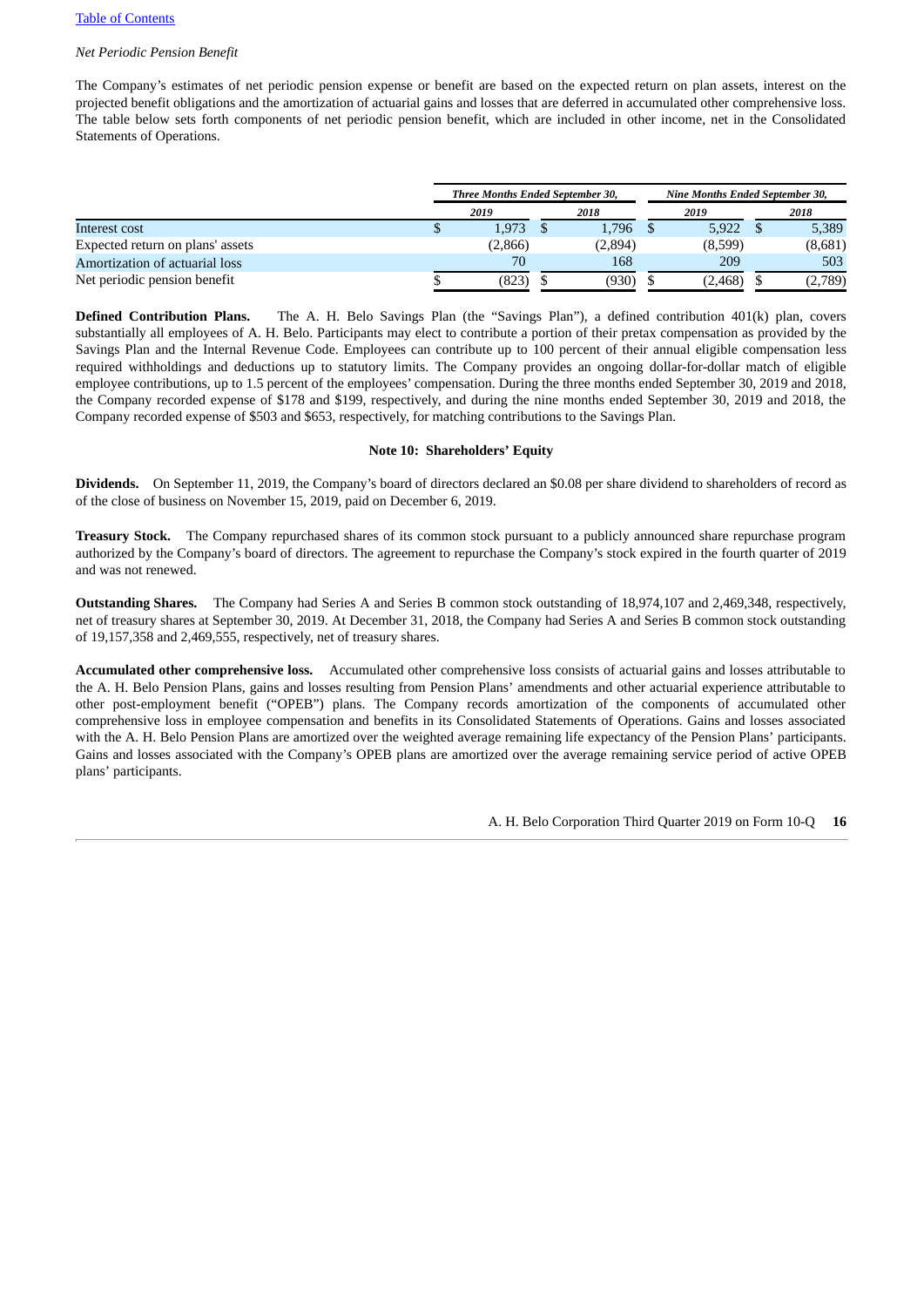*Net Periodic Pension Benefit*

The Company's estimates of net periodic pension expense or benefit are based on the expected return on plan assets, interest on the projected benefit obligations and the amortization of actuarial gains and losses that are deferred in accumulated other comprehensive loss. The table below sets forth components of net periodic pension benefit, which are included in other income, net in the Consolidated Statements of Operations.

| | *Three Months Ended September 30,* | | *Nine Months Ended September 30,* | |
|---|---|---|---|---|
| | *2019* | *2018* | *2019* | *2018* |
| Interest cost | $ 1,973 | $ 1,796 | $ 5,922 | $ 5,389 |
| Expected return on plans' assets | (2,866) | (2,894) | (8,599) | (8,681) |
| Amortization of actuarial loss | 70 | 168 | 209 | 503 |
| Net periodic pension benefit | $ (823) | $ (930) | $ (2,468) | $ (2,789) |

**Defined Contribution Plans.** The A. H. Belo Savings Plan (the "Savings Plan"), a defined contribution 401(k) plan, covers substantially all employees of A. H. Belo. Participants may elect to contribute a portion of their pretax compensation as provided by the Savings Plan and the Internal Revenue Code. Employees can contribute up to 100 percent of their annual eligible compensation less required withholdings and deductions up to statutory limits. The Company provides an ongoing dollar-for-dollar match of eligible employee contributions, up to 1.5 percent of the employees' compensation. During the three months ended September 30, 2019 and 2018, the Company recorded expense of $178 and $199, respectively, and during the nine months ended September 30, 2019 and 2018, the Company recorded expense of $503 and $653, respectively, for matching contributions to the Savings Plan.

## Note 10: Shareholders' Equity

**Dividends.** On September 11, 2019, the Company's board of directors declared an $0.08 per share dividend to shareholders of record as of the close of business on November 15, 2019, paid on December 6, 2019.

**Treasury Stock.** The Company repurchased shares of its common stock pursuant to a publicly announced share repurchase program authorized by the Company's board of directors. The agreement to repurchase the Company's stock expired in the fourth quarter of 2019 and was not renewed.

**Outstanding Shares.** The Company had Series A and Series B common stock outstanding of 18,974,107 and 2,469,348, respectively, net of treasury shares at September 30, 2019. At December 31, 2018, the Company had Series A and Series B common stock outstanding of 19,157,358 and 2,469,555, respectively, net of treasury shares.

**Accumulated other comprehensive loss.** Accumulated other comprehensive loss consists of actuarial gains and losses attributable to the A. H. Belo Pension Plans, gains and losses resulting from Pension Plans' amendments and other actuarial experience attributable to other post-employment benefit ("OPEB") plans. The Company records amortization of the components of accumulated other comprehensive loss in employee compensation and benefits in its Consolidated Statements of Operations. Gains and losses associated with the A. H. Belo Pension Plans are amortized over the weighted average remaining life expectancy of the Pension Plans' participants. Gains and losses associated with the Company's OPEB plans are amortized over the average remaining service period of active OPEB plans' participants.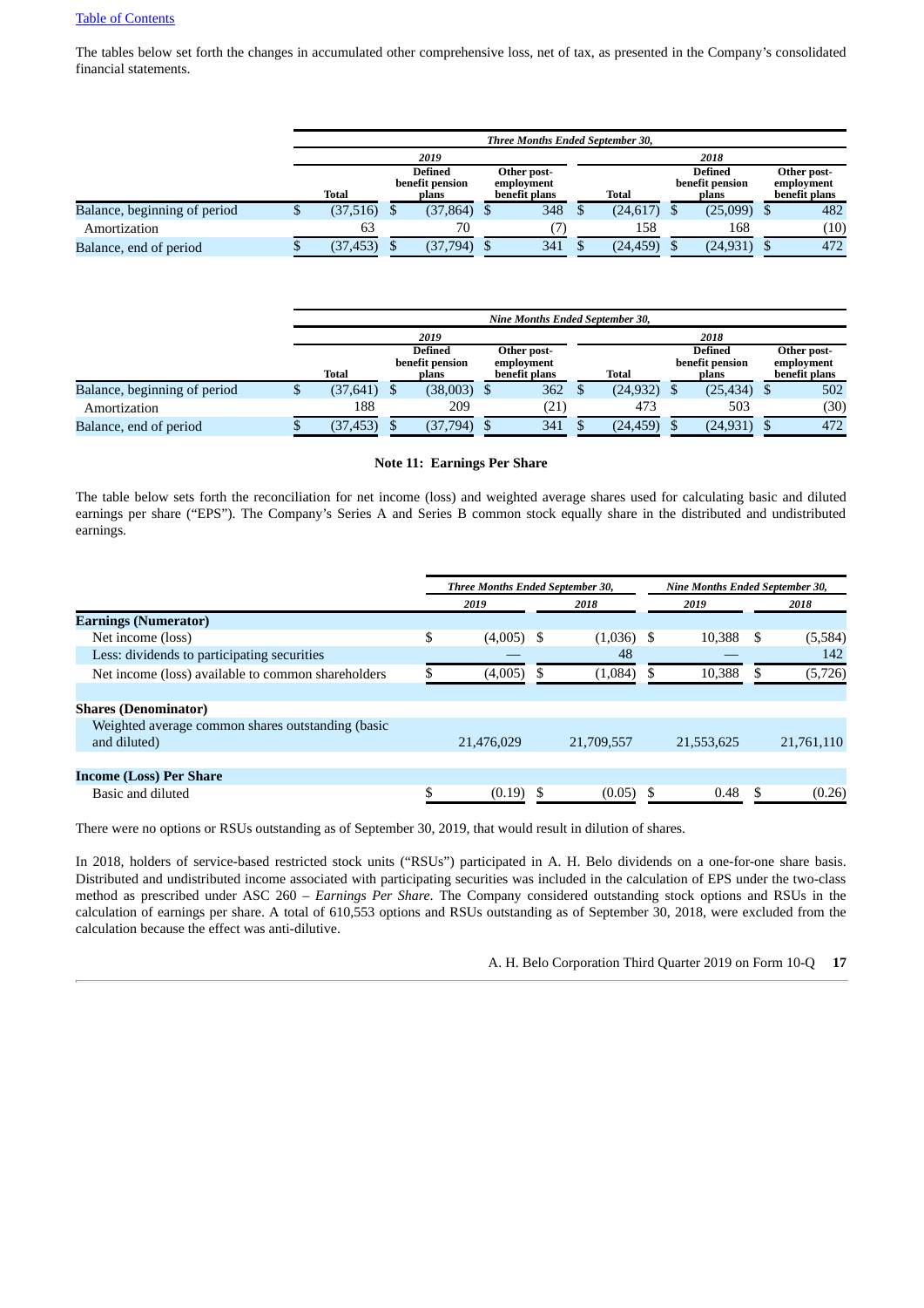The tables below set forth the changes in accumulated other comprehensive loss, net of tax, as presented in the Company's consolidated financial statements.

| | *Three Months Ended September 30,* | | | | | |
|---|---|---|---|---|---|---|
| | *2019* | | | *2018* | | |
| | **Total** | **Defined benefit pension plans** | **Other post-employment benefit plans** | **Total** | **Defined benefit pension plans** | **Other post-employment benefit plans** |
| Balance, beginning of period | $ (37,516) | $ (37,864) | $ 348 | $ (24,617) | $ (25,099) | $ 482 |
| Amortization | 63 | 70 | (7) | 158 | 168 | (10) |
| Balance, end of period | $ (37,453) | $ (37,794) | $ 341 | $ (24,459) | $ (24,931) | $ 472 |

| | *Nine Months Ended September 30,* | | | | | |
|---|---|---|---|---|---|---|
| | *2019* | | | *2018* | | |
| | **Total** | **Defined benefit pension plans** | **Other post-employment benefit plans** | **Total** | **Defined benefit pension plans** | **Other post-employment benefit plans** |
| Balance, beginning of period | $ (37,641) | $ (38,003) | $ 362 | $ (24,932) | $ (25,434) | $ 502 |
| Amortization | 188 | 209 | (21) | 473 | 503 | (30) |
| Balance, end of period | $ (37,453) | $ (37,794) | $ 341 | $ (24,459) | $ (24,931) | $ 472 |

## Note 11: Earnings Per Share

The table below sets forth the reconciliation for net income (loss) and weighted average shares used for calculating basic and diluted earnings per share ("EPS"). The Company's Series A and Series B common stock equally share in the distributed and undistributed earnings.

| | *Three Months Ended September 30,* | | *Nine Months Ended September 30,* | |
|---|---|---|---|---|
| | *2019* | *2018* | *2019* | *2018* |
| **Earnings (Numerator)** | | | | |
| Net income (loss) | $ (4,005) | $ (1,036) | $ 10,388 | $ (5,584) |
| Less: dividends to participating securities | — | 48 | — | 142 |
| Net income (loss) available to common shareholders | $ (4,005) | $ (1,084) | $ 10,388 | $ (5,726) |
| | | | | |
| **Shares (Denominator)** | | | | |
| Weighted average common shares outstanding (basic and diluted) | 21,476,029 | 21,709,557 | 21,553,625 | 21,761,110 |
| | | | | |
| **Income (Loss) Per Share** | | | | |
| Basic and diluted | $ (0.19) | $ (0.05) | $ 0.48 | $ (0.26) |

There were no options or RSUs outstanding as of September 30, 2019, that would result in dilution of shares.

In 2018, holders of service-based restricted stock units ("RSUs") participated in A. H. Belo dividends on a one-for-one share basis. Distributed and undistributed income associated with participating securities was included in the calculation of EPS under the two-class method as prescribed under ASC 260 – *Earnings Per Share*. The Company considered outstanding stock options and RSUs in the calculation of earnings per share. A total of 610,553 options and RSUs outstanding as of September 30, 2018, were excluded from the calculation because the effect was anti-dilutive.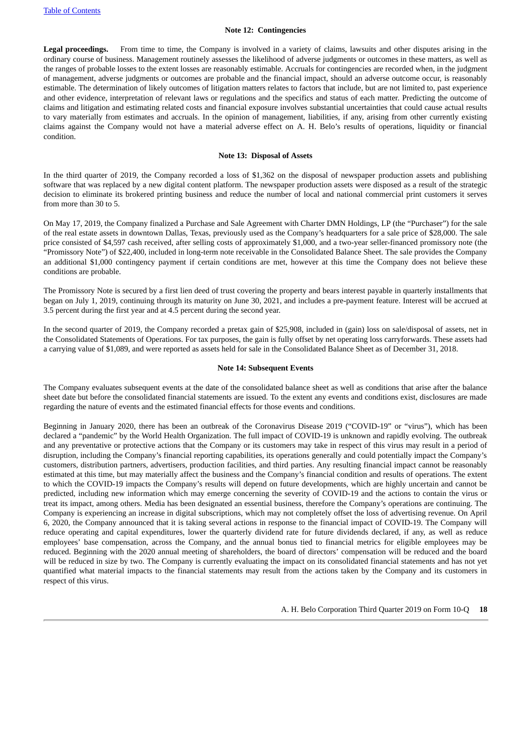## Note 12: Contingencies

**Legal proceedings.** From time to time, the Company is involved in a variety of claims, lawsuits and other disputes arising in the ordinary course of business. Management routinely assesses the likelihood of adverse judgments or outcomes in these matters, as well as the ranges of probable losses to the extent losses are reasonably estimable. Accruals for contingencies are recorded when, in the judgment of management, adverse judgments or outcomes are probable and the financial impact, should an adverse outcome occur, is reasonably estimable. The determination of likely outcomes of litigation matters relates to factors that include, but are not limited to, past experience and other evidence, interpretation of relevant laws or regulations and the specifics and status of each matter. Predicting the outcome of claims and litigation and estimating related costs and financial exposure involves substantial uncertainties that could cause actual results to vary materially from estimates and accruals. In the opinion of management, liabilities, if any, arising from other currently existing claims against the Company would not have a material adverse effect on A. H. Belo's results of operations, liquidity or financial condition.

## Note 13: Disposal of Assets

In the third quarter of 2019, the Company recorded a loss of $1,362 on the disposal of newspaper production assets and publishing software that was replaced by a new digital content platform. The newspaper production assets were disposed as a result of the strategic decision to eliminate its brokered printing business and reduce the number of local and national commercial print customers it serves from more than 30 to 5.

On May 17, 2019, the Company finalized a Purchase and Sale Agreement with Charter DMN Holdings, LP (the "Purchaser") for the sale of the real estate assets in downtown Dallas, Texas, previously used as the Company's headquarters for a sale price of $28,000. The sale price consisted of $4,597 cash received, after selling costs of approximately $1,000, and a two-year seller-financed promissory note (the "Promissory Note") of $22,400, included in long-term note receivable in the Consolidated Balance Sheet. The sale provides the Company an additional $1,000 contingency payment if certain conditions are met, however at this time the Company does not believe these conditions are probable.

The Promissory Note is secured by a first lien deed of trust covering the property and bears interest payable in quarterly installments that began on July 1, 2019, continuing through its maturity on June 30, 2021, and includes a pre-payment feature. Interest will be accrued at 3.5 percent during the first year and at 4.5 percent during the second year.

In the second quarter of 2019, the Company recorded a pretax gain of $25,908, included in (gain) loss on sale/disposal of assets, net in the Consolidated Statements of Operations. For tax purposes, the gain is fully offset by net operating loss carryforwards. These assets had a carrying value of $1,089, and were reported as assets held for sale in the Consolidated Balance Sheet as of December 31, 2018.

## Note 14: Subsequent Events

The Company evaluates subsequent events at the date of the consolidated balance sheet as well as conditions that arise after the balance sheet date but before the consolidated financial statements are issued. To the extent any events and conditions exist, disclosures are made regarding the nature of events and the estimated financial effects for those events and conditions.

Beginning in January 2020, there has been an outbreak of the Coronavirus Disease 2019 ("COVID-19" or "virus"), which has been declared a "pandemic" by the World Health Organization. The full impact of COVID-19 is unknown and rapidly evolving. The outbreak and any preventative or protective actions that the Company or its customers may take in respect of this virus may result in a period of disruption, including the Company's financial reporting capabilities, its operations generally and could potentially impact the Company's customers, distribution partners, advertisers, production facilities, and third parties. Any resulting financial impact cannot be reasonably estimated at this time, but may materially affect the business and the Company's financial condition and results of operations. The extent to which the COVID-19 impacts the Company's results will depend on future developments, which are highly uncertain and cannot be predicted, including new information which may emerge concerning the severity of COVID-19 and the actions to contain the virus or treat its impact, among others. Media has been designated an essential business, therefore the Company's operations are continuing. The Company is experiencing an increase in digital subscriptions, which may not completely offset the loss of advertising revenue. On April 6, 2020, the Company announced that it is taking several actions in response to the financial impact of COVID-19. The Company will reduce operating and capital expenditures, lower the quarterly dividend rate for future dividends declared, if any, as well as reduce employees' base compensation, across the Company, and the annual bonus tied to financial metrics for eligible employees may be reduced. Beginning with the 2020 annual meeting of shareholders, the board of directors' compensation will be reduced and the board will be reduced in size by two. The Company is currently evaluating the impact on its consolidated financial statements and has not yet quantified what material impacts to the financial statements may result from the actions taken by the Company and its customers in respect of this virus.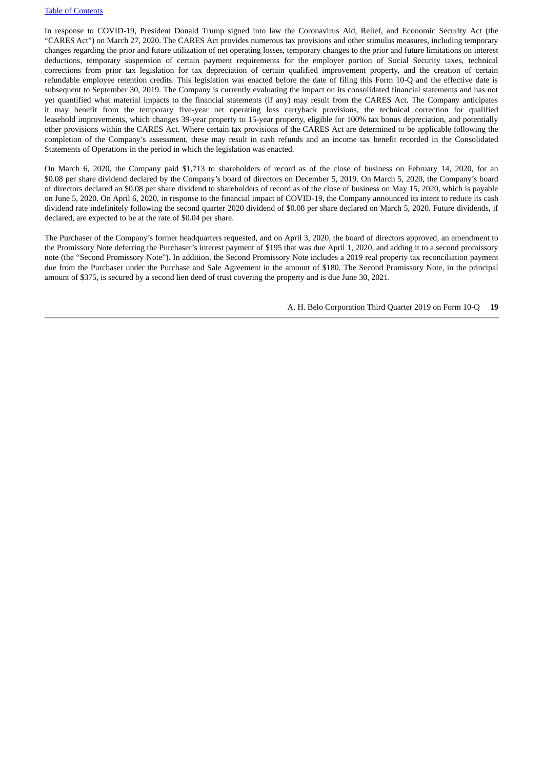In response to COVID-19, President Donald Trump signed into law the Coronavirus Aid, Relief, and Economic Security Act (the "CARES Act") on March 27, 2020. The CARES Act provides numerous tax provisions and other stimulus measures, including temporary changes regarding the prior and future utilization of net operating losses, temporary changes to the prior and future limitations on interest deductions, temporary suspension of certain payment requirements for the employer portion of Social Security taxes, technical corrections from prior tax legislation for tax depreciation of certain qualified improvement property, and the creation of certain refundable employee retention credits. This legislation was enacted before the date of filing this Form 10-Q and the effective date is subsequent to September 30, 2019. The Company is currently evaluating the impact on its consolidated financial statements and has not yet quantified what material impacts to the financial statements (if any) may result from the CARES Act. The Company anticipates it may benefit from the temporary five-year net operating loss carryback provisions, the technical correction for qualified leasehold improvements, which changes 39-year property to 15-year property, eligible for 100% tax bonus depreciation, and potentially other provisions within the CARES Act. Where certain tax provisions of the CARES Act are determined to be applicable following the completion of the Company's assessment, these may result in cash refunds and an income tax benefit recorded in the Consolidated Statements of Operations in the period in which the legislation was enacted.

On March 6, 2020, the Company paid $1,713 to shareholders of record as of the close of business on February 14, 2020, for an $0.08 per share dividend declared by the Company's board of directors on December 5, 2019. On March 5, 2020, the Company's board of directors declared an $0.08 per share dividend to shareholders of record as of the close of business on May 15, 2020, which is payable on June 5, 2020. On April 6, 2020, in response to the financial impact of COVID-19, the Company announced its intent to reduce its cash dividend rate indefinitely following the second quarter 2020 dividend of $0.08 per share declared on March 5, 2020. Future dividends, if declared, are expected to be at the rate of $0.04 per share.

The Purchaser of the Company's former headquarters requested, and on April 3, 2020, the board of directors approved, an amendment to the Promissory Note deferring the Purchaser's interest payment of $195 that was due April 1, 2020, and adding it to a second promissory note (the "Second Promissory Note"). In addition, the Second Promissory Note includes a 2019 real property tax reconciliation payment due from the Purchaser under the Purchase and Sale Agreement in the amount of $180. The Second Promissory Note, in the principal amount of $375, is secured by a second lien deed of trust covering the property and is due June 30, 2021.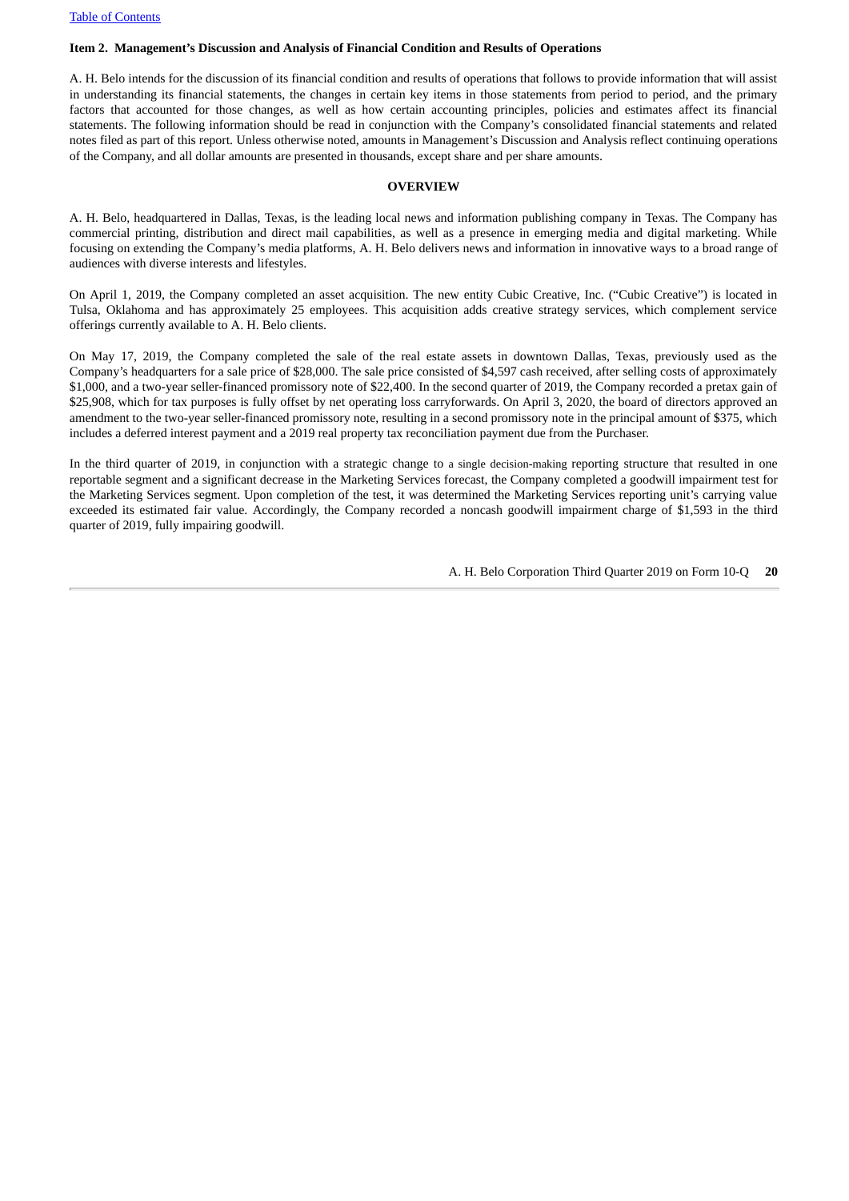**Item 2. Management's Discussion and Analysis of Financial Condition and Results of Operations**

A. H. Belo intends for the discussion of its financial condition and results of operations that follows to provide information that will assist in understanding its financial statements, the changes in certain key items in those statements from period to period, and the primary factors that accounted for those changes, as well as how certain accounting principles, policies and estimates affect its financial statements. The following information should be read in conjunction with the Company's consolidated financial statements and related notes filed as part of this report. Unless otherwise noted, amounts in Management's Discussion and Analysis reflect continuing operations of the Company, and all dollar amounts are presented in thousands, except share and per share amounts.

**OVERVIEW**

A. H. Belo, headquartered in Dallas, Texas, is the leading local news and information publishing company in Texas. The Company has commercial printing, distribution and direct mail capabilities, as well as a presence in emerging media and digital marketing. While focusing on extending the Company's media platforms, A. H. Belo delivers news and information in innovative ways to a broad range of audiences with diverse interests and lifestyles.

On April 1, 2019, the Company completed an asset acquisition. The new entity Cubic Creative, Inc. ("Cubic Creative") is located in Tulsa, Oklahoma and has approximately 25 employees. This acquisition adds creative strategy services, which complement service offerings currently available to A. H. Belo clients.

On May 17, 2019, the Company completed the sale of the real estate assets in downtown Dallas, Texas, previously used as the Company's headquarters for a sale price of $28,000. The sale price consisted of $4,597 cash received, after selling costs of approximately $1,000, and a two-year seller-financed promissory note of $22,400. In the second quarter of 2019, the Company recorded a pretax gain of $25,908, which for tax purposes is fully offset by net operating loss carryforwards. On April 3, 2020, the board of directors approved an amendment to the two-year seller-financed promissory note, resulting in a second promissory note in the principal amount of $375, which includes a deferred interest payment and a 2019 real property tax reconciliation payment due from the Purchaser.

In the third quarter of 2019, in conjunction with a strategic change to a single decision-making reporting structure that resulted in one reportable segment and a significant decrease in the Marketing Services forecast, the Company completed a goodwill impairment test for the Marketing Services segment. Upon completion of the test, it was determined the Marketing Services reporting unit's carrying value exceeded its estimated fair value. Accordingly, the Company recorded a noncash goodwill impairment charge of $1,593 in the third quarter of 2019, fully impairing goodwill.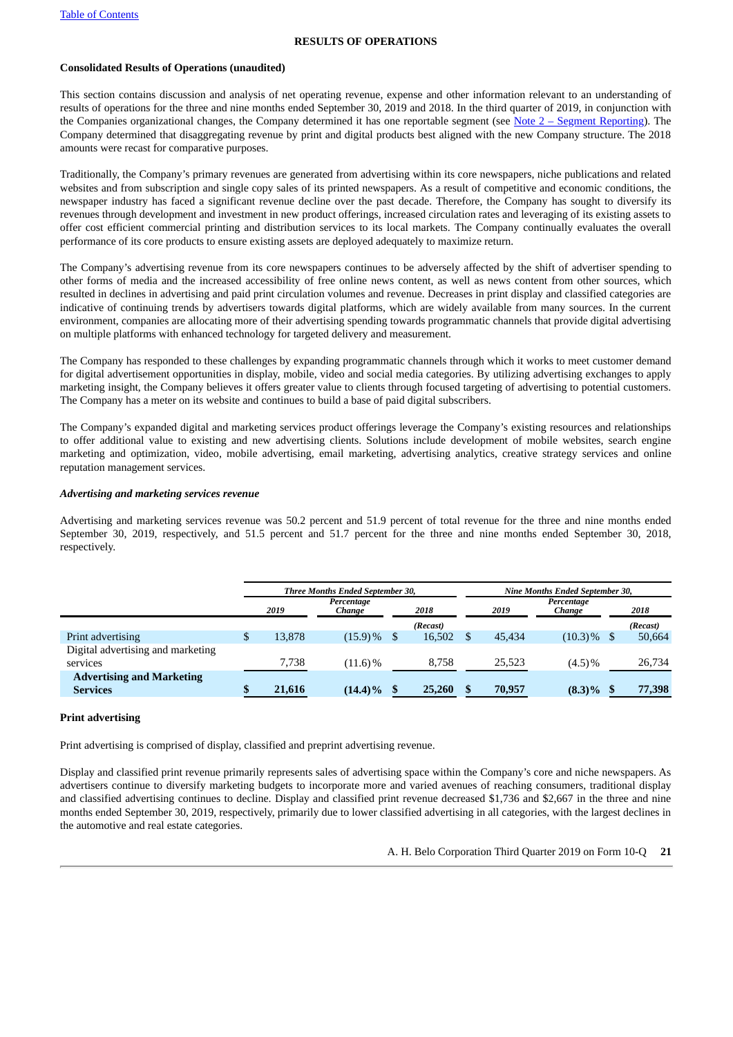[Table of Contents](#)

# RESULTS OF OPERATIONS

**Consolidated Results of Operations (unaudited)**

This section contains discussion and analysis of net operating revenue, expense and other information relevant to an understanding of results of operations for the three and nine months ended September 30, 2019 and 2018. In the third quarter of 2019, in conjunction with the Companies organizational changes, the Company determined it has one reportable segment (see Note 2 – Segment Reporting). The Company determined that disaggregating revenue by print and digital products best aligned with the new Company structure. The 2018 amounts were recast for comparative purposes.

Traditionally, the Company's primary revenues are generated from advertising within its core newspapers, niche publications and related websites and from subscription and single copy sales of its printed newspapers. As a result of competitive and economic conditions, the newspaper industry has faced a significant revenue decline over the past decade. Therefore, the Company has sought to diversify its revenues through development and investment in new product offerings, increased circulation rates and leveraging of its existing assets to offer cost efficient commercial printing and distribution services to its local markets. The Company continually evaluates the overall performance of its core products to ensure existing assets are deployed adequately to maximize return.

The Company's advertising revenue from its core newspapers continues to be adversely affected by the shift of advertiser spending to other forms of media and the increased accessibility of free online news content, as well as news content from other sources, which resulted in declines in advertising and paid print circulation volumes and revenue. Decreases in print display and classified categories are indicative of continuing trends by advertisers towards digital platforms, which are widely available from many sources. In the current environment, companies are allocating more of their advertising spending towards programmatic channels that provide digital advertising on multiple platforms with enhanced technology for targeted delivery and measurement.

The Company has responded to these challenges by expanding programmatic channels through which it works to meet customer demand for digital advertisement opportunities in display, mobile, video and social media categories. By utilizing advertising exchanges to apply marketing insight, the Company believes it offers greater value to clients through focused targeting of advertising to potential customers. The Company has a meter on its website and continues to build a base of paid digital subscribers.

The Company's expanded digital and marketing services product offerings leverage the Company's existing resources and relationships to offer additional value to existing and new advertising clients. Solutions include development of mobile websites, search engine marketing and optimization, video, mobile advertising, email marketing, advertising analytics, creative strategy services and online reputation management services.

***Advertising and marketing services revenue***

Advertising and marketing services revenue was 50.2 percent and 51.9 percent of total revenue for the three and nine months ended September 30, 2019, respectively, and 51.5 percent and 51.7 percent for the three and nine months ended September 30, 2018, respectively.

| | *Three Months Ended September 30,* | | | *Nine Months Ended September 30,* | | |
|---|---|---|---|---|---|---|
| | *2019* | *Percentage Change* | *2018* | *2019* | *Percentage Change* | *2018* |
| | | | *(Recast)* | | | *(Recast)* |
| Print advertising | $ 13,878 | (15.9)% | $ 16,502 | $ 45,434 | (10.3)% | $ 50,664 |
| Digital advertising and marketing services | 7,738 | (11.6)% | 8,758 | 25,523 | (4.5)% | 26,734 |
| **Advertising and Marketing Services** | **$ 21,616** | **(14.4)%** | **$ 25,260** | **$ 70,957** | **(8.3)%** | **$ 77,398** |

**Print advertising**

Print advertising is comprised of display, classified and preprint advertising revenue.

Display and classified print revenue primarily represents sales of advertising space within the Company's core and niche newspapers. As advertisers continue to diversify marketing budgets to incorporate more and varied avenues of reaching consumers, traditional display and classified advertising continues to decline. Display and classified print revenue decreased $1,736 and $2,667 in the three and nine months ended September 30, 2019, respectively, primarily due to lower classified advertising in all categories, with the largest declines in the automotive and real estate categories.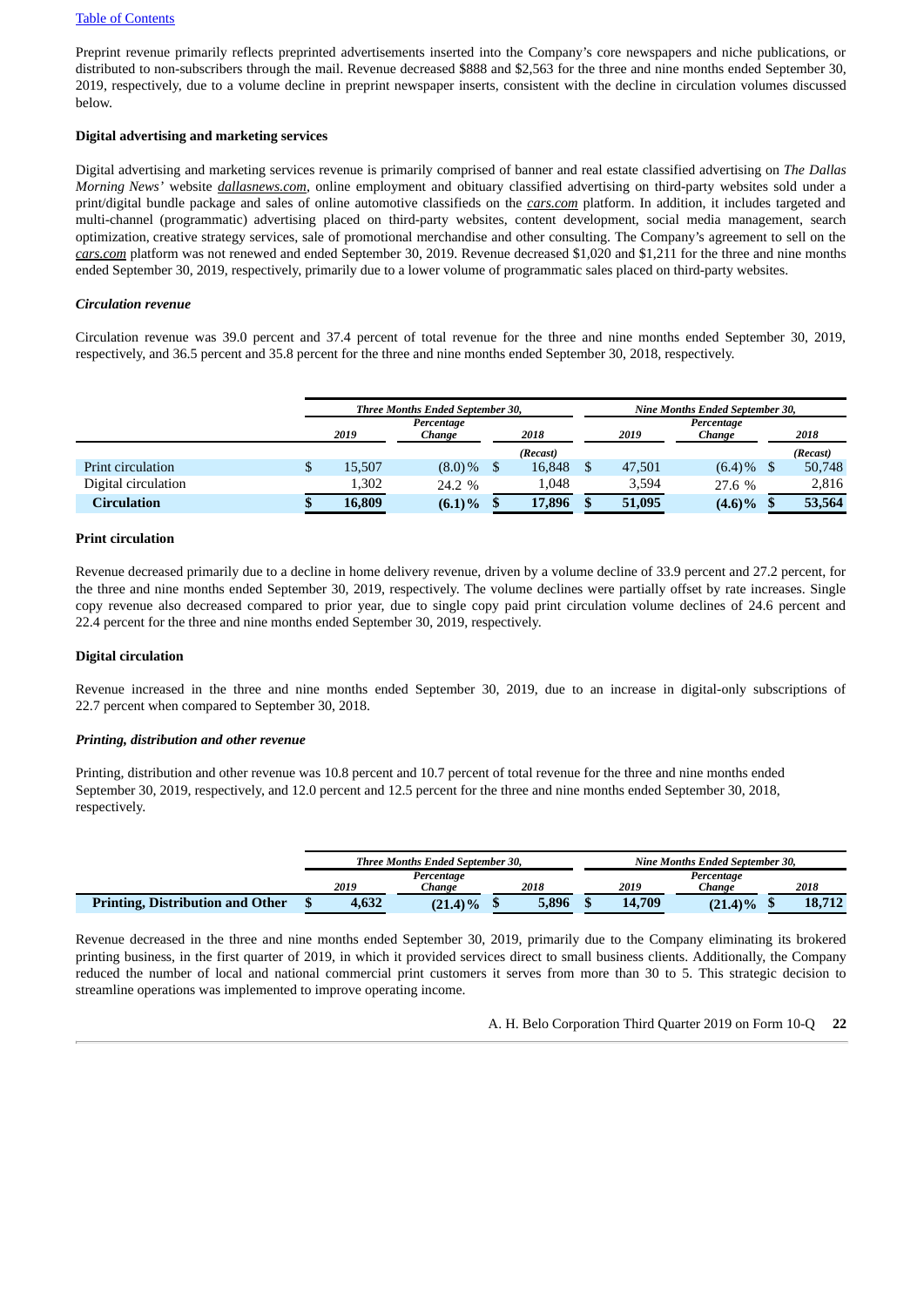Preprint revenue primarily reflects preprinted advertisements inserted into the Company's core newspapers and niche publications, or distributed to non-subscribers through the mail. Revenue decreased $888 and $2,563 for the three and nine months ended September 30, 2019, respectively, due to a volume decline in preprint newspaper inserts, consistent with the decline in circulation volumes discussed below.

**Digital advertising and marketing services**

Digital advertising and marketing services revenue is primarily comprised of banner and real estate classified advertising on *The Dallas Morning News'* website *dallasnews.com*, online employment and obituary classified advertising on third-party websites sold under a print/digital bundle package and sales of online automotive classifieds on the *cars.com* platform. In addition, it includes targeted and multi-channel (programmatic) advertising placed on third-party websites, content development, social media management, search optimization, creative strategy services, sale of promotional merchandise and other consulting. The Company's agreement to sell on the *cars.com* platform was not renewed and ended September 30, 2019. Revenue decreased $1,020 and $1,211 for the three and nine months ended September 30, 2019, respectively, primarily due to a lower volume of programmatic sales placed on third-party websites.

***Circulation revenue***

Circulation revenue was 39.0 percent and 37.4 percent of total revenue for the three and nine months ended September 30, 2019, respectively, and 36.5 percent and 35.8 percent for the three and nine months ended September 30, 2018, respectively.

| | *Three Months Ended September 30,* | | | *Nine Months Ended September 30,* | | |
|---|---|---|---|---|---|---|
| | *2019* | *Percentage Change* | *2018* | *2019* | *Percentage Change* | *2018* |
| | | | *(Recast)* | | | *(Recast)* |
| Print circulation | $ 15,507 | (8.0)% | $ 16,848 | $ 47,501 | (6.4)% | $ 50,748 |
| Digital circulation | 1,302 | 24.2 % | 1,048 | 3,594 | 27.6 % | 2,816 |
| **Circulation** | **$ 16,809** | **(6.1)%** | **$ 17,896** | **$ 51,095** | **(4.6)%** | **$ 53,564** |

**Print circulation**

Revenue decreased primarily due to a decline in home delivery revenue, driven by a volume decline of 33.9 percent and 27.2 percent, for the three and nine months ended September 30, 2019, respectively. The volume declines were partially offset by rate increases. Single copy revenue also decreased compared to prior year, due to single copy paid print circulation volume declines of 24.6 percent and 22.4 percent for the three and nine months ended September 30, 2019, respectively.

**Digital circulation**

Revenue increased in the three and nine months ended September 30, 2019, due to an increase in digital-only subscriptions of 22.7 percent when compared to September 30, 2018.

***Printing, distribution and other revenue***

Printing, distribution and other revenue was 10.8 percent and 10.7 percent of total revenue for the three and nine months ended September 30, 2019, respectively, and 12.0 percent and 12.5 percent for the three and nine months ended September 30, 2018, respectively.

| | *Three Months Ended September 30,* | | | *Nine Months Ended September 30,* | | |
|---|---|---|---|---|---|---|
| | *2019* | *Percentage Change* | *2018* | *2019* | *Percentage Change* | *2018* |
| **Printing, Distribution and Other** | **$ 4,632** | **(21.4)%** | **$ 5,896** | **$ 14,709** | **(21.4)%** | **$ 18,712** |

Revenue decreased in the three and nine months ended September 30, 2019, primarily due to the Company eliminating its brokered printing business, in the first quarter of 2019, in which it provided services direct to small business clients. Additionally, the Company reduced the number of local and national commercial print customers it serves from more than 30 to 5. This strategic decision to streamline operations was implemented to improve operating income.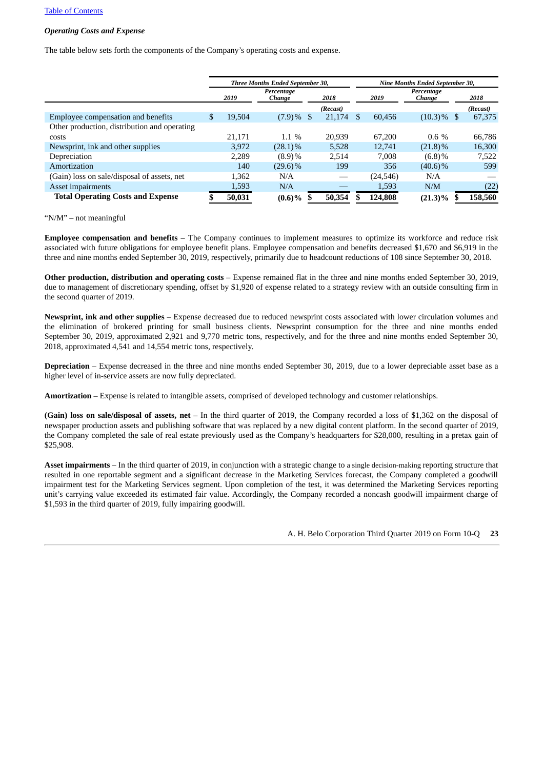[Table of Contents](#)

***Operating Costs and Expense***

The table below sets forth the components of the Company's operating costs and expense.

| | *Three Months Ended September 30,* | | | *Nine Months Ended September 30,* | | |
|---|---|---|---|---|---|---|
| | *2019* | *Percentage Change* | *2018* | *2019* | *Percentage Change* | *2018* |
| | | | *(Recast)* | | | *(Recast)* |
| Employee compensation and benefits | $ 19,504 | (7.9)% | $ 21,174 | $ 60,456 | (10.3)% | $ 67,375 |
| Other production, distribution and operating costs | 21,171 | 1.1 % | 20,939 | 67,200 | 0.6 % | 66,786 |
| Newsprint, ink and other supplies | 3,972 | (28.1)% | 5,528 | 12,741 | (21.8)% | 16,300 |
| Depreciation | 2,289 | (8.9)% | 2,514 | 7,008 | (6.8)% | 7,522 |
| Amortization | 140 | (29.6)% | 199 | 356 | (40.6)% | 599 |
| (Gain) loss on sale/disposal of assets, net | 1,362 | N/A | — | (24,546) | N/A | — |
| Asset impairments | 1,593 | N/A | — | 1,593 | N/M | (22) |
| **Total Operating Costs and Expense** | **$ 50,031** | **(0.6)%** | **$ 50,354** | **$ 124,808** | **(21.3)%** | **$ 158,560** |

"N/M" – not meaningful

**Employee compensation and benefits** – The Company continues to implement measures to optimize its workforce and reduce risk associated with future obligations for employee benefit plans. Employee compensation and benefits decreased $1,670 and $6,919 in the three and nine months ended September 30, 2019, respectively, primarily due to headcount reductions of 108 since September 30, 2018.

**Other production, distribution and operating costs** – Expense remained flat in the three and nine months ended September 30, 2019, due to management of discretionary spending, offset by $1,920 of expense related to a strategy review with an outside consulting firm in the second quarter of 2019.

**Newsprint, ink and other supplies** – Expense decreased due to reduced newsprint costs associated with lower circulation volumes and the elimination of brokered printing for small business clients. Newsprint consumption for the three and nine months ended September 30, 2019, approximated 2,921 and 9,770 metric tons, respectively, and for the three and nine months ended September 30, 2018, approximated 4,541 and 14,554 metric tons, respectively.

**Depreciation** – Expense decreased in the three and nine months ended September 30, 2019, due to a lower depreciable asset base as a higher level of in-service assets are now fully depreciated.

**Amortization** – Expense is related to intangible assets, comprised of developed technology and customer relationships.

**(Gain) loss on sale/disposal of assets, net** – In the third quarter of 2019, the Company recorded a loss of $1,362 on the disposal of newspaper production assets and publishing software that was replaced by a new digital content platform. In the second quarter of 2019, the Company completed the sale of real estate previously used as the Company's headquarters for $28,000, resulting in a pretax gain of $25,908.

**Asset impairments** – In the third quarter of 2019, in conjunction with a strategic change to a single decision-making reporting structure that resulted in one reportable segment and a significant decrease in the Marketing Services forecast, the Company completed a goodwill impairment test for the Marketing Services segment. Upon completion of the test, it was determined the Marketing Services reporting unit's carrying value exceeded its estimated fair value. Accordingly, the Company recorded a noncash goodwill impairment charge of $1,593 in the third quarter of 2019, fully impairing goodwill.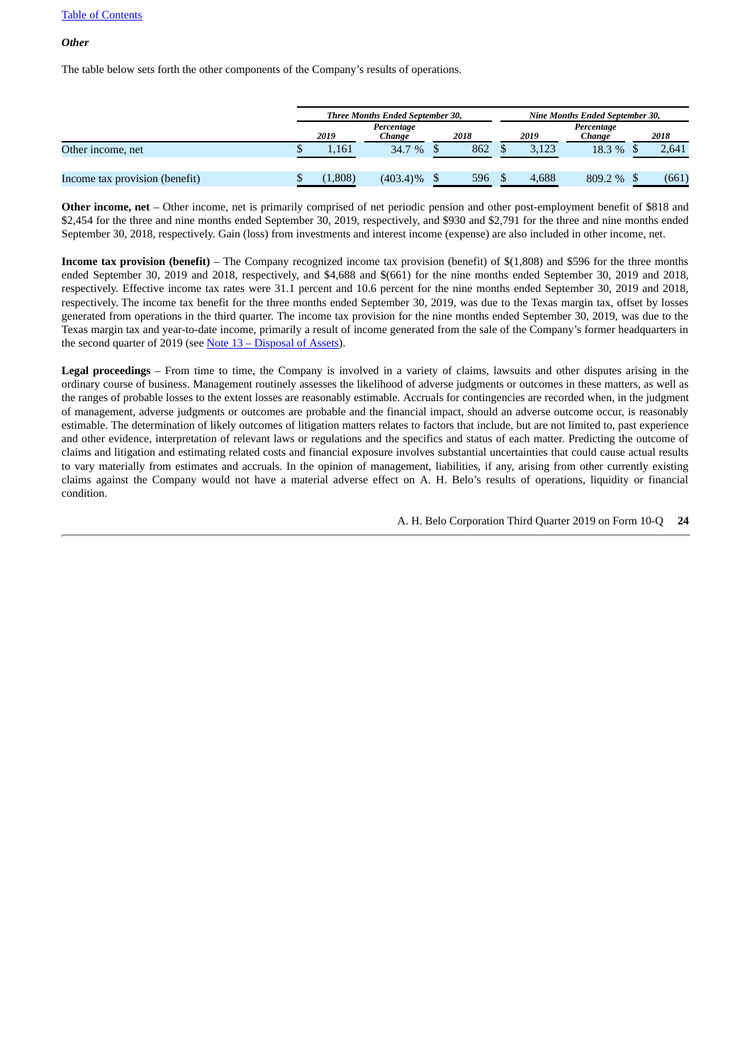[Table of Contents](#)

***Other***

The table below sets forth the other components of the Company's results of operations.

| | Three Months Ended September 30, | | | Nine Months Ended September 30, | | |
|---|---|---|---|---|---|---|
| | *2019* | *Percentage Change* | *2018* | *2019* | *Percentage Change* | *2018* |
| Other income, net | $ 1,161 | 34.7 % | $ 862 | $ 3,123 | 18.3 % | $ 2,641 |
| Income tax provision (benefit) | $ (1,808) | (403.4)% | $ 596 | $ 4,688 | 809.2 % | $ (661) |

**Other income, net** – Other income, net is primarily comprised of net periodic pension and other post-employment benefit of $818 and $2,454 for the three and nine months ended September 30, 2019, respectively, and $930 and $2,791 for the three and nine months ended September 30, 2018, respectively. Gain (loss) from investments and interest income (expense) are also included in other income, net.

**Income tax provision (benefit)** – The Company recognized income tax provision (benefit) of $(1,808) and $596 for the three months ended September 30, 2019 and 2018, respectively, and $4,688 and $(661) for the nine months ended September 30, 2019 and 2018, respectively. Effective income tax rates were 31.1 percent and 10.6 percent for the nine months ended September 30, 2019 and 2018, respectively. The income tax benefit for the three months ended September 30, 2019, was due to the Texas margin tax, offset by losses generated from operations in the third quarter. The income tax provision for the nine months ended September 30, 2019, was due to the Texas margin tax and year-to-date income, primarily a result of income generated from the sale of the Company's former headquarters in the second quarter of 2019 (see [Note 13 – Disposal of Assets](#)).

**Legal proceedings** – From time to time, the Company is involved in a variety of claims, lawsuits and other disputes arising in the ordinary course of business. Management routinely assesses the likelihood of adverse judgments or outcomes in these matters, as well as the ranges of probable losses to the extent losses are reasonably estimable. Accruals for contingencies are recorded when, in the judgment of management, adverse judgments or outcomes are probable and the financial impact, should an adverse outcome occur, is reasonably estimable. The determination of likely outcomes of litigation matters relates to factors that include, but are not limited to, past experience and other evidence, interpretation of relevant laws or regulations and the specifics and status of each matter. Predicting the outcome of claims and litigation and estimating related costs and financial exposure involves substantial uncertainties that could cause actual results to vary materially from estimates and accruals. In the opinion of management, liabilities, if any, arising from other currently existing claims against the Company would not have a material adverse effect on A. H. Belo's results of operations, liquidity or financial condition.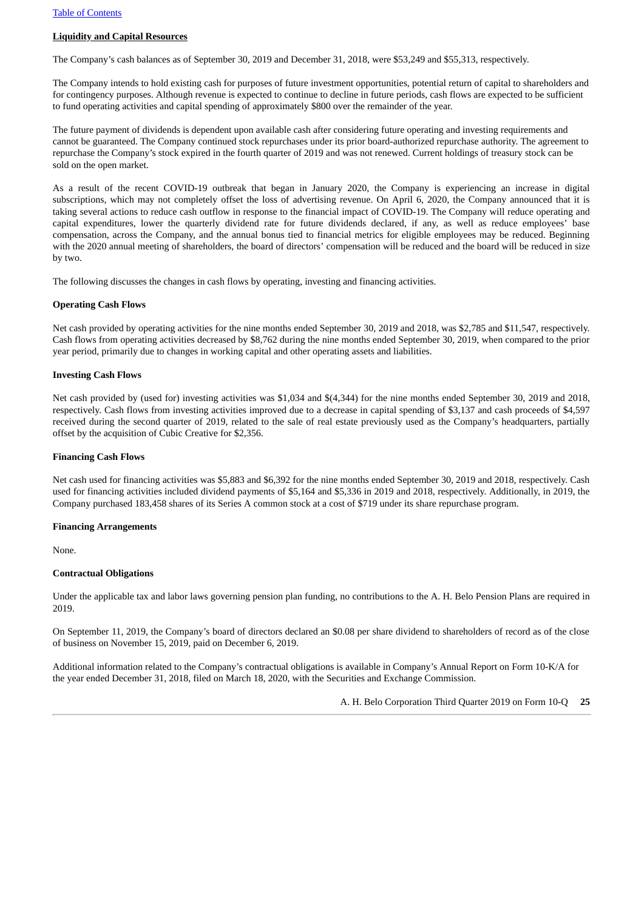## Liquidity and Capital Resources

The Company's cash balances as of September 30, 2019 and December 31, 2018, were $53,249 and $55,313, respectively.

The Company intends to hold existing cash for purposes of future investment opportunities, potential return of capital to shareholders and for contingency purposes. Although revenue is expected to continue to decline in future periods, cash flows are expected to be sufficient to fund operating activities and capital spending of approximately $800 over the remainder of the year.

The future payment of dividends is dependent upon available cash after considering future operating and investing requirements and cannot be guaranteed. The Company continued stock repurchases under its prior board-authorized repurchase authority. The agreement to repurchase the Company's stock expired in the fourth quarter of 2019 and was not renewed. Current holdings of treasury stock can be sold on the open market.

As a result of the recent COVID-19 outbreak that began in January 2020, the Company is experiencing an increase in digital subscriptions, which may not completely offset the loss of advertising revenue. On April 6, 2020, the Company announced that it is taking several actions to reduce cash outflow in response to the financial impact of COVID-19. The Company will reduce operating and capital expenditures, lower the quarterly dividend rate for future dividends declared, if any, as well as reduce employees' base compensation, across the Company, and the annual bonus tied to financial metrics for eligible employees may be reduced. Beginning with the 2020 annual meeting of shareholders, the board of directors' compensation will be reduced and the board will be reduced in size by two.

The following discusses the changes in cash flows by operating, investing and financing activities.

### Operating Cash Flows

Net cash provided by operating activities for the nine months ended September 30, 2019 and 2018, was $2,785 and $11,547, respectively. Cash flows from operating activities decreased by $8,762 during the nine months ended September 30, 2019, when compared to the prior year period, primarily due to changes in working capital and other operating assets and liabilities.

### Investing Cash Flows

Net cash provided by (used for) investing activities was $1,034 and $(4,344) for the nine months ended September 30, 2019 and 2018, respectively. Cash flows from investing activities improved due to a decrease in capital spending of $3,137 and cash proceeds of $4,597 received during the second quarter of 2019, related to the sale of real estate previously used as the Company's headquarters, partially offset by the acquisition of Cubic Creative for $2,356.

### Financing Cash Flows

Net cash used for financing activities was $5,883 and $6,392 for the nine months ended September 30, 2019 and 2018, respectively. Cash used for financing activities included dividend payments of $5,164 and $5,336 in 2019 and 2018, respectively. Additionally, in 2019, the Company purchased 183,458 shares of its Series A common stock at a cost of $719 under its share repurchase program.

### Financing Arrangements

None.

### Contractual Obligations

Under the applicable tax and labor laws governing pension plan funding, no contributions to the A. H. Belo Pension Plans are required in 2019.

On September 11, 2019, the Company's board of directors declared an $0.08 per share dividend to shareholders of record as of the close of business on November 15, 2019, paid on December 6, 2019.

Additional information related to the Company's contractual obligations is available in Company's Annual Report on Form 10-K/A for the year ended December 31, 2018, filed on March 18, 2020, with the Securities and Exchange Commission.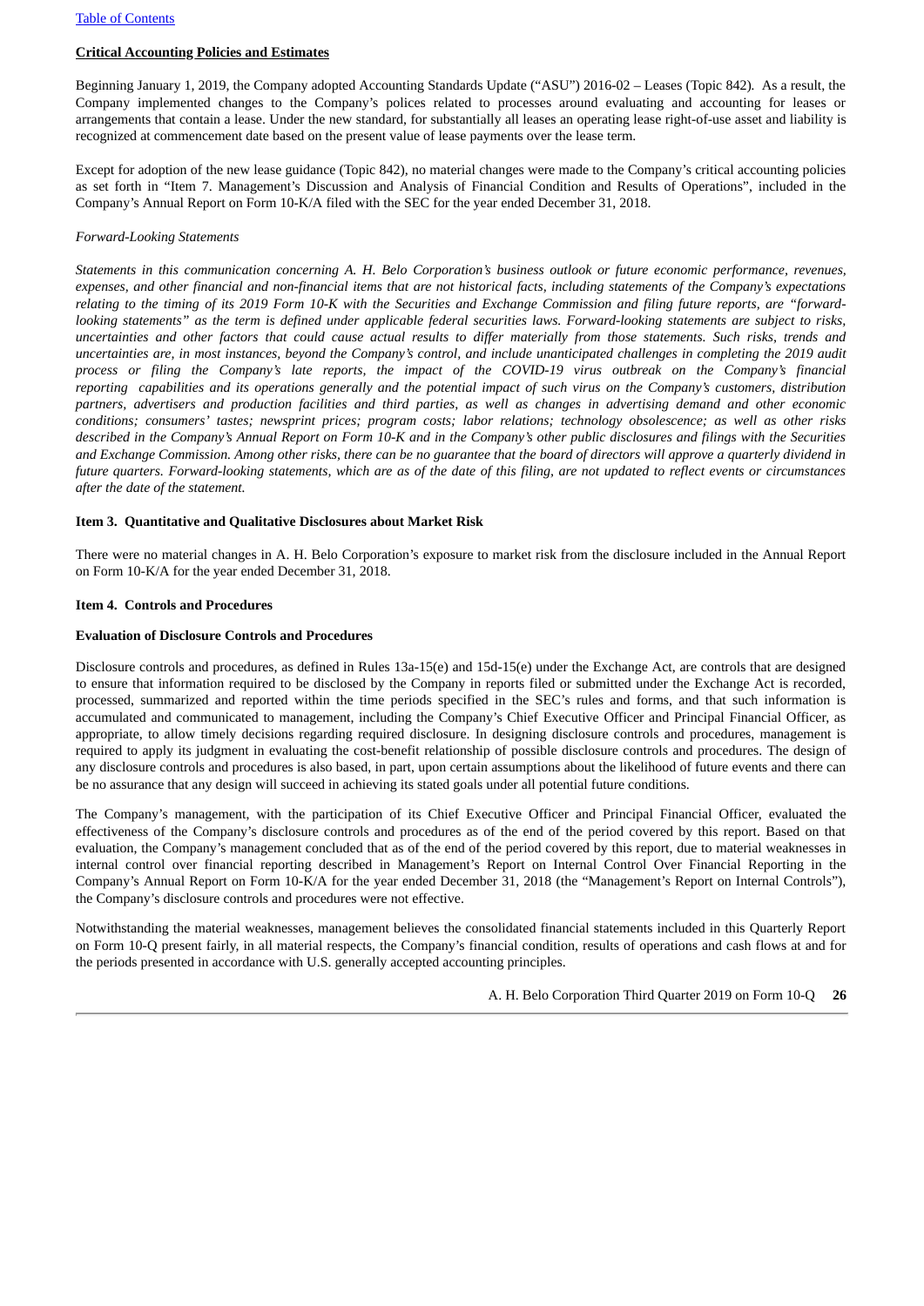**Critical Accounting Policies and Estimates**

Beginning January 1, 2019, the Company adopted Accounting Standards Update ("ASU") 2016-02 – Leases (Topic 842). As a result, the Company implemented changes to the Company's polices related to processes around evaluating and accounting for leases or arrangements that contain a lease. Under the new standard, for substantially all leases an operating lease right-of-use asset and liability is recognized at commencement date based on the present value of lease payments over the lease term.

Except for adoption of the new lease guidance (Topic 842), no material changes were made to the Company's critical accounting policies as set forth in "Item 7. Management's Discussion and Analysis of Financial Condition and Results of Operations", included in the Company's Annual Report on Form 10-K/A filed with the SEC for the year ended December 31, 2018.

*Forward-Looking Statements*

*Statements in this communication concerning A. H. Belo Corporation's business outlook or future economic performance, revenues, expenses, and other financial and non-financial items that are not historical facts, including statements of the Company's expectations relating to the timing of its 2019 Form 10-K with the Securities and Exchange Commission and filing future reports, are "forward-looking statements" as the term is defined under applicable federal securities laws. Forward-looking statements are subject to risks, uncertainties and other factors that could cause actual results to differ materially from those statements. Such risks, trends and uncertainties are, in most instances, beyond the Company's control, and include unanticipated challenges in completing the 2019 audit process or filing the Company's late reports, the impact of the COVID-19 virus outbreak on the Company's financial reporting capabilities and its operations generally and the potential impact of such virus on the Company's customers, distribution partners, advertisers and production facilities and third parties, as well as changes in advertising demand and other economic conditions; consumers' tastes; newsprint prices; program costs; labor relations; technology obsolescence; as well as other risks described in the Company's Annual Report on Form 10-K and in the Company's other public disclosures and filings with the Securities and Exchange Commission. Among other risks, there can be no guarantee that the board of directors will approve a quarterly dividend in future quarters. Forward-looking statements, which are as of the date of this filing, are not updated to reflect events or circumstances after the date of the statement.*

**Item 3. Quantitative and Qualitative Disclosures about Market Risk**

There were no material changes in A. H. Belo Corporation's exposure to market risk from the disclosure included in the Annual Report on Form 10-K/A for the year ended December 31, 2018.

**Item 4. Controls and Procedures**

**Evaluation of Disclosure Controls and Procedures**

Disclosure controls and procedures, as defined in Rules 13a-15(e) and 15d-15(e) under the Exchange Act, are controls that are designed to ensure that information required to be disclosed by the Company in reports filed or submitted under the Exchange Act is recorded, processed, summarized and reported within the time periods specified in the SEC's rules and forms, and that such information is accumulated and communicated to management, including the Company's Chief Executive Officer and Principal Financial Officer, as appropriate, to allow timely decisions regarding required disclosure. In designing disclosure controls and procedures, management is required to apply its judgment in evaluating the cost-benefit relationship of possible disclosure controls and procedures. The design of any disclosure controls and procedures is also based, in part, upon certain assumptions about the likelihood of future events and there can be no assurance that any design will succeed in achieving its stated goals under all potential future conditions.

The Company's management, with the participation of its Chief Executive Officer and Principal Financial Officer, evaluated the effectiveness of the Company's disclosure controls and procedures as of the end of the period covered by this report. Based on that evaluation, the Company's management concluded that as of the end of the period covered by this report, due to material weaknesses in internal control over financial reporting described in Management's Report on Internal Control Over Financial Reporting in the Company's Annual Report on Form 10-K/A for the year ended December 31, 2018 (the "Management's Report on Internal Controls"), the Company's disclosure controls and procedures were not effective.

Notwithstanding the material weaknesses, management believes the consolidated financial statements included in this Quarterly Report on Form 10-Q present fairly, in all material respects, the Company's financial condition, results of operations and cash flows at and for the periods presented in accordance with U.S. generally accepted accounting principles.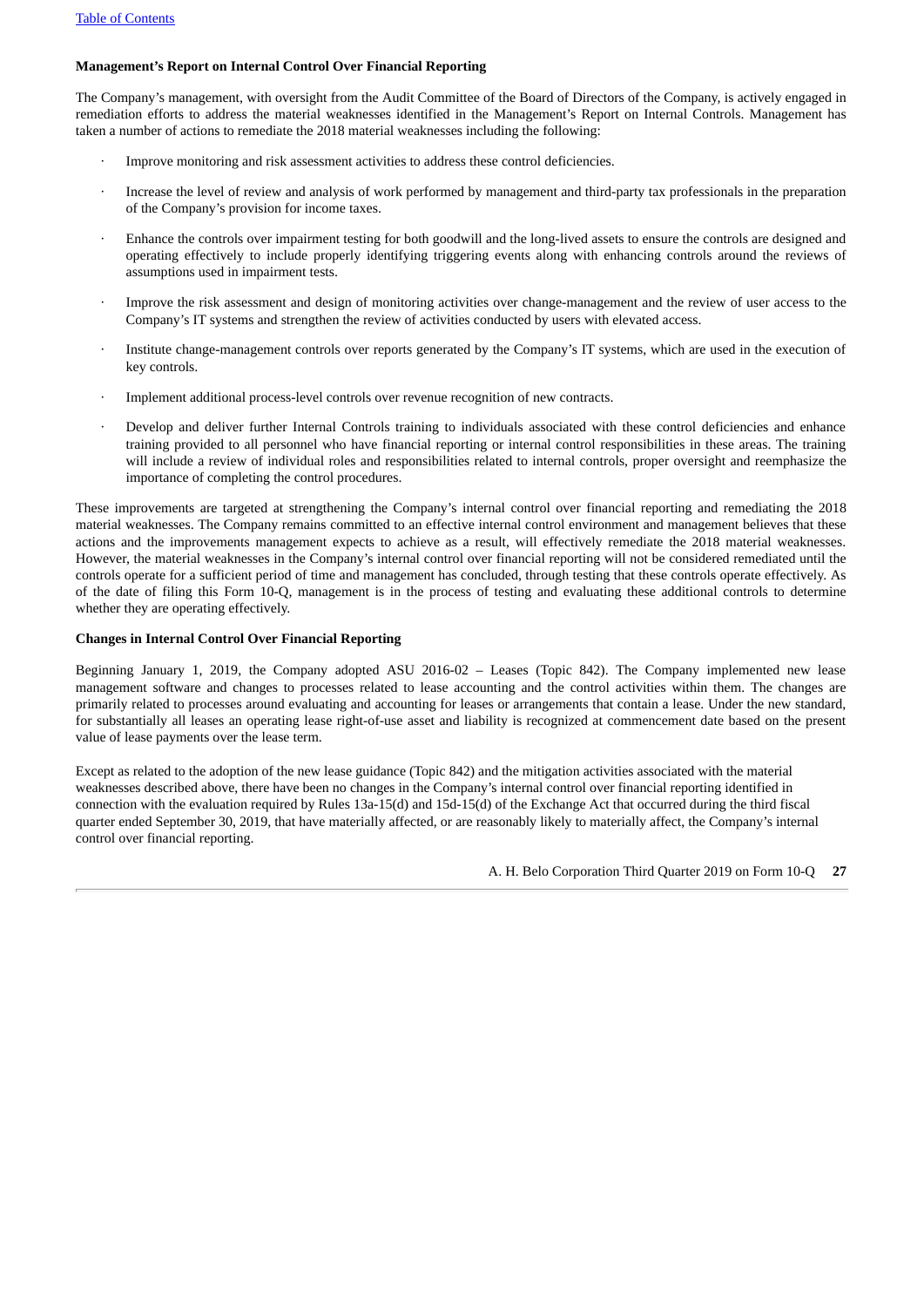**Management's Report on Internal Control Over Financial Reporting**

The Company's management, with oversight from the Audit Committee of the Board of Directors of the Company, is actively engaged in remediation efforts to address the material weaknesses identified in the Management's Report on Internal Controls. Management has taken a number of actions to remediate the 2018 material weaknesses including the following:

- Improve monitoring and risk assessment activities to address these control deficiencies.
- Increase the level of review and analysis of work performed by management and third-party tax professionals in the preparation of the Company's provision for income taxes.
- Enhance the controls over impairment testing for both goodwill and the long-lived assets to ensure the controls are designed and operating effectively to include properly identifying triggering events along with enhancing controls around the reviews of assumptions used in impairment tests.
- Improve the risk assessment and design of monitoring activities over change-management and the review of user access to the Company's IT systems and strengthen the review of activities conducted by users with elevated access.
- Institute change-management controls over reports generated by the Company's IT systems, which are used in the execution of key controls.
- Implement additional process-level controls over revenue recognition of new contracts.
- Develop and deliver further Internal Controls training to individuals associated with these control deficiencies and enhance training provided to all personnel who have financial reporting or internal control responsibilities in these areas. The training will include a review of individual roles and responsibilities related to internal controls, proper oversight and reemphasize the importance of completing the control procedures.

These improvements are targeted at strengthening the Company's internal control over financial reporting and remediating the 2018 material weaknesses. The Company remains committed to an effective internal control environment and management believes that these actions and the improvements management expects to achieve as a result, will effectively remediate the 2018 material weaknesses. However, the material weaknesses in the Company's internal control over financial reporting will not be considered remediated until the controls operate for a sufficient period of time and management has concluded, through testing that these controls operate effectively. As of the date of filing this Form 10-Q, management is in the process of testing and evaluating these additional controls to determine whether they are operating effectively.

**Changes in Internal Control Over Financial Reporting**

Beginning January 1, 2019, the Company adopted ASU 2016-02 – Leases (Topic 842). The Company implemented new lease management software and changes to processes related to lease accounting and the control activities within them. The changes are primarily related to processes around evaluating and accounting for leases or arrangements that contain a lease. Under the new standard, for substantially all leases an operating lease right-of-use asset and liability is recognized at commencement date based on the present value of lease payments over the lease term.

Except as related to the adoption of the new lease guidance (Topic 842) and the mitigation activities associated with the material weaknesses described above, there have been no changes in the Company's internal control over financial reporting identified in connection with the evaluation required by Rules 13a-15(d) and 15d-15(d) of the Exchange Act that occurred during the third fiscal quarter ended September 30, 2019, that have materially affected, or are reasonably likely to materially affect, the Company's internal control over financial reporting.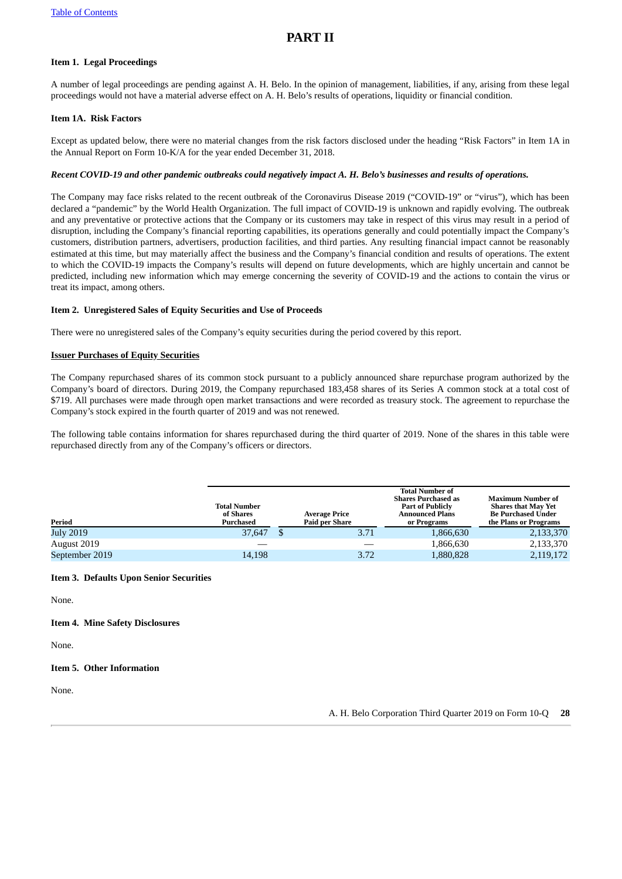# PART II

**Item 1. Legal Proceedings**

A number of legal proceedings are pending against A. H. Belo. In the opinion of management, liabilities, if any, arising from these legal proceedings would not have a material adverse effect on A. H. Belo's results of operations, liquidity or financial condition.

**Item 1A. Risk Factors**

Except as updated below, there were no material changes from the risk factors disclosed under the heading "Risk Factors" in Item 1A in the Annual Report on Form 10-K/A for the year ended December 31, 2018.

***Recent COVID-19 and other pandemic outbreaks could negatively impact A. H. Belo's businesses and results of operations.***

The Company may face risks related to the recent outbreak of the Coronavirus Disease 2019 ("COVID-19" or "virus"), which has been declared a "pandemic" by the World Health Organization. The full impact of COVID-19 is unknown and rapidly evolving. The outbreak and any preventative or protective actions that the Company or its customers may take in respect of this virus may result in a period of disruption, including the Company's financial reporting capabilities, its operations generally and could potentially impact the Company's customers, distribution partners, advertisers, production facilities, and third parties. Any resulting financial impact cannot be reasonably estimated at this time, but may materially affect the business and the Company's financial condition and results of operations. The extent to which the COVID-19 impacts the Company's results will depend on future developments, which are highly uncertain and cannot be predicted, including new information which may emerge concerning the severity of COVID-19 and the actions to contain the virus or treat its impact, among others.

**Item 2. Unregistered Sales of Equity Securities and Use of Proceeds**

There were no unregistered sales of the Company's equity securities during the period covered by this report.

**Issuer Purchases of Equity Securities**

The Company repurchased shares of its common stock pursuant to a publicly announced share repurchase program authorized by the Company's board of directors. During 2019, the Company repurchased 183,458 shares of its Series A common stock at a total cost of $719. All purchases were made through open market transactions and were recorded as treasury stock. The agreement to repurchase the Company's stock expired in the fourth quarter of 2019 and was not renewed.

The following table contains information for shares repurchased during the third quarter of 2019. None of the shares in this table were repurchased directly from any of the Company's officers or directors.

| Period | Total Number of Shares Purchased | Average Price Paid per Share | Total Number of Shares Purchased as Part of Publicly Announced Plans or Programs | Maximum Number of Shares that May Yet Be Purchased Under the Plans or Programs |
|---|---|---|---|---|
| July 2019 | 37,647 | $ 3.71 | 1,866,630 | 2,133,370 |
| August 2019 | — | — | 1,866,630 | 2,133,370 |
| September 2019 | 14,198 | 3.72 | 1,880,828 | 2,119,172 |

**Item 3. Defaults Upon Senior Securities**

None.

**Item 4. Mine Safety Disclosures**

None.

**Item 5. Other Information**

None.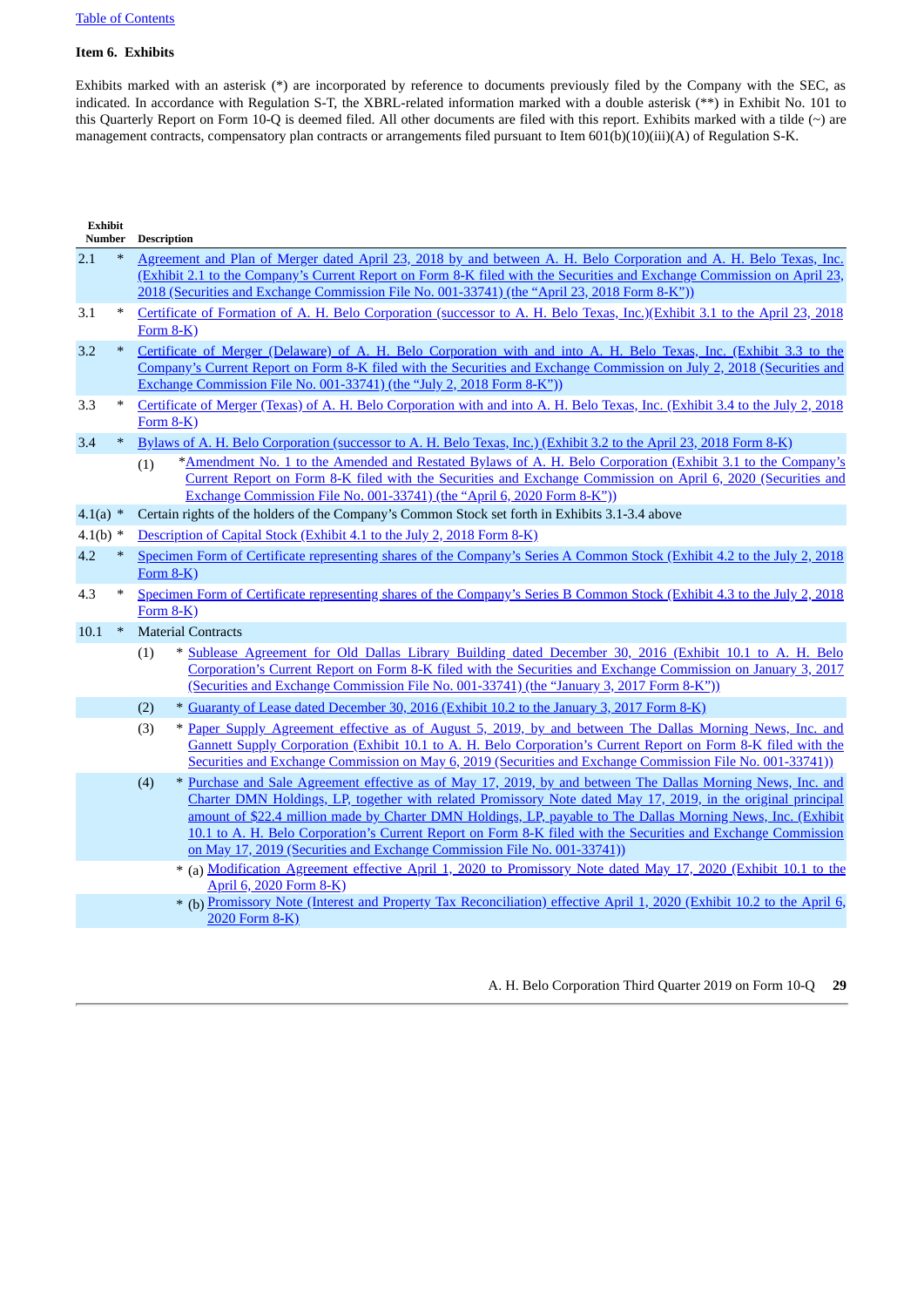Table of Contents

**Item 6. Exhibits**

Exhibits marked with an asterisk (*) are incorporated by reference to documents previously filed by the Company with the SEC, as indicated. In accordance with Regulation S-T, the XBRL-related information marked with a double asterisk (**) in Exhibit No. 101 to this Quarterly Report on Form 10-Q is deemed filed. All other documents are filed with this report. Exhibits marked with a tilde (~) are management contracts, compensatory plan contracts or arrangements filed pursuant to Item 601(b)(10)(iii)(A) of Regulation S-K.

| Exhibit Number | | Description |
|---|---|---|
| 2.1 | * | Agreement and Plan of Merger dated April 23, 2018 by and between A. H. Belo Corporation and A. H. Belo Texas, Inc. (Exhibit 2.1 to the Company's Current Report on Form 8-K filed with the Securities and Exchange Commission on April 23, 2018 (Securities and Exchange Commission File No. 001-33741) (the "April 23, 2018 Form 8-K")) |
| 3.1 | * | Certificate of Formation of A. H. Belo Corporation (successor to A. H. Belo Texas, Inc.)(Exhibit 3.1 to the April 23, 2018 Form 8-K) |
| 3.2 | * | Certificate of Merger (Delaware) of A. H. Belo Corporation with and into A. H. Belo Texas, Inc. (Exhibit 3.3 to the Company's Current Report on Form 8-K filed with the Securities and Exchange Commission on July 2, 2018 (Securities and Exchange Commission File No. 001-33741) (the "July 2, 2018 Form 8-K")) |
| 3.3 | * | Certificate of Merger (Texas) of A. H. Belo Corporation with and into A. H. Belo Texas, Inc. (Exhibit 3.4 to the July 2, 2018 Form 8-K) |
| 3.4 | * | Bylaws of A. H. Belo Corporation (successor to A. H. Belo Texas, Inc.) (Exhibit 3.2 to the April 23, 2018 Form 8-K) |
| | | (1) *Amendment No. 1 to the Amended and Restated Bylaws of A. H. Belo Corporation (Exhibit 3.1 to the Company's Current Report on Form 8-K filed with the Securities and Exchange Commission on April 6, 2020 (Securities and Exchange Commission File No. 001-33741) (the "April 6, 2020 Form 8-K")) |
| 4.1(a) | * | Certain rights of the holders of the Company's Common Stock set forth in Exhibits 3.1-3.4 above |
| 4.1(b) | * | Description of Capital Stock (Exhibit 4.1 to the July 2, 2018 Form 8-K) |
| 4.2 | * | Specimen Form of Certificate representing shares of the Company's Series A Common Stock (Exhibit 4.2 to the July 2, 2018 Form 8-K) |
| 4.3 | * | Specimen Form of Certificate representing shares of the Company's Series B Common Stock (Exhibit 4.3 to the July 2, 2018 Form 8-K) |
| 10.1 | * | Material Contracts |
| | | (1) * Sublease Agreement for Old Dallas Library Building dated December 30, 2016 (Exhibit 10.1 to A. H. Belo Corporation's Current Report on Form 8-K filed with the Securities and Exchange Commission on January 3, 2017 (Securities and Exchange Commission File No. 001-33741) (the "January 3, 2017 Form 8-K")) |
| | | (2) * Guaranty of Lease dated December 30, 2016 (Exhibit 10.2 to the January 3, 2017 Form 8-K) |
| | | (3) * Paper Supply Agreement effective as of August 5, 2019, by and between The Dallas Morning News, Inc. and Gannett Supply Corporation (Exhibit 10.1 to A. H. Belo Corporation's Current Report on Form 8-K filed with the Securities and Exchange Commission on May 6, 2019 (Securities and Exchange Commission File No. 001-33741)) |
| | | (4) * Purchase and Sale Agreement effective as of May 17, 2019, by and between The Dallas Morning News, Inc. and Charter DMN Holdings, LP, together with related Promissory Note dated May 17, 2019, in the original principal amount of $22.4 million made by Charter DMN Holdings, LP, payable to The Dallas Morning News, Inc. (Exhibit 10.1 to A. H. Belo Corporation's Current Report on Form 8-K filed with the Securities and Exchange Commission on May 17, 2019 (Securities and Exchange Commission File No. 001-33741)) |
| | | * (a) Modification Agreement effective April 1, 2020 to Promissory Note dated May 17, 2020 (Exhibit 10.1 to the April 6, 2020 Form 8-K) |
| | | * (b) Promissory Note (Interest and Property Tax Reconciliation) effective April 1, 2020 (Exhibit 10.2 to the April 6, 2020 Form 8-K) |

A. H. Belo Corporation Third Quarter 2019 on Form 10-Q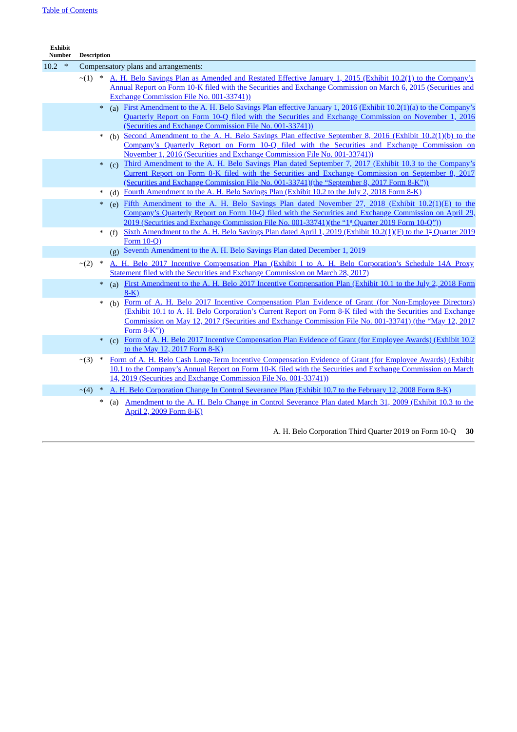| Exhibit Number | | | | Description |
|---|---|---|---|---|
| 10.2 | * | | | Compensatory plans and arrangements: |
| | | ~(1) | * | A. H. Belo Savings Plan as Amended and Restated Effective January 1, 2015 (Exhibit 10.2(1) to the Company's Annual Report on Form 10-K filed with the Securities and Exchange Commission on March 6, 2015 (Securities and Exchange Commission File No. 001-33741)) |
| | | | * | (a) First Amendment to the A. H. Belo Savings Plan effective January 1, 2016 (Exhibit 10.2(1)(a) to the Company's Quarterly Report on Form 10-Q filed with the Securities and Exchange Commission on November 1, 2016 (Securities and Exchange Commission File No. 001-33741)) |
| | | | * | (b) Second Amendment to the A. H. Belo Savings Plan effective September 8, 2016 (Exhibit 10.2(1)(b) to the Company's Quarterly Report on Form 10-Q filed with the Securities and Exchange Commission on November 1, 2016 (Securities and Exchange Commission File No. 001-33741)) |
| | | | * | (c) Third Amendment to the A. H. Belo Savings Plan dated September 7, 2017 (Exhibit 10.3 to the Company's Current Report on Form 8-K filed with the Securities and Exchange Commission on September 8, 2017 (Securities and Exchange Commission File No. 001-33741)(the "September 8, 2017 Form 8-K")) |
| | | | * | (d) Fourth Amendment to the A. H. Belo Savings Plan (Exhibit 10.2 to the July 2, 2018 Form 8-K) |
| | | | * | (e) Fifth Amendment to the A. H. Belo Savings Plan dated November 27, 2018 (Exhibit 10.2(1)(E) to the Company's Quarterly Report on Form 10-Q filed with the Securities and Exchange Commission on April 29, 2019 (Securities and Exchange Commission File No. 001-33741)(the "1st Quarter 2019 Form 10-Q")) |
| | | | * | (f) Sixth Amendment to the A. H. Belo Savings Plan dated April 1, 2019 (Exhibit 10.2(1)(F) to the 1st Quarter 2019 Form 10-Q) |
| | | | | (g) Seventh Amendment to the A. H. Belo Savings Plan dated December 1, 2019 |
| | | ~(2) | * | A. H. Belo 2017 Incentive Compensation Plan (Exhibit I to A. H. Belo Corporation's Schedule 14A Proxy Statement filed with the Securities and Exchange Commission on March 28, 2017) |
| | | | * | (a) First Amendment to the A. H. Belo 2017 Incentive Compensation Plan (Exhibit 10.1 to the July 2, 2018 Form 8-K) |
| | | | * | (b) Form of A. H. Belo 2017 Incentive Compensation Plan Evidence of Grant (for Non-Employee Directors) (Exhibit 10.1 to A. H. Belo Corporation's Current Report on Form 8-K filed with the Securities and Exchange Commission on May 12, 2017 (Securities and Exchange Commission File No. 001-33741) (the "May 12, 2017 Form 8-K")) |
| | | | * | (c) Form of A. H. Belo 2017 Incentive Compensation Plan Evidence of Grant (for Employee Awards) (Exhibit 10.2 to the May 12, 2017 Form 8-K) |
| | | ~(3) | * | Form of A. H. Belo Cash Long-Term Incentive Compensation Evidence of Grant (for Employee Awards) (Exhibit 10.1 to the Company's Annual Report on Form 10-K filed with the Securities and Exchange Commission on March 14, 2019 (Securities and Exchange Commission File No. 001-33741)) |
| | | ~(4) | * | A. H. Belo Corporation Change In Control Severance Plan (Exhibit 10.7 to the February 12, 2008 Form 8-K) |
| | | | * | (a) Amendment to the A. H. Belo Change in Control Severance Plan dated March 31, 2009 (Exhibit 10.3 to the April 2, 2009 Form 8-K) |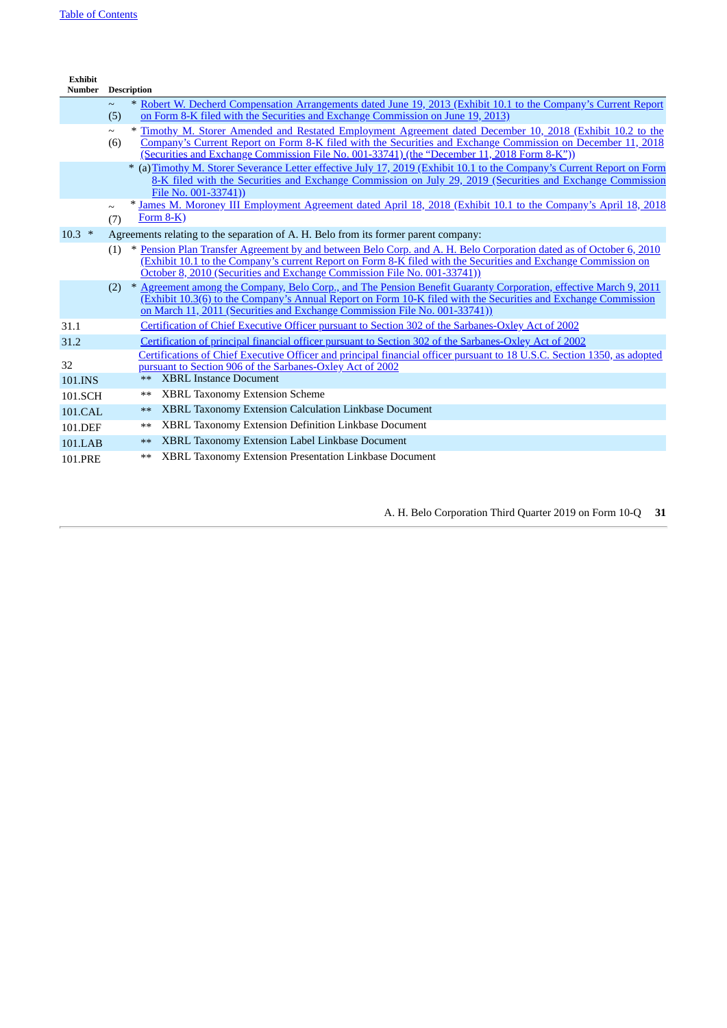| Exhibit Number | Description |
|---|---|
| | ~ (5) * Robert W. Decherd Compensation Arrangements dated June 19, 2013 (Exhibit 10.1 to the Company's Current Report on Form 8-K filed with the Securities and Exchange Commission on June 19, 2013) |
| | ~ (6) * Timothy M. Storer Amended and Restated Employment Agreement dated December 10, 2018 (Exhibit 10.2 to the Company's Current Report on Form 8-K filed with the Securities and Exchange Commission on December 11, 2018 (Securities and Exchange Commission File No. 001-33741) (the "December 11, 2018 Form 8-K")) |
| | * (a) Timothy M. Storer Severance Letter effective July 17, 2019 (Exhibit 10.1 to the Company's Current Report on Form 8-K filed with the Securities and Exchange Commission on July 29, 2019 (Securities and Exchange Commission File No. 001-33741)) |
| | ~ (7) * James M. Moroney III Employment Agreement dated April 18, 2018 (Exhibit 10.1 to the Company's April 18, 2018 Form 8-K) |
| 10.3 * | Agreements relating to the separation of A. H. Belo from its former parent company: |
| | (1) * Pension Plan Transfer Agreement by and between Belo Corp. and A. H. Belo Corporation dated as of October 6, 2010 (Exhibit 10.1 to the Company's current Report on Form 8-K filed with the Securities and Exchange Commission on October 8, 2010 (Securities and Exchange Commission File No. 001-33741)) |
| | (2) * Agreement among the Company, Belo Corp., and The Pension Benefit Guaranty Corporation, effective March 9, 2011 (Exhibit 10.3(6) to the Company's Annual Report on Form 10-K filed with the Securities and Exchange Commission on March 11, 2011 (Securities and Exchange Commission File No. 001-33741)) |
| 31.1 | Certification of Chief Executive Officer pursuant to Section 302 of the Sarbanes-Oxley Act of 2002 |
| 31.2 | Certification of principal financial officer pursuant to Section 302 of the Sarbanes-Oxley Act of 2002 |
| 32 | Certifications of Chief Executive Officer and principal financial officer pursuant to 18 U.S.C. Section 1350, as adopted pursuant to Section 906 of the Sarbanes-Oxley Act of 2002 |
| 101.INS | ** XBRL Instance Document |
| 101.SCH | ** XBRL Taxonomy Extension Scheme |
| 101.CAL | ** XBRL Taxonomy Extension Calculation Linkbase Document |
| 101.DEF | ** XBRL Taxonomy Extension Definition Linkbase Document |
| 101.LAB | ** XBRL Taxonomy Extension Label Linkbase Document |
| 101.PRE | ** XBRL Taxonomy Extension Presentation Linkbase Document |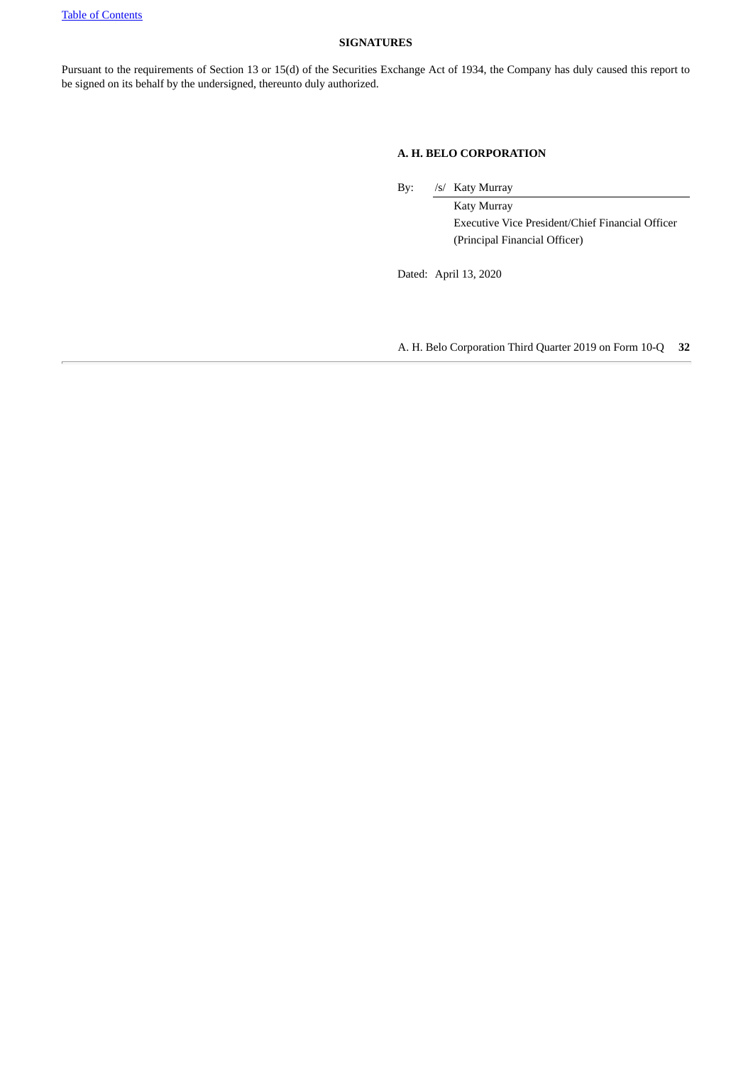## SIGNATURES

Pursuant to the requirements of Section 13 or 15(d) of the Securities Exchange Act of 1934, the Company has duly caused this report to be signed on its behalf by the undersigned, thereunto duly authorized.

**A. H. BELO CORPORATION**

By: /s/ Katy Murray

Katy Murray
Executive Vice President/Chief Financial Officer
(Principal Financial Officer)

Dated: April 13, 2020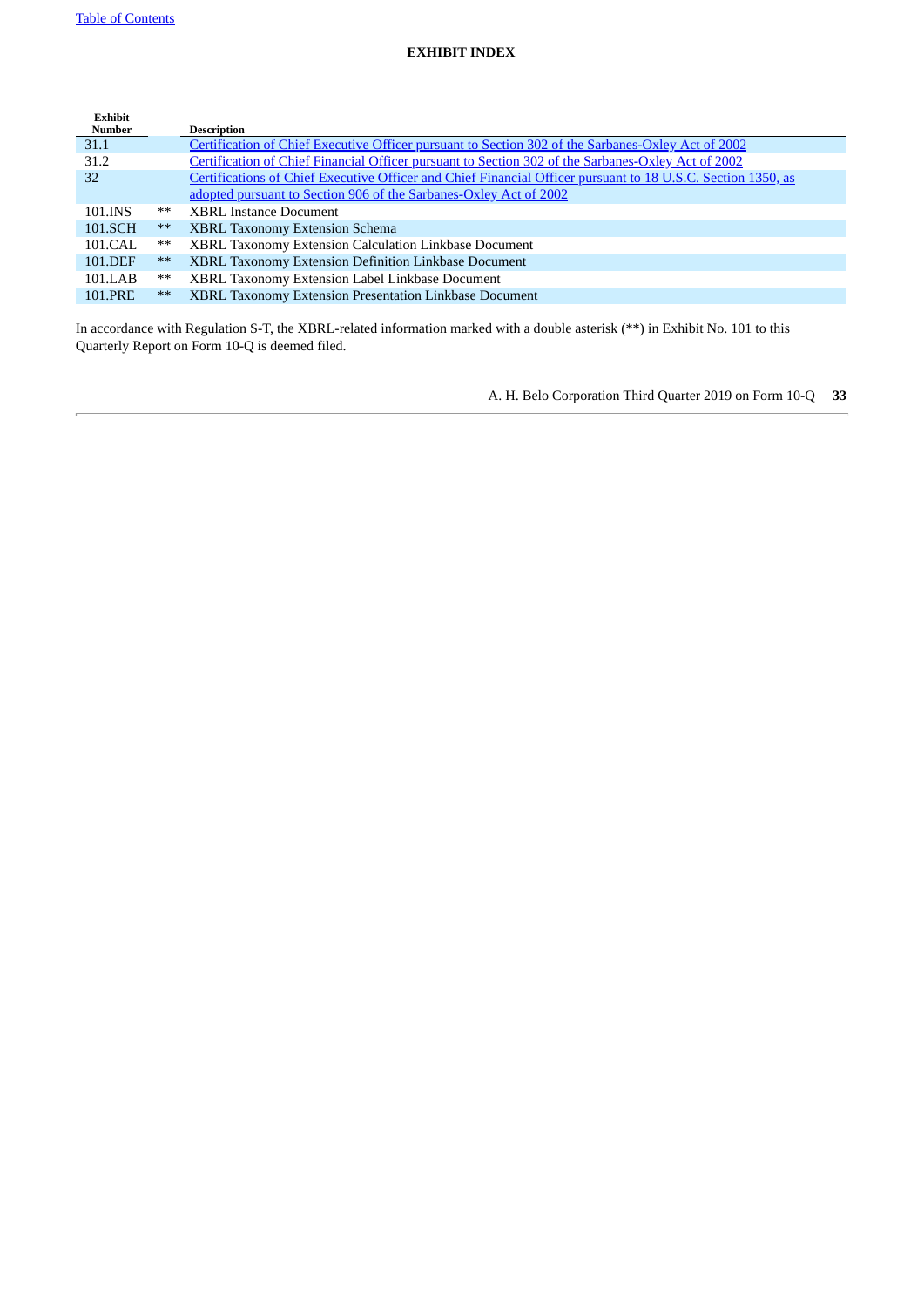Table of Contents

**EXHIBIT INDEX**

| Exhibit Number | | Description |
|---|---|---|
| 31.1 | | Certification of Chief Executive Officer pursuant to Section 302 of the Sarbanes-Oxley Act of 2002 |
| 31.2 | | Certification of Chief Financial Officer pursuant to Section 302 of the Sarbanes-Oxley Act of 2002 |
| 32 | | Certifications of Chief Executive Officer and Chief Financial Officer pursuant to 18 U.S.C. Section 1350, as adopted pursuant to Section 906 of the Sarbanes-Oxley Act of 2002 |
| 101.INS | ** | XBRL Instance Document |
| 101.SCH | ** | XBRL Taxonomy Extension Schema |
| 101.CAL | ** | XBRL Taxonomy Extension Calculation Linkbase Document |
| 101.DEF | ** | XBRL Taxonomy Extension Definition Linkbase Document |
| 101.LAB | ** | XBRL Taxonomy Extension Label Linkbase Document |
| 101.PRE | ** | XBRL Taxonomy Extension Presentation Linkbase Document |

In accordance with Regulation S-T, the XBRL-related information marked with a double asterisk (**) in Exhibit No. 101 to this Quarterly Report on Form 10-Q is deemed filed.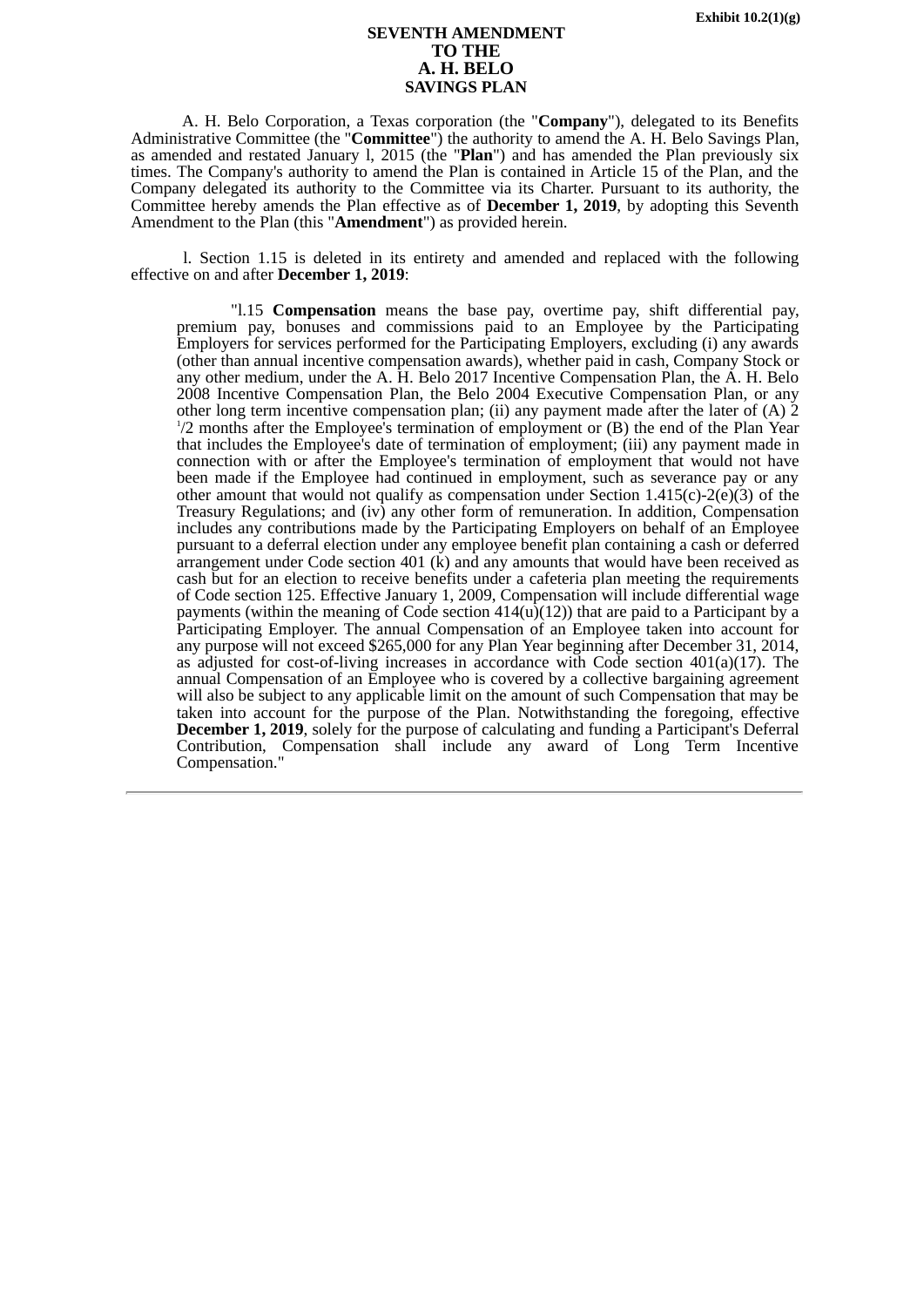Exhibit 10.2(1)(g)

# SEVENTH AMENDMENT
# TO THE
# A. H. BELO
# SAVINGS PLAN

A. H. Belo Corporation, a Texas corporation (the "**Company**"), delegated to its Benefits Administrative Committee (the "**Committee**") the authority to amend the A. H. Belo Savings Plan, as amended and restated January l, 2015 (the "**Plan**") and has amended the Plan previously six times. The Company's authority to amend the Plan is contained in Article 15 of the Plan, and the Company delegated its authority to the Committee via its Charter. Pursuant to its authority, the Committee hereby amends the Plan effective as of **December 1, 2019**, by adopting this Seventh Amendment to the Plan (this "**Amendment**") as provided herein.

l. Section 1.15 is deleted in its entirety and amended and replaced with the following effective on and after **December 1, 2019**:

> "l.15 **Compensation** means the base pay, overtime pay, shift differential pay, premium pay, bonuses and commissions paid to an Employee by the Participating Employers for services performed for the Participating Employers, excluding (i) any awards (other than annual incentive compensation awards), whether paid in cash, Company Stock or any other medium, under the A. H. Belo 2017 Incentive Compensation Plan, the A. H. Belo 2008 Incentive Compensation Plan, the Belo 2004 Executive Compensation Plan, or any other long term incentive compensation plan; (ii) any payment made after the later of (A) 2 1/2 months after the Employee's termination of employment or (B) the end of the Plan Year that includes the Employee's date of termination of employment; (iii) any payment made in connection with or after the Employee's termination of employment that would not have been made if the Employee had continued in employment, such as severance pay or any other amount that would not qualify as compensation under Section 1.415(c)-2(e)(3) of the Treasury Regulations; and (iv) any other form of remuneration. In addition, Compensation includes any contributions made by the Participating Employers on behalf of an Employee pursuant to a deferral election under any employee benefit plan containing a cash or deferred arrangement under Code section 401 (k) and any amounts that would have been received as cash but for an election to receive benefits under a cafeteria plan meeting the requirements of Code section 125. Effective January 1, 2009, Compensation will include differential wage payments (within the meaning of Code section 414(u)(12)) that are paid to a Participant by a Participating Employer. The annual Compensation of an Employee taken into account for any purpose will not exceed $265,000 for any Plan Year beginning after December 31, 2014, as adjusted for cost-of-living increases in accordance with Code section 401(a)(17). The annual Compensation of an Employee who is covered by a collective bargaining agreement will also be subject to any applicable limit on the amount of such Compensation that may be taken into account for the purpose of the Plan. Notwithstanding the foregoing, effective **December 1, 2019**, solely for the purpose of calculating and funding a Participant's Deferral Contribution, Compensation shall include any award of Long Term Incentive Compensation."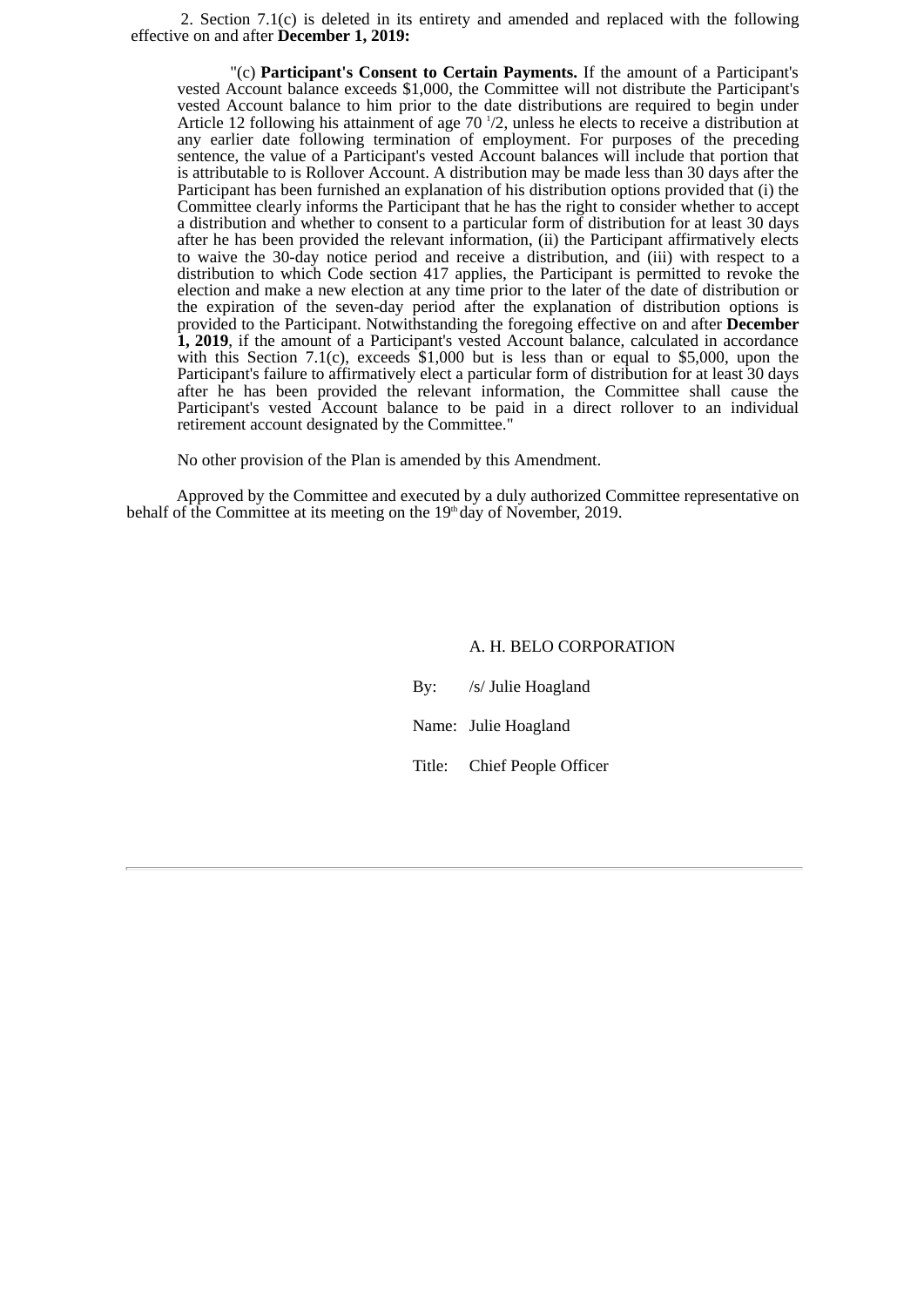2. Section 7.1(c) is deleted in its entirety and amended and replaced with the following effective on and after **December 1, 2019:**

"(c) **Participant's Consent to Certain Payments.** If the amount of a Participant's vested Account balance exceeds $1,000, the Committee will not distribute the Participant's vested Account balance to him prior to the date distributions are required to begin under Article 12 following his attainment of age 70 1/2, unless he elects to receive a distribution at any earlier date following termination of employment. For purposes of the preceding sentence, the value of a Participant's vested Account balances will include that portion that is attributable to is Rollover Account. A distribution may be made less than 30 days after the Participant has been furnished an explanation of his distribution options provided that (i) the Committee clearly informs the Participant that he has the right to consider whether to accept a distribution and whether to consent to a particular form of distribution for at least 30 days after he has been provided the relevant information, (ii) the Participant affirmatively elects to waive the 30-day notice period and receive a distribution, and (iii) with respect to a distribution to which Code section 417 applies, the Participant is permitted to revoke the election and make a new election at any time prior to the later of the date of distribution or the expiration of the seven-day period after the explanation of distribution options is provided to the Participant. Notwithstanding the foregoing effective on and after **December 1, 2019**, if the amount of a Participant's vested Account balance, calculated in accordance with this Section 7.1(c), exceeds $1,000 but is less than or equal to $5,000, upon the Participant's failure to affirmatively elect a particular form of distribution for at least 30 days after he has been provided the relevant information, the Committee shall cause the Participant's vested Account balance to be paid in a direct rollover to an individual retirement account designated by the Committee."

No other provision of the Plan is amended by this Amendment.

Approved by the Committee and executed by a duly authorized Committee representative on behalf of the Committee at its meeting on the 19th day of November, 2019.

A. H. BELO CORPORATION

By: /s/ Julie Hoagland

Name: Julie Hoagland

Title: Chief People Officer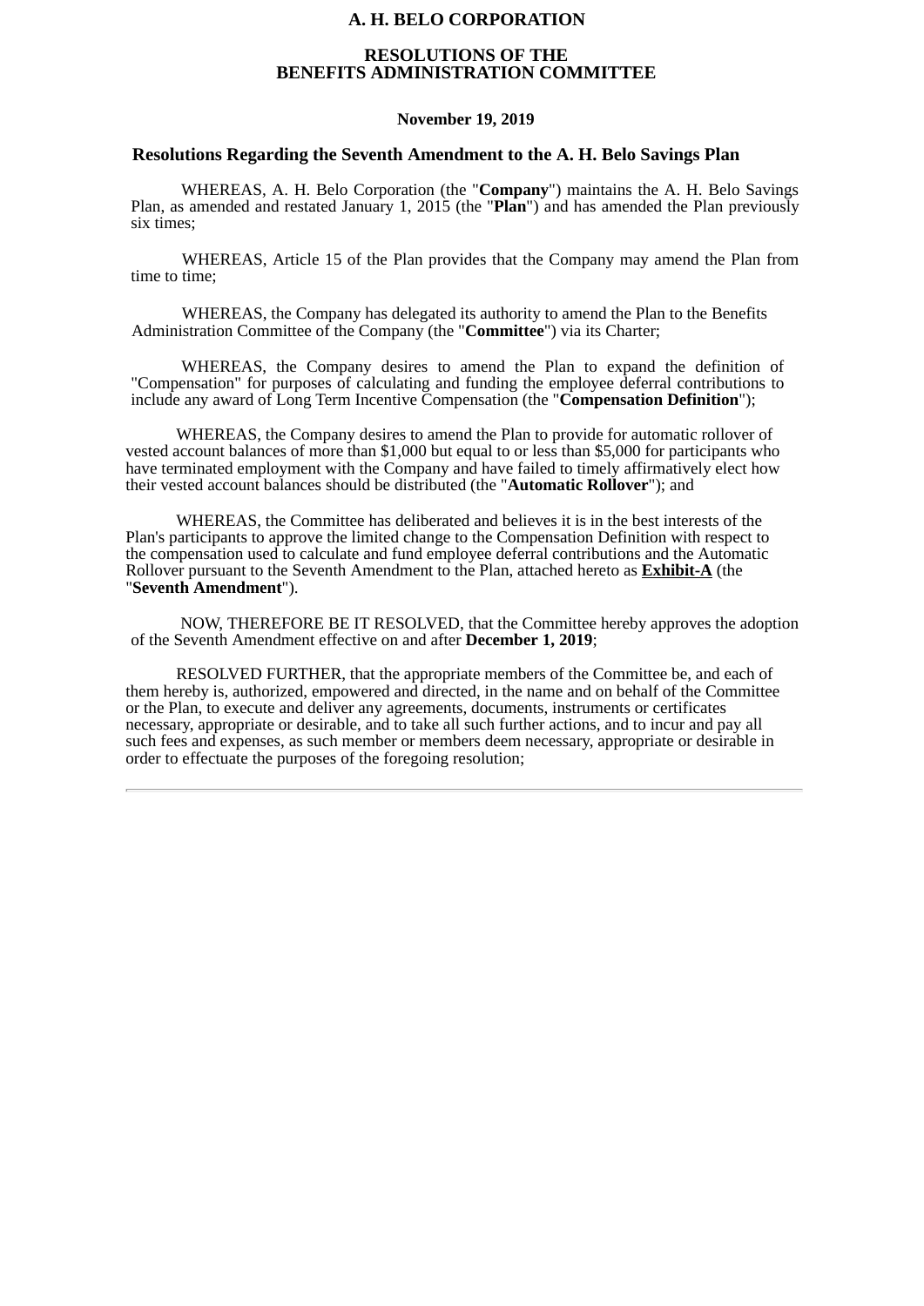# A. H. BELO CORPORATION

## RESOLUTIONS OF THE BENEFITS ADMINISTRATION COMMITTEE

**November 19, 2019**

### Resolutions Regarding the Seventh Amendment to the A. H. Belo Savings Plan

WHEREAS, A. H. Belo Corporation (the "**Company**") maintains the A. H. Belo Savings Plan, as amended and restated January 1, 2015 (the "**Plan**") and has amended the Plan previously six times;

WHEREAS, Article 15 of the Plan provides that the Company may amend the Plan from time to time;

WHEREAS, the Company has delegated its authority to amend the Plan to the Benefits Administration Committee of the Company (the "**Committee**") via its Charter;

WHEREAS, the Company desires to amend the Plan to expand the definition of "Compensation" for purposes of calculating and funding the employee deferral contributions to include any award of Long Term Incentive Compensation (the "**Compensation Definition**");

WHEREAS, the Company desires to amend the Plan to provide for automatic rollover of vested account balances of more than $1,000 but equal to or less than $5,000 for participants who have terminated employment with the Company and have failed to timely affirmatively elect how their vested account balances should be distributed (the "**Automatic Rollover**"); and

WHEREAS, the Committee has deliberated and believes it is in the best interests of the Plan's participants to approve the limited change to the Compensation Definition with respect to the compensation used to calculate and fund employee deferral contributions and the Automatic Rollover pursuant to the Seventh Amendment to the Plan, attached hereto as **Exhibit-A** (the "**Seventh Amendment**").

NOW, THEREFORE BE IT RESOLVED, that the Committee hereby approves the adoption of the Seventh Amendment effective on and after **December 1, 2019**;

RESOLVED FURTHER, that the appropriate members of the Committee be, and each of them hereby is, authorized, empowered and directed, in the name and on behalf of the Committee or the Plan, to execute and deliver any agreements, documents, instruments or certificates necessary, appropriate or desirable, and to take all such further actions, and to incur and pay all such fees and expenses, as such member or members deem necessary, appropriate or desirable in order to effectuate the purposes of the foregoing resolution;

---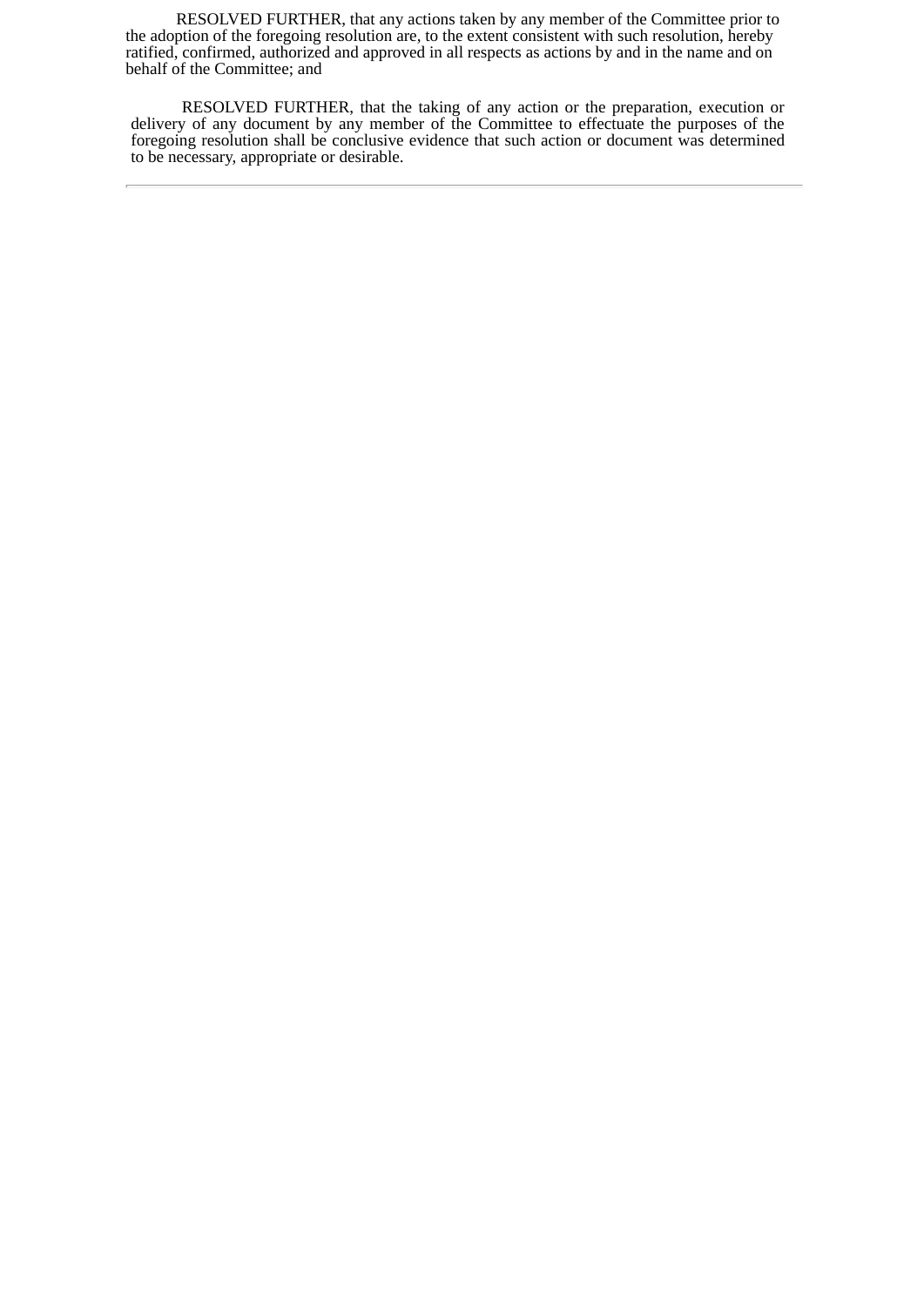RESOLVED FURTHER, that any actions taken by any member of the Committee prior to the adoption of the foregoing resolution are, to the extent consistent with such resolution, hereby ratified, confirmed, authorized and approved in all respects as actions by and in the name and on behalf of the Committee; and

RESOLVED FURTHER, that the taking of any action or the preparation, execution or delivery of any document by any member of the Committee to effectuate the purposes of the foregoing resolution shall be conclusive evidence that such action or document was determined to be necessary, appropriate or desirable.

---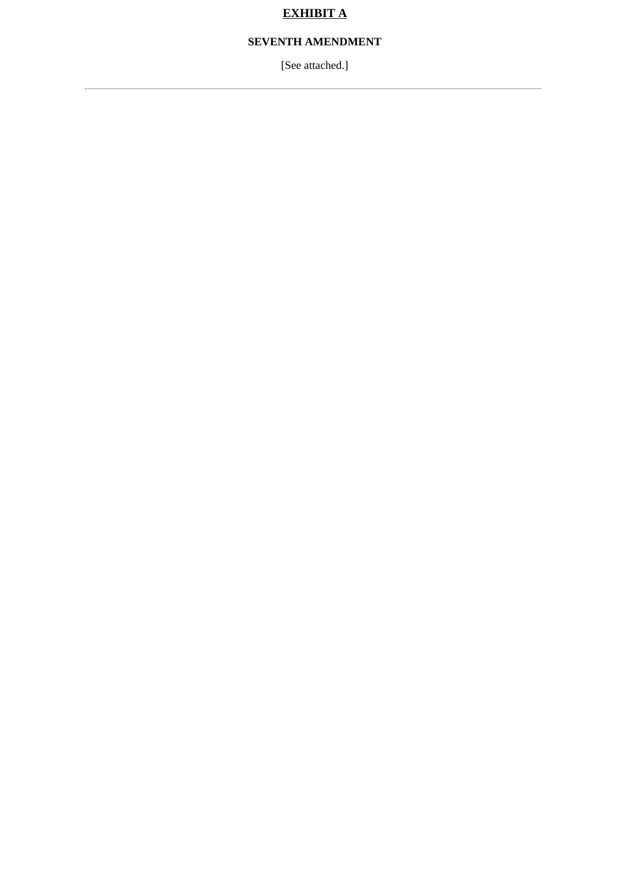# **<u>EXHIBIT A</u>**

**SEVENTH AMENDMENT**

[See attached.]

---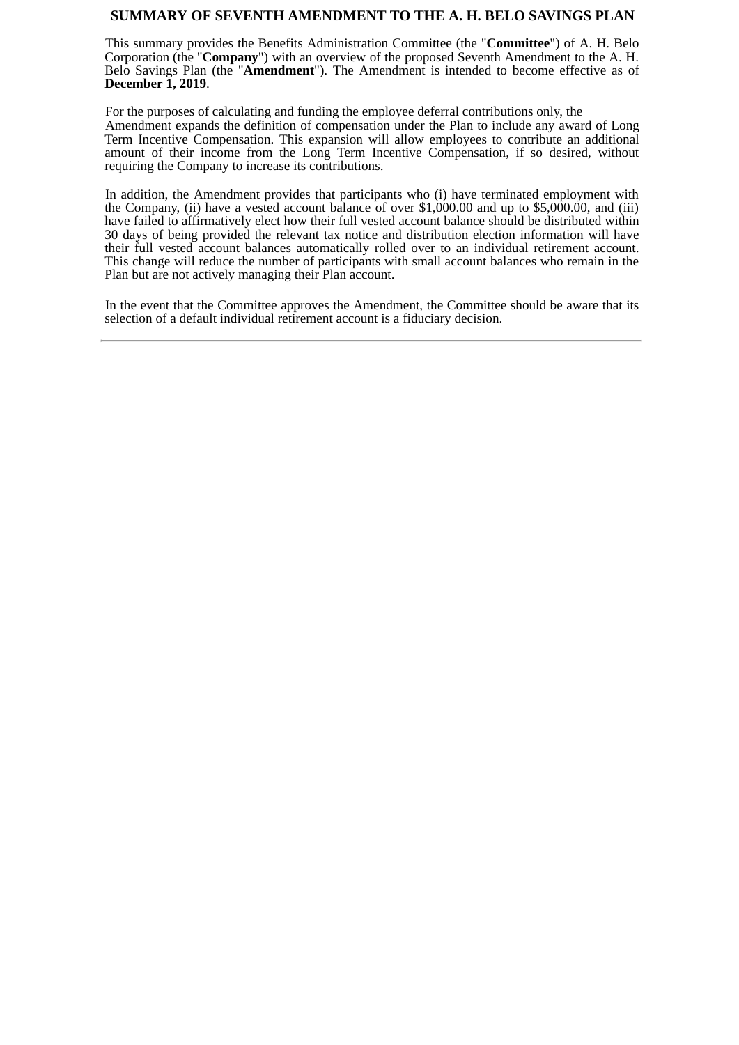# SUMMARY OF SEVENTH AMENDMENT TO THE A. H. BELO SAVINGS PLAN

This summary provides the Benefits Administration Committee (the "**Committee**") of A. H. Belo Corporation (the "**Company**") with an overview of the proposed Seventh Amendment to the A. H. Belo Savings Plan (the "**Amendment**"). The Amendment is intended to become effective as of **December 1, 2019**.

For the purposes of calculating and funding the employee deferral contributions only, the Amendment expands the definition of compensation under the Plan to include any award of Long Term Incentive Compensation. This expansion will allow employees to contribute an additional amount of their income from the Long Term Incentive Compensation, if so desired, without requiring the Company to increase its contributions.

In addition, the Amendment provides that participants who (i) have terminated employment with the Company, (ii) have a vested account balance of over $1,000.00 and up to $5,000.00, and (iii) have failed to affirmatively elect how their full vested account balance should be distributed within 30 days of being provided the relevant tax notice and distribution election information will have their full vested account balances automatically rolled over to an individual retirement account. This change will reduce the number of participants with small account balances who remain in the Plan but are not actively managing their Plan account.

In the event that the Committee approves the Amendment, the Committee should be aware that its selection of a default individual retirement account is a fiduciary decision.

---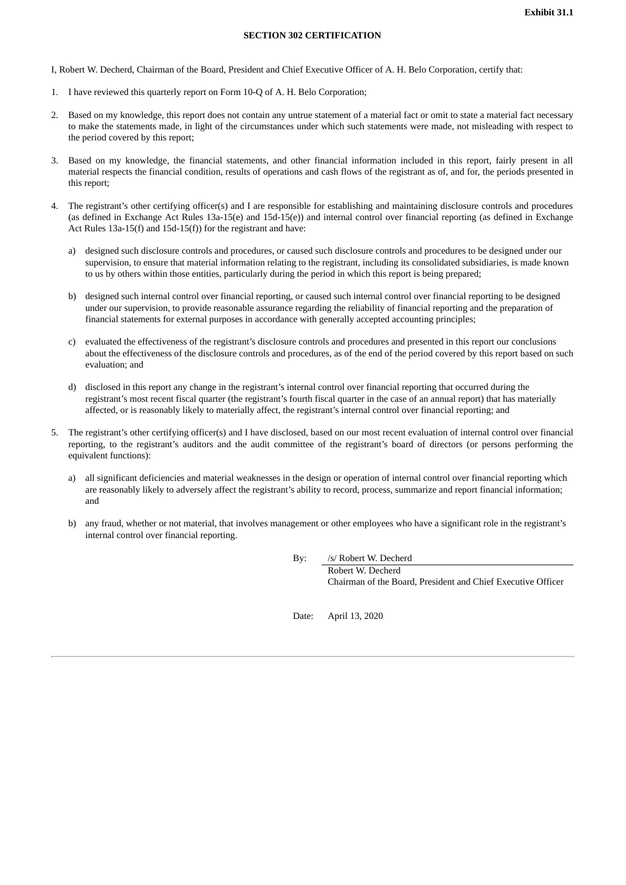**Exhibit 31.1**

**SECTION 302 CERTIFICATION**

I, Robert W. Decherd, Chairman of the Board, President and Chief Executive Officer of A. H. Belo Corporation, certify that:

1. I have reviewed this quarterly report on Form 10-Q of A. H. Belo Corporation;

2. Based on my knowledge, this report does not contain any untrue statement of a material fact or omit to state a material fact necessary to make the statements made, in light of the circumstances under which such statements were made, not misleading with respect to the period covered by this report;

3. Based on my knowledge, the financial statements, and other financial information included in this report, fairly present in all material respects the financial condition, results of operations and cash flows of the registrant as of, and for, the periods presented in this report;

4. The registrant's other certifying officer(s) and I are responsible for establishing and maintaining disclosure controls and procedures (as defined in Exchange Act Rules 13a-15(e) and 15d-15(e)) and internal control over financial reporting (as defined in Exchange Act Rules 13a-15(f) and 15d-15(f)) for the registrant and have:

   a) designed such disclosure controls and procedures, or caused such disclosure controls and procedures to be designed under our supervision, to ensure that material information relating to the registrant, including its consolidated subsidiaries, is made known to us by others within those entities, particularly during the period in which this report is being prepared;

   b) designed such internal control over financial reporting, or caused such internal control over financial reporting to be designed under our supervision, to provide reasonable assurance regarding the reliability of financial reporting and the preparation of financial statements for external purposes in accordance with generally accepted accounting principles;

   c) evaluated the effectiveness of the registrant's disclosure controls and procedures and presented in this report our conclusions about the effectiveness of the disclosure controls and procedures, as of the end of the period covered by this report based on such evaluation; and

   d) disclosed in this report any change in the registrant's internal control over financial reporting that occurred during the registrant's most recent fiscal quarter (the registrant's fourth fiscal quarter in the case of an annual report) that has materially affected, or is reasonably likely to materially affect, the registrant's internal control over financial reporting; and

5. The registrant's other certifying officer(s) and I have disclosed, based on our most recent evaluation of internal control over financial reporting, to the registrant's auditors and the audit committee of the registrant's board of directors (or persons performing the equivalent functions):

   a) all significant deficiencies and material weaknesses in the design or operation of internal control over financial reporting which are reasonably likely to adversely affect the registrant's ability to record, process, summarize and report financial information; and

   b) any fraud, whether or not material, that involves management or other employees who have a significant role in the registrant's internal control over financial reporting.

By: /s/ Robert W. Decherd
Robert W. Decherd
Chairman of the Board, President and Chief Executive Officer

Date: April 13, 2020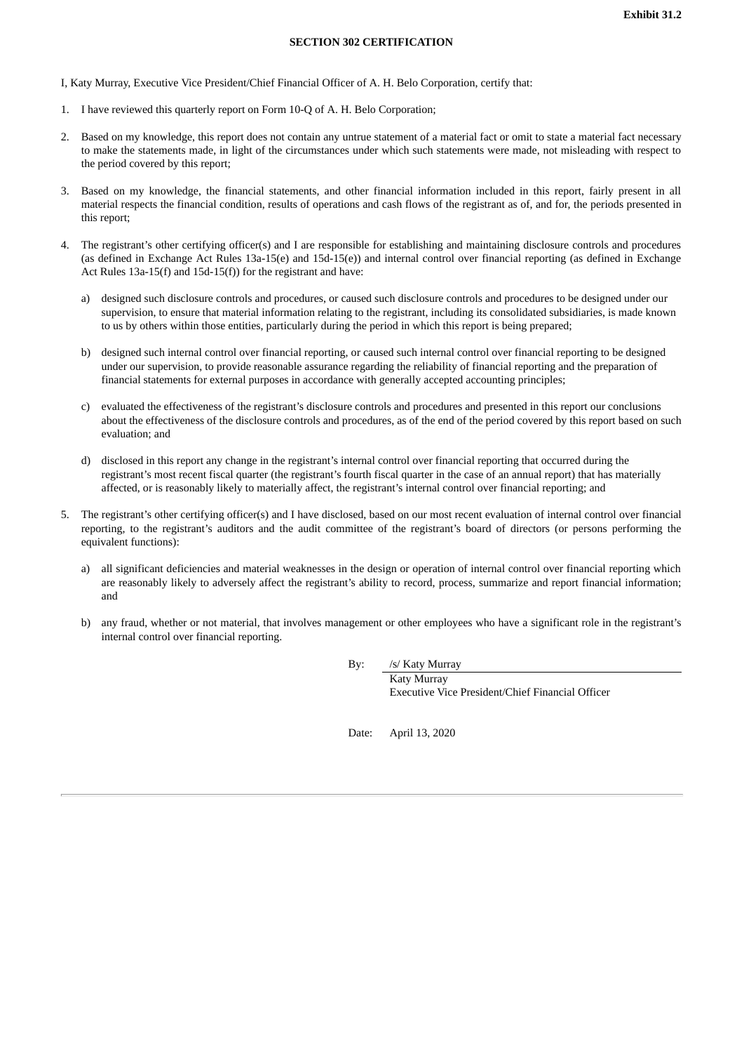**Exhibit 31.2**

**SECTION 302 CERTIFICATION**

I, Katy Murray, Executive Vice President/Chief Financial Officer of A. H. Belo Corporation, certify that:

1. I have reviewed this quarterly report on Form 10-Q of A. H. Belo Corporation;

2. Based on my knowledge, this report does not contain any untrue statement of a material fact or omit to state a material fact necessary to make the statements made, in light of the circumstances under which such statements were made, not misleading with respect to the period covered by this report;

3. Based on my knowledge, the financial statements, and other financial information included in this report, fairly present in all material respects the financial condition, results of operations and cash flows of the registrant as of, and for, the periods presented in this report;

4. The registrant's other certifying officer(s) and I are responsible for establishing and maintaining disclosure controls and procedures (as defined in Exchange Act Rules 13a-15(e) and 15d-15(e)) and internal control over financial reporting (as defined in Exchange Act Rules 13a-15(f) and 15d-15(f)) for the registrant and have:

   a) designed such disclosure controls and procedures, or caused such disclosure controls and procedures to be designed under our supervision, to ensure that material information relating to the registrant, including its consolidated subsidiaries, is made known to us by others within those entities, particularly during the period in which this report is being prepared;

   b) designed such internal control over financial reporting, or caused such internal control over financial reporting to be designed under our supervision, to provide reasonable assurance regarding the reliability of financial reporting and the preparation of financial statements for external purposes in accordance with generally accepted accounting principles;

   c) evaluated the effectiveness of the registrant's disclosure controls and procedures and presented in this report our conclusions about the effectiveness of the disclosure controls and procedures, as of the end of the period covered by this report based on such evaluation; and

   d) disclosed in this report any change in the registrant's internal control over financial reporting that occurred during the registrant's most recent fiscal quarter (the registrant's fourth fiscal quarter in the case of an annual report) that has materially affected, or is reasonably likely to materially affect, the registrant's internal control over financial reporting; and

5. The registrant's other certifying officer(s) and I have disclosed, based on our most recent evaluation of internal control over financial reporting, to the registrant's auditors and the audit committee of the registrant's board of directors (or persons performing the equivalent functions):

   a) all significant deficiencies and material weaknesses in the design or operation of internal control over financial reporting which are reasonably likely to adversely affect the registrant's ability to record, process, summarize and report financial information; and

   b) any fraud, whether or not material, that involves management or other employees who have a significant role in the registrant's internal control over financial reporting.

By: /s/ Katy Murray
Katy Murray
Executive Vice President/Chief Financial Officer

Date: April 13, 2020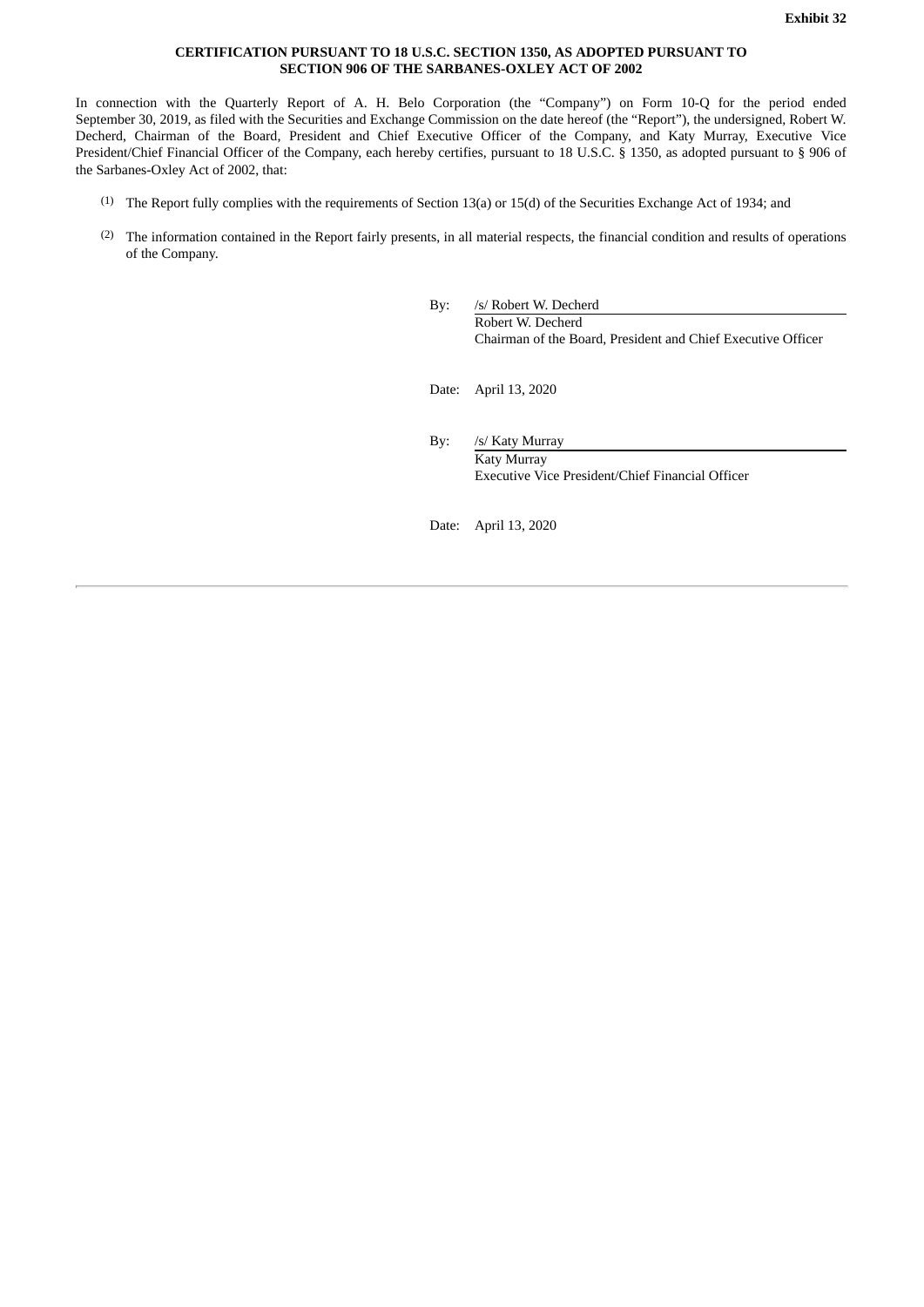**Exhibit 32**

**CERTIFICATION PURSUANT TO 18 U.S.C. SECTION 1350, AS ADOPTED PURSUANT TO SECTION 906 OF THE SARBANES-OXLEY ACT OF 2002**

In connection with the Quarterly Report of A. H. Belo Corporation (the "Company") on Form 10-Q for the period ended September 30, 2019, as filed with the Securities and Exchange Commission on the date hereof (the "Report"), the undersigned, Robert W. Decherd, Chairman of the Board, President and Chief Executive Officer of the Company, and Katy Murray, Executive Vice President/Chief Financial Officer of the Company, each hereby certifies, pursuant to 18 U.S.C. § 1350, as adopted pursuant to § 906 of the Sarbanes-Oxley Act of 2002, that:

(1) The Report fully complies with the requirements of Section 13(a) or 15(d) of the Securities Exchange Act of 1934; and

(2) The information contained in the Report fairly presents, in all material respects, the financial condition and results of operations of the Company.

By: /s/ Robert W. Decherd
Robert W. Decherd
Chairman of the Board, President and Chief Executive Officer

Date: April 13, 2020

By: /s/ Katy Murray
Katy Murray
Executive Vice President/Chief Financial Officer

Date: April 13, 2020